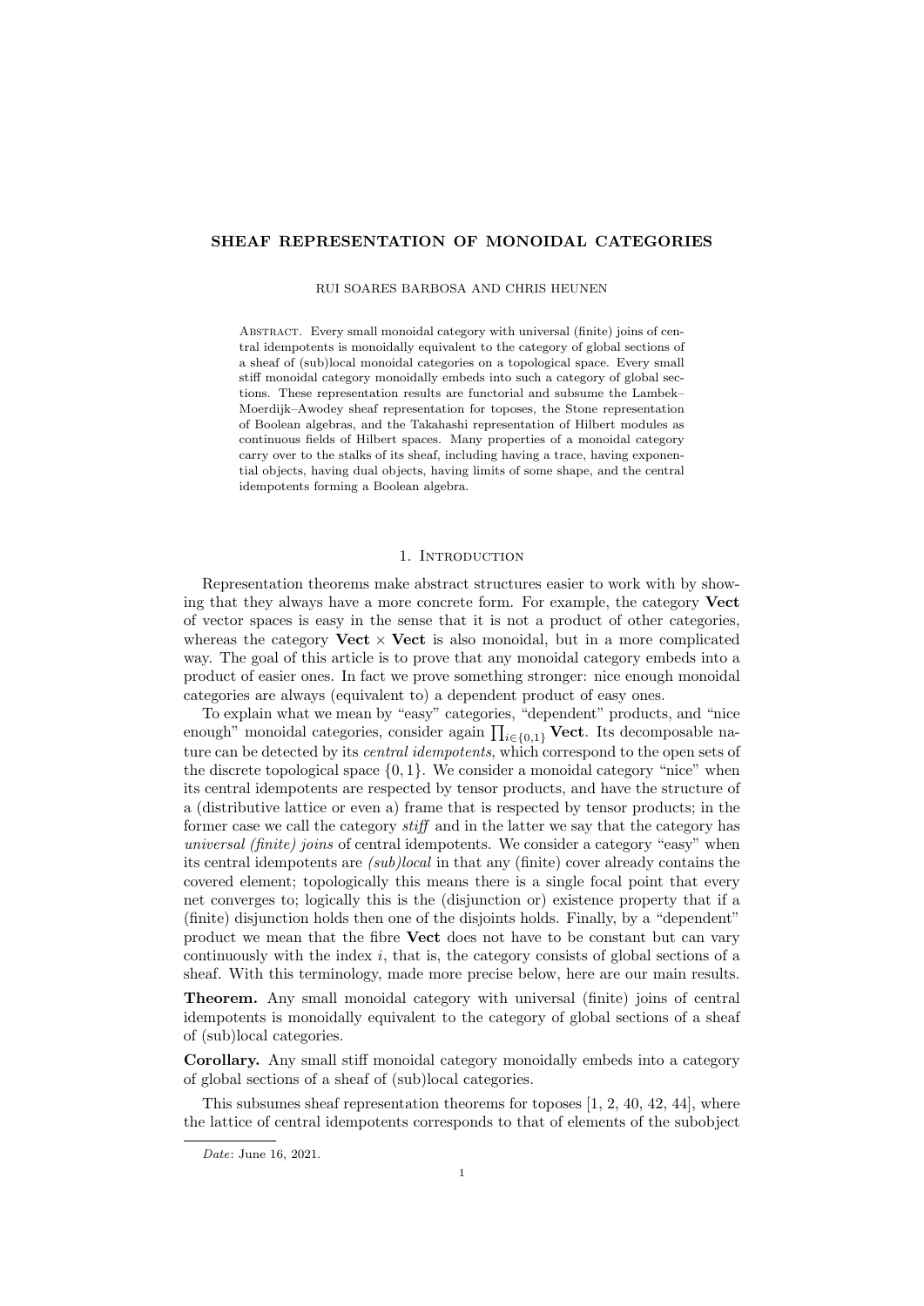# SHEAF REPRESENTATION OF MONOIDAL CATEGORIES

RUI SOARES BARBOSA AND CHRIS HEUNEN

Abstract. Every small monoidal category with universal (finite) joins of central idempotents is monoidally equivalent to the category of global sections of a sheaf of (sub)local monoidal categories on a topological space. Every small stiff monoidal category monoidally embeds into such a category of global sections. These representation results are functorial and subsume the Lambek–Moerdijk–Awodey sheaf representation for toposes, the Stone representation of Boolean algebras, and the Takahashi representation of Hilbert modules as continuous fields of Hilbert spaces. Many properties of a monoidal category carry over to the stalks of its sheaf, including having a trace, having exponential objects, having dual objects, having limits of some shape, and the central idempotents forming a Boolean algebra.

## 1. Introduction

Representation theorems make abstract structures easier to work with by showing that they always have a more concrete form. For example, the category **Vect** of vector spaces is easy in the sense that it is not a product of other categories, whereas the category **Vect** $\times$ **Vect** is also monoidal, but in a more complicated way. The goal of this article is to prove that any monoidal category embeds into a product of easier ones. In fact we prove something stronger: nice enough monoidal categories are always (equivalent to) a dependent product of easy ones.

To explain what we mean by "easy" categories, "dependent" products, and "nice enough" monoidal categories, consider again $\prod_{i\in\{0,1\}}$ **Vect**. Its decomposable nature can be detected by its *central idempotents*, which correspond to the open sets of the discrete topological space $\{0, 1\}$. We consider a monoidal category "nice" when its central idempotents are respected by tensor products, and have the structure of a (distributive lattice or even a) frame that is respected by tensor products; in the former case we call the category *stiff* and in the latter we say that the category has *universal (finite) joins* of central idempotents. We consider a category "easy" when its central idempotents are *(sub)local* in that any (finite) cover already contains the covered element; topologically this means there is a single focal point that every net converges to; logically this is the (disjunction or) existence property that if a (finite) disjunction holds then one of the disjoints holds. Finally, by a "dependent" product we mean that the fibre **Vect** does not have to be constant but can vary continuously with the index $i$, that is, the category consists of global sections of a sheaf. With this terminology, made more precise below, here are our main results.

**Theorem.** Any small monoidal category with universal (finite) joins of central idempotents is monoidally equivalent to the category of global sections of a sheaf of (sub)local categories.

**Corollary.** Any small stiff monoidal category monoidally embeds into a category of global sections of a sheaf of (sub)local categories.

This subsumes sheaf representation theorems for toposes [1, 2, 40, 42, 44], where the lattice of central idempotents corresponds to that of elements of the subobject

*Date*: June 16, 2021.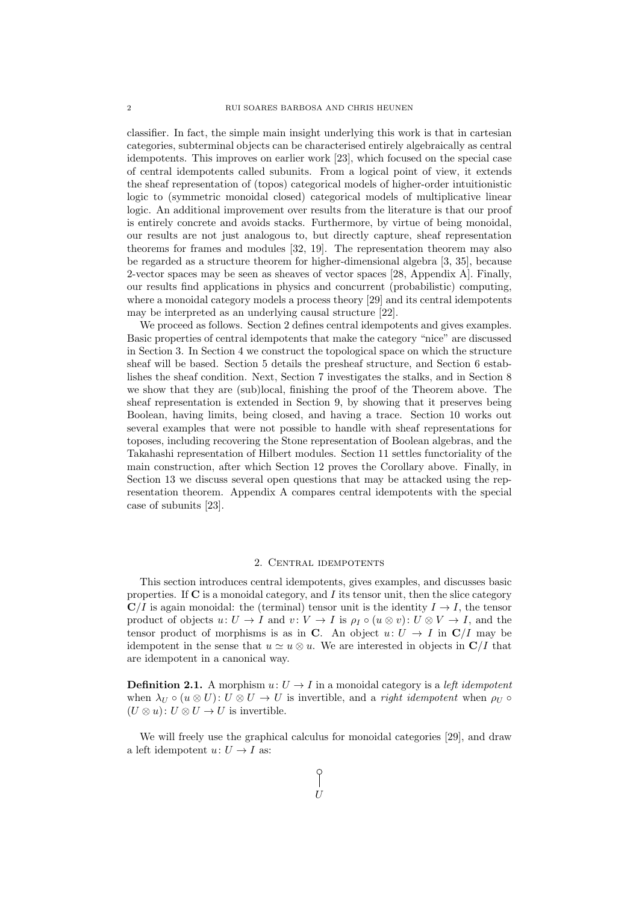classifier. In fact, the simple main insight underlying this work is that in cartesian categories, subterminal objects can be characterised entirely algebraically as central idempotents. This improves on earlier work [23], which focused on the special case of central idempotents called subunits. From a logical point of view, it extends the sheaf representation of (topos) categorical models of higher-order intuitionistic logic to (symmetric monoidal closed) categorical models of multiplicative linear logic. An additional improvement over results from the literature is that our proof is entirely concrete and avoids stacks. Furthermore, by virtue of being monoidal, our results are not just analogous to, but directly capture, sheaf representation theorems for frames and modules [32, 19]. The representation theorem may also be regarded as a structure theorem for higher-dimensional algebra [3, 35], because 2-vector spaces may be seen as sheaves of vector spaces [28, Appendix A]. Finally, our results find applications in physics and concurrent (probabilistic) computing, where a monoidal category models a process theory [29] and its central idempotents may be interpreted as an underlying causal structure [22].

We proceed as follows. Section 2 defines central idempotents and gives examples. Basic properties of central idempotents that make the category "nice" are discussed in Section 3. In Section 4 we construct the topological space on which the structure sheaf will be based. Section 5 details the presheaf structure, and Section 6 establishes the sheaf condition. Next, Section 7 investigates the stalks, and in Section 8 we show that they are (sub)local, finishing the proof of the Theorem above. The sheaf representation is extended in Section 9, by showing that it preserves being Boolean, having limits, being closed, and having a trace. Section 10 works out several examples that were not possible to handle with sheaf representations for toposes, including recovering the Stone representation of Boolean algebras, and the Takahashi representation of Hilbert modules. Section 11 settles functoriality of the main construction, after which Section 12 proves the Corollary above. Finally, in Section 13 we discuss several open questions that may be attacked using the representation theorem. Appendix A compares central idempotents with the special case of subunits [23].

## 2. Central idempotents

This section introduces central idempotents, gives examples, and discusses basic properties. If $\mathbf{C}$ is a monoidal category, and $I$ its tensor unit, then the slice category $\mathbf{C}/I$ is again monoidal: the (terminal) tensor unit is the identity $I \to I$, the tensor product of objects $u \colon U \to I$ and $v \colon V \to I$ is $\rho_I \circ (u \otimes v) \colon U \otimes V \to I$, and the tensor product of morphisms is as in $\mathbf{C}$. An object $u \colon U \to I$ in $\mathbf{C}/I$ may be idempotent in the sense that $u \simeq u \otimes u$. We are interested in objects in $\mathbf{C}/I$ that are idempotent in a canonical way.

**Definition 2.1.** A morphism $u \colon U \to I$ in a monoidal category is a *left idempotent* when $\lambda_U \circ (u \otimes U) \colon U \otimes U \to U$ is invertible, and a *right idempotent* when $\rho_U \circ (U \otimes u) \colon U \otimes U \to U$ is invertible.

We will freely use the graphical calculus for monoidal categories [29], and draw a left idempotent $u \colon U \to I$ as:

$U$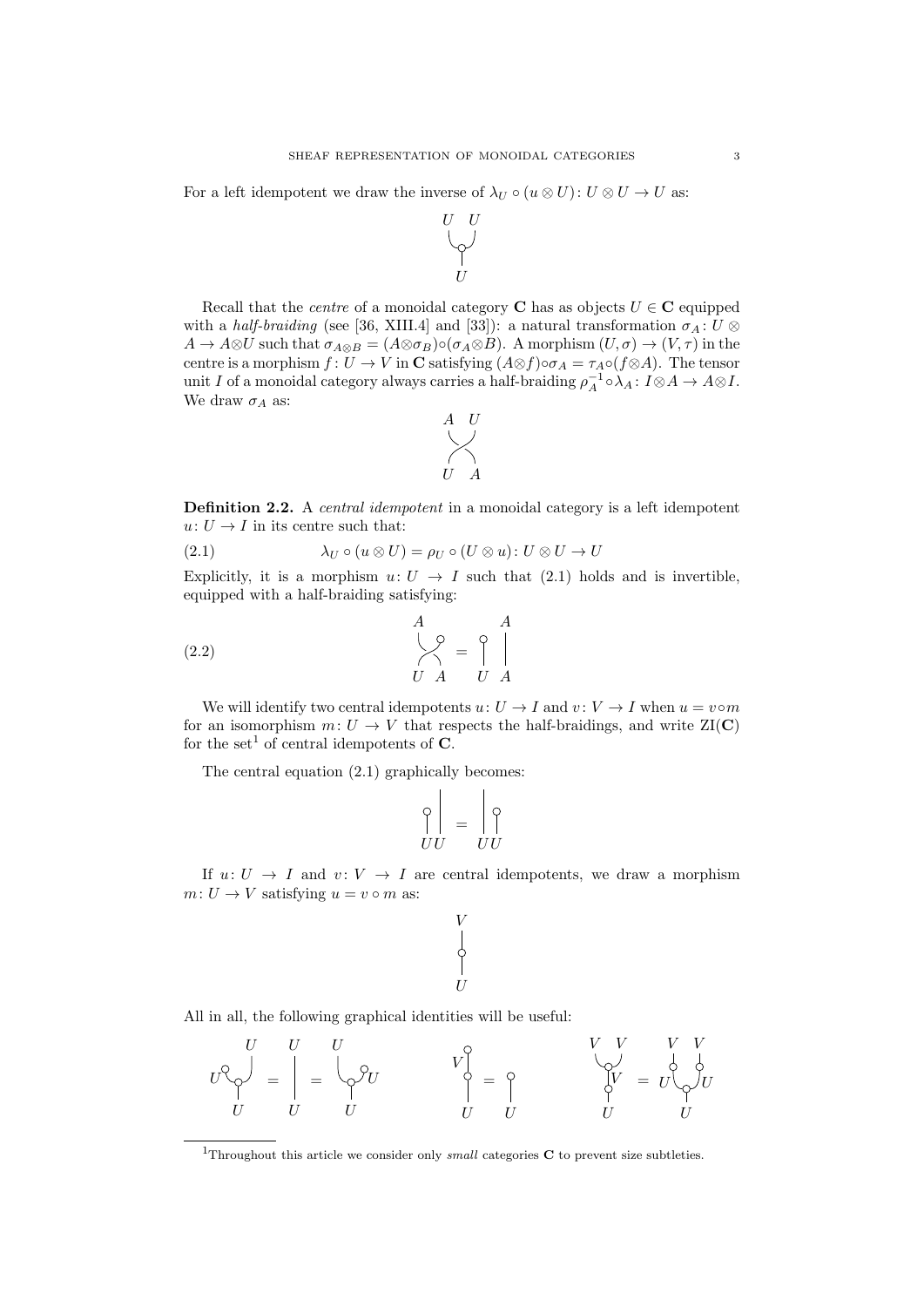For a left idempotent we draw the inverse of $\lambda_U \circ (u \otimes U) : U \otimes U \to U$ as:

Recall that the *centre* of a monoidal category $\mathbf{C}$ has as objects $U \in \mathbf{C}$ equipped with a *half-braiding* (see [36, XIII.4] and [33]): a natural transformation $\sigma_A : U \otimes A \to A \otimes U$ such that $\sigma_{A \otimes B} = (A \otimes \sigma_B) \circ (\sigma_A \otimes B)$. A morphism $(U, \sigma) \to (V, \tau)$ in the centre is a morphism $f : U \to V$ in $\mathbf{C}$ satisfying $(A \otimes f) \circ \sigma_A = \tau_A \circ (f \otimes A)$. The tensor unit $I$ of a monoidal category always carries a half-braiding $\rho_A^{-1} \circ \lambda_A : I \otimes A \to A \otimes I$. We draw $\sigma_A$ as:

**Definition 2.2.** A *central idempotent* in a monoidal category is a left idempotent $u : U \to I$ in its centre such that:

$$\lambda_U \circ (u \otimes U) = \rho_U \circ (U \otimes u) : U \otimes U \to U \tag{2.1}$$

Explicitly, it is a morphism $u : U \to I$ such that (2.1) holds and is invertible, equipped with a half-braiding satisfying:

(2.2)

We will identify two central idempotents $u : U \to I$ and $v : V \to I$ when $u = v \circ m$ for an isomorphism $m : U \to V$ that respects the half-braidings, and write $\mathrm{ZI}(\mathbf{C})$ for the set[1] of central idempotents of $\mathbf{C}$.

The central equation (2.1) graphically becomes:

If $u : U \to I$ and $v : V \to I$ are central idempotents, we draw a morphism $m : U \to V$ satisfying $u = v \circ m$ as:

All in all, the following graphical identities will be useful:

[1]Throughout this article we consider only *small* categories $\mathbf{C}$ to prevent size subtleties.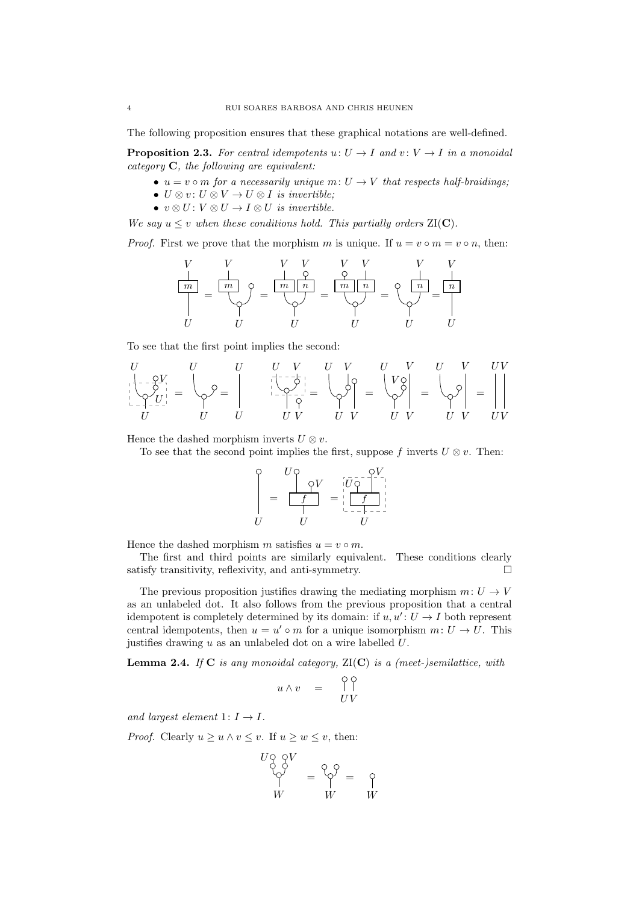The following proposition ensures that these graphical notations are well-defined.

**Proposition 2.3.** *For central idempotents $u: U \to I$ and $v: V \to I$ in a monoidal category $\mathbf{C}$, the following are equivalent:*

- *$u = v \circ m$ for a necessarily unique $m: U \to V$ that respects half-braidings;*
- *$U \otimes v: U \otimes V \to U \otimes I$ is invertible;*
- *$v \otimes U: V \otimes U \to I \otimes U$ is invertible.*

*We say $u \leq v$ when these conditions hold. This partially orders $\mathrm{ZI}(\mathbf{C})$.*

*Proof.* First we prove that the morphism $m$ is unique. If $u = v \circ m = v \circ n$, then:

To see that the first point implies the second:

Hence the dashed morphism inverts $U \otimes v$.

To see that the second point implies the first, suppose $f$ inverts $U \otimes v$. Then:

Hence the dashed morphism $m$ satisfies $u = v \circ m$.

The first and third points are similarly equivalent. These conditions clearly satisfy transitivity, reflexivity, and anti-symmetry. □

The previous proposition justifies drawing the mediating morphism $m: U \to V$ as an unlabeled dot. It also follows from the previous proposition that a central idempotent is completely determined by its domain: if $u, u': U \to I$ both represent central idempotents, then $u = u' \circ m$ for a unique isomorphism $m: U \to U$. This justifies drawing $u$ as an unlabeled dot on a wire labelled $U$.

**Lemma 2.4.** *If $\mathbf{C}$ is any monoidal category, $\mathrm{ZI}(\mathbf{C})$ is a (meet-)semilattice, with*

$$u \wedge v \quad = \quad UV$$

*and largest element $1: I \to I$.*

*Proof.* Clearly $u \geq u \wedge v \leq v$. If $u \geq w \leq v$, then: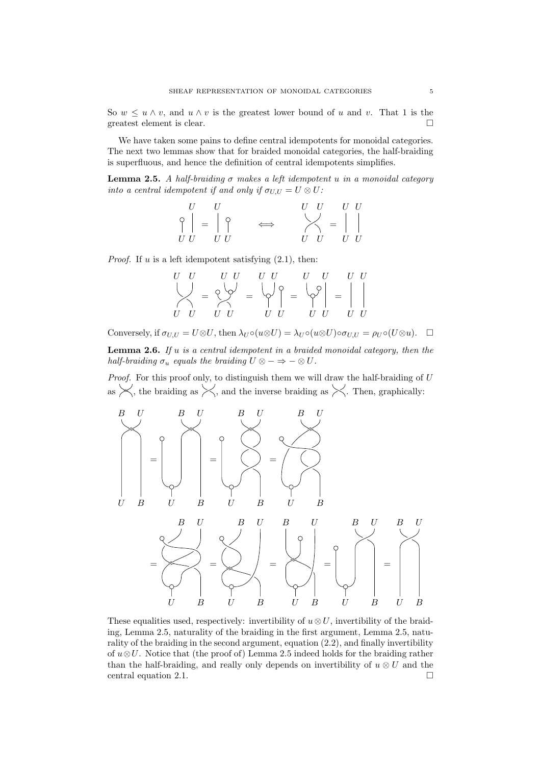So $w \leq u \wedge v$, and $u \wedge v$ is the greatest lower bound of $u$ and $v$. That 1 is the greatest element is clear. $\square$

We have taken some pains to define central idempotents for monoidal categories. The next two lemmas show that for braided monoidal categories, the half-braiding is superfluous, and hence the definition of central idempotents simplifies.

**Lemma 2.5.** *A half-braiding $\sigma$ makes a left idempotent $u$ in a monoidal category into a central idempotent if and only if $\sigma_{U,U} = U \otimes U$:*

*Proof.* If $u$ is a left idempotent satisfying (2.1), then:

Conversely, if $\sigma_{U,U} = U \otimes U$, then $\lambda_U \circ (u \otimes U) = \lambda_U \circ (u \otimes U) \circ \sigma_{U,U} = \rho_U \circ (U \otimes u)$. $\square$

**Lemma 2.6.** *If $u$ is a central idempotent in a braided monoidal category, then the half-braiding $\sigma_u$ equals the braiding $U \otimes - \Rightarrow - \otimes U$.*

*Proof.* For this proof only, to distinguish them we will draw the half-braiding of $U$ as a crossing, the braiding as a crossing, and the inverse braiding as a crossing. Then, graphically:

These equalities used, respectively: invertibility of $u \otimes U$, invertibility of the braiding, Lemma 2.5, naturality of the braiding in the first argument, Lemma 2.5, naturality of the braiding in the second argument, equation (2.2), and finally invertibility of $u \otimes U$. Notice that (the proof of) Lemma 2.5 indeed holds for the braiding rather than the half-braiding, and really only depends on invertibility of $u \otimes U$ and the central equation 2.1. $\square$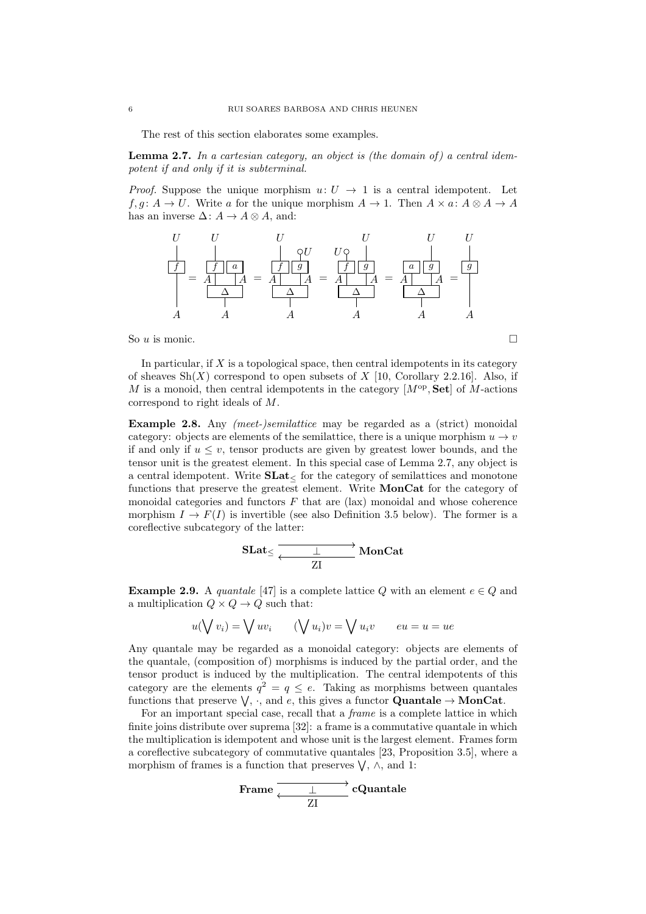The rest of this section elaborates some examples.

**Lemma 2.7.** *In a cartesian category, an object is (the domain of) a central idempotent if and only if it is subterminal.*

*Proof.* Suppose the unique morphism $u\colon U \to 1$ is a central idempotent. Let $f, g\colon A \to U$. Write $a$ for the unique morphism $A \to 1$. Then $A \times a\colon A \otimes A \to A$ has an inverse $\Delta\colon A \to A \otimes A$, and:

So $u$ is monic. □

In particular, if $X$ is a topological space, then central idempotents in its category of sheaves $\mathrm{Sh}(X)$ correspond to open subsets of $X$ [10, Corollary 2.2.16]. Also, if $M$ is a monoid, then central idempotents in the category $[M^{\mathrm{op}}, \mathbf{Set}]$ of $M$-actions correspond to right ideals of $M$.

**Example 2.8.** Any *(meet-)semilattice* may be regarded as a (strict) monoidal category: objects are elements of the semilattice, there is a unique morphism $u \to v$ if and only if $u \leq v$, tensor products are given by greatest lower bounds, and the tensor unit is the greatest element. In this special case of Lemma 2.7, any object is a central idempotent. Write $\mathbf{SLat}_{\leq}$ for the category of semilattices and monotone functions that preserve the greatest element. Write $\mathbf{MonCat}$ for the category of monoidal categories and functors $F$ that are (lax) monoidal and whose coherence morphism $I \to F(I)$ is invertible (see also Definition 3.5 below). The former is a coreflective subcategory of the latter:

$$\mathbf{SLat}_{\leq} \underset{\mathrm{ZI}}{\overset{\perp}{\rightleftarrows}} \mathbf{MonCat}$$

**Example 2.9.** A *quantale* [47] is a complete lattice $Q$ with an element $e \in Q$ and a multiplication $Q \times Q \to Q$ such that:

$$u(\bigvee v_i) = \bigvee uv_i \qquad (\bigvee u_i)v = \bigvee u_i v \qquad eu = u = ue$$

Any quantale may be regarded as a monoidal category: objects are elements of the quantale, (composition of) morphisms is induced by the partial order, and the tensor product is induced by the multiplication. The central idempotents of this category are the elements $q^2 = q \leq e$. Taking as morphisms between quantales functions that preserve $\bigvee$, $\cdot$, and $e$, this gives a functor $\mathbf{Quantale} \to \mathbf{MonCat}$.

For an important special case, recall that a *frame* is a complete lattice in which finite joins distribute over suprema [32]: a frame is a commutative quantale in which the multiplication is idempotent and whose unit is the largest element. Frames form a coreflective subcategory of commutative quantales [23, Proposition 3.5], where a morphism of frames is a function that preserves $\bigvee$, $\wedge$, and 1:

$$\mathbf{Frame} \underset{\mathrm{ZI}}{\overset{\perp}{\rightleftarrows}} \mathbf{cQuantale}$$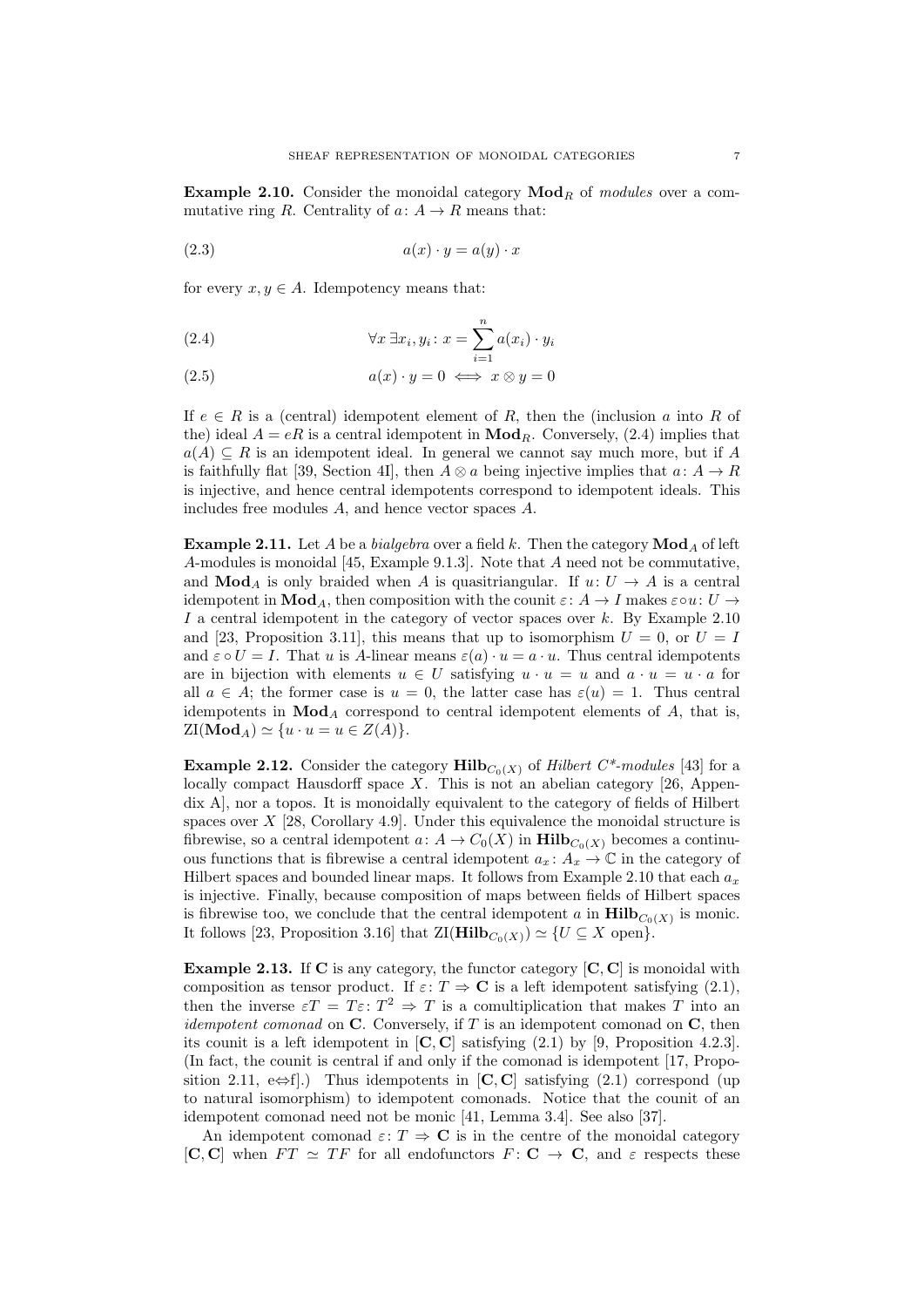**Example 2.10.** Consider the monoidal category $\mathbf{Mod}_R$ of *modules* over a commutative ring $R$. Centrality of $a\colon A \to R$ means that:

$$a(x) \cdot y = a(y) \cdot x \tag{2.3}$$

for every $x, y \in A$. Idempotency means that:

$$\forall x\ \exists x_i, y_i \colon x = \sum_{i=1}^{n} a(x_i) \cdot y_i \tag{2.4}$$

$$a(x) \cdot y = 0 \iff x \otimes y = 0 \tag{2.5}$$

If $e \in R$ is a (central) idempotent element of $R$, then the (inclusion $a$ into $R$ of the) ideal $A = eR$ is a central idempotent in $\mathbf{Mod}_R$. Conversely, (2.4) implies that $a(A) \subseteq R$ is an idempotent ideal. In general we cannot say much more, but if $A$ is faithfully flat [39, Section 4I], then $A \otimes a$ being injective implies that $a\colon A \to R$ is injective, and hence central idempotents correspond to idempotent ideals. This includes free modules $A$, and hence vector spaces $A$.

**Example 2.11.** Let $A$ be a *bialgebra* over a field $k$. Then the category $\mathbf{Mod}_A$ of left $A$-modules is monoidal [45, Example 9.1.3]. Note that $A$ need not be commutative, and $\mathbf{Mod}_A$ is only braided when $A$ is quasitriangular. If $u\colon U \to A$ is a central idempotent in $\mathbf{Mod}_A$, then composition with the counit $\varepsilon\colon A \to I$ makes $\varepsilon \circ u\colon U \to I$ a central idempotent in the category of vector spaces over $k$. By Example 2.10 and [23, Proposition 3.11], this means that up to isomorphism $U = 0$, or $U = I$ and $\varepsilon \circ U = I$. That $u$ is $A$-linear means $\varepsilon(a) \cdot u = a \cdot u$. Thus central idempotents are in bijection with elements $u \in U$ satisfying $u \cdot u = u$ and $a \cdot u = u \cdot a$ for all $a \in A$; the former case is $u = 0$, the latter case has $\varepsilon(u) = 1$. Thus central idempotents in $\mathbf{Mod}_A$ correspond to central idempotent elements of $A$, that is, $\mathrm{ZI}(\mathbf{Mod}_A) \simeq \{u \cdot u = u \in Z(A)\}$.

**Example 2.12.** Consider the category $\mathbf{Hilb}_{C_0(X)}$ of *Hilbert C\*-modules* [43] for a locally compact Hausdorff space $X$. This is not an abelian category [26, Appendix A], nor a topos. It is monoidally equivalent to the category of fields of Hilbert spaces over $X$ [28, Corollary 4.9]. Under this equivalence the monoidal structure is fibrewise, so a central idempotent $a\colon A \to C_0(X)$ in $\mathbf{Hilb}_{C_0(X)}$ becomes a continuous functions that is fibrewise a central idempotent $a_x\colon A_x \to \mathbb{C}$ in the category of Hilbert spaces and bounded linear maps. It follows from Example 2.10 that each $a_x$ is injective. Finally, because composition of maps between fields of Hilbert spaces is fibrewise too, we conclude that the central idempotent $a$ in $\mathbf{Hilb}_{C_0(X)}$ is monic. It follows [23, Proposition 3.16] that $\mathrm{ZI}(\mathbf{Hilb}_{C_0(X)}) \simeq \{U \subseteq X \text{ open}\}$.

**Example 2.13.** If $\mathbf{C}$ is any category, the functor category $[\mathbf{C}, \mathbf{C}]$ is monoidal with composition as tensor product. If $\varepsilon\colon T \Rightarrow \mathbf{C}$ is a left idempotent satisfying (2.1), then the inverse $\varepsilon T = T\varepsilon\colon T^2 \Rightarrow T$ is a comultiplication that makes $T$ into an *idempotent comonad* on $\mathbf{C}$. Conversely, if $T$ is an idempotent comonad on $\mathbf{C}$, then its counit is a left idempotent in $[\mathbf{C}, \mathbf{C}]$ satisfying (2.1) by [9, Proposition 4.2.3]. (In fact, the counit is central if and only if the comonad is idempotent [17, Proposition 2.11, e$\Leftrightarrow$f].) Thus idempotents in $[\mathbf{C}, \mathbf{C}]$ satisfying (2.1) correspond (up to natural isomorphism) to idempotent comonads. Notice that the counit of an idempotent comonad need not be monic [41, Lemma 3.4]. See also [37].

An idempotent comonad $\varepsilon\colon T \Rightarrow \mathbf{C}$ is in the centre of the monoidal category $[\mathbf{C}, \mathbf{C}]$ when $FT \simeq TF$ for all endofunctors $F\colon \mathbf{C} \to \mathbf{C}$, and $\varepsilon$ respects these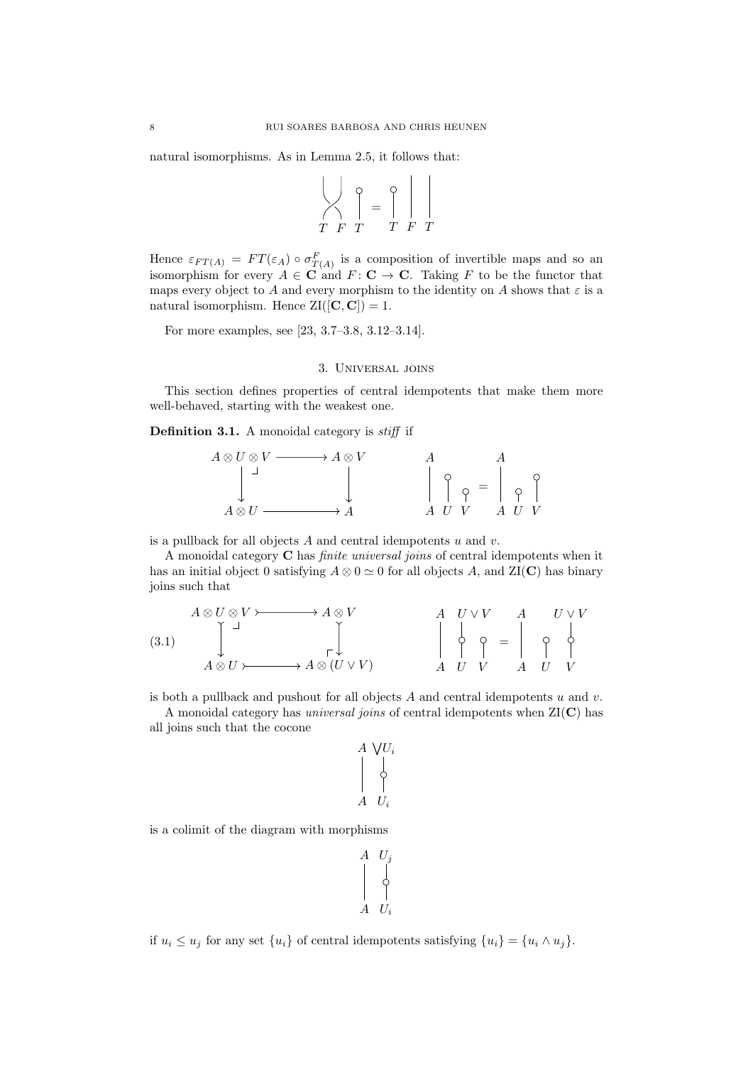natural isomorphisms. As in Lemma 2.5, it follows that:

Hence $\varepsilon_{FT(A)} = FT(\varepsilon_A) \circ \sigma^F_{T(A)}$ is a composition of invertible maps and so an isomorphism for every $A \in \mathbf{C}$ and $F \colon \mathbf{C} \to \mathbf{C}$. Taking $F$ to be the functor that maps every object to $A$ and every morphism to the identity on $A$ shows that $\varepsilon$ is a natural isomorphism. Hence $\mathrm{ZI}([\mathbf{C}, \mathbf{C}]) = 1$.

For more examples, see [23, 3.7–3.8, 3.12–3.14].

## 3. Universal joins

This section defines properties of central idempotents that make them more well-behaved, starting with the weakest one.

**Definition 3.1.** A monoidal category is *stiff* if

$$\begin{array}{ccc} A \otimes U \otimes V & \longrightarrow & A \otimes V \\ \downarrow & \lrcorner & \downarrow \\ A \otimes U & \longrightarrow & A \end{array}$$

is a pullback for all objects $A$ and central idempotents $u$ and $v$.

A monoidal category $\mathbf{C}$ has *finite universal joins* of central idempotents when it has an initial object 0 satisfying $A \otimes 0 \simeq 0$ for all objects $A$, and $\mathrm{ZI}(\mathbf{C})$ has binary joins such that

$$\begin{array}{ccc} A \otimes U \otimes V & \rightarrowtail & A \otimes V \\ \downarrow & \lrcorner \quad \ulcorner & \downarrow \\ A \otimes U & \rightarrowtail & A \otimes (U \vee V) \end{array} \tag{3.1}$$

is both a pullback and pushout for all objects $A$ and central idempotents $u$ and $v$.

A monoidal category has *universal joins* of central idempotents when $\mathrm{ZI}(\mathbf{C})$ has all joins such that the cocone

is a colimit of the diagram with morphisms

if $u_i \leq u_j$ for any set $\{u_i\}$ of central idempotents satisfying $\{u_i\} = \{u_i \wedge u_j\}$.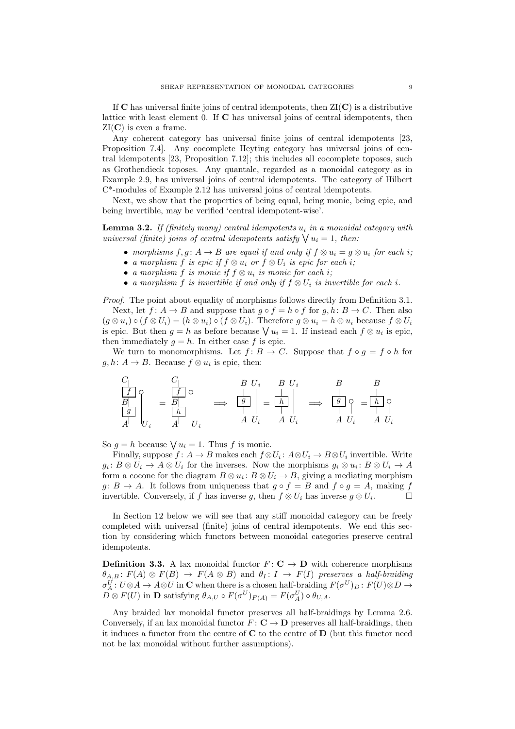If $\mathbf{C}$ has universal finite joins of central idempotents, then $\mathrm{ZI}(\mathbf{C})$ is a distributive lattice with least element 0. If $\mathbf{C}$ has universal joins of central idempotents, then $\mathrm{ZI}(\mathbf{C})$ is even a frame.

Any coherent category has universal finite joins of central idempotents [23, Proposition 7.4]. Any cocomplete Heyting category has universal joins of central idempotents [23, Proposition 7.12]; this includes all cocomplete toposes, such as Grothendieck toposes. Any quantale, regarded as a monoidal category as in Example 2.9, has universal joins of central idempotents. The category of Hilbert C*-modules of Example 2.12 has universal joins of central idempotents.

Next, we show that the properties of being equal, being monic, being epic, and being invertible, may be verified 'central idempotent-wise'.

**Lemma 3.2.** *If (finitely many) central idempotents $u_i$ in a monoidal category with universal (finite) joins of central idempotents satisfy $\bigvee u_i = 1$, then:*

- *morphisms $f, g\colon A \to B$ are equal if and only if $f \otimes u_i = g \otimes u_i$ for each $i$;*
- *a morphism $f$ is epic if $f \otimes u_i$ or $f \otimes U_i$ is epic for each $i$;*
- *a morphism $f$ is monic if $f \otimes u_i$ is monic for each $i$;*
- *a morphism $f$ is invertible if and only if $f \otimes U_i$ is invertible for each $i$.*

*Proof.* The point about equality of morphisms follows directly from Definition 3.1.

Next, let $f\colon A \to B$ and suppose that $g \circ f = h \circ f$ for $g, h\colon B \to C$. Then also $(g \otimes u_i) \circ (f \otimes U_i) = (h \otimes u_i) \circ (f \otimes U_i)$. Therefore $g \otimes u_i = h \otimes u_i$ because $f \otimes U_i$ is epic. But then $g = h$ as before because $\bigvee u_i = 1$. If instead each $f \otimes u_i$ is epic, then immediately $g = h$. In either case $f$ is epic.

We turn to monomorphisms. Let $f\colon B \to C$. Suppose that $f \circ g = f \circ h$ for $g, h\colon A \to B$. Because $f \otimes u_i$ is epic, then:

[String diagram: $(f\circ g)$ from $A$ to $C$ with $u_i$ on wire $U_i$ = $(f \circ h)$ with $u_i$ on $U_i$ $\implies$ $g \otimes U_i = h \otimes U_i$ (from $A\,U_i$ to $B\,U_i$) $\implies$ $g \otimes u_i = h \otimes u_i$ (from $A\,U_i$ to $B$)]

So $g = h$ because $\bigvee u_i = 1$. Thus $f$ is monic.

Finally, suppose $f\colon A \to B$ makes each $f \otimes U_i\colon A \otimes U_i \to B \otimes U_i$ invertible. Write $g_i\colon B \otimes U_i \to A \otimes U_i$ for the inverses. Now the morphisms $g_i \otimes u_i\colon B \otimes U_i \to A$ form a cocone for the diagram $B \otimes u_i\colon B \otimes U_i \to B$, giving a mediating morphism $g\colon B \to A$. It follows from uniqueness that $g \circ f = B$ and $f \circ g = A$, making $f$ invertible. Conversely, if $f$ has inverse $g$, then $f \otimes U_i$ has inverse $g \otimes U_i$. □

In Section 12 below we will see that any stiff monoidal category can be freely completed with universal (finite) joins of central idempotents. We end this section by considering which functors between monoidal categories preserve central idempotents.

**Definition 3.3.** A lax monoidal functor $F\colon \mathbf{C} \to \mathbf{D}$ with coherence morphisms $\theta_{A,B}\colon F(A) \otimes F(B) \to F(A \otimes B)$ and $\theta_I\colon I \to F(I)$ *preserves a half-braiding* $\sigma^U_A\colon U \otimes A \to A \otimes U$ in $\mathbf{C}$ when there is a chosen half-braiding $F(\sigma^U)_D\colon F(U) \otimes D \to D \otimes F(U)$ in $\mathbf{D}$ satisfying $\theta_{A,U} \circ F(\sigma^U)_{F(A)} = F(\sigma^U_A) \circ \theta_{U,A}$.

Any braided lax monoidal functor preserves all half-braidings by Lemma 2.6. Conversely, if an lax monoidal functor $F\colon \mathbf{C} \to \mathbf{D}$ preserves all half-braidings, then it induces a functor from the centre of $\mathbf{C}$ to the centre of $\mathbf{D}$ (but this functor need not be lax monoidal without further assumptions).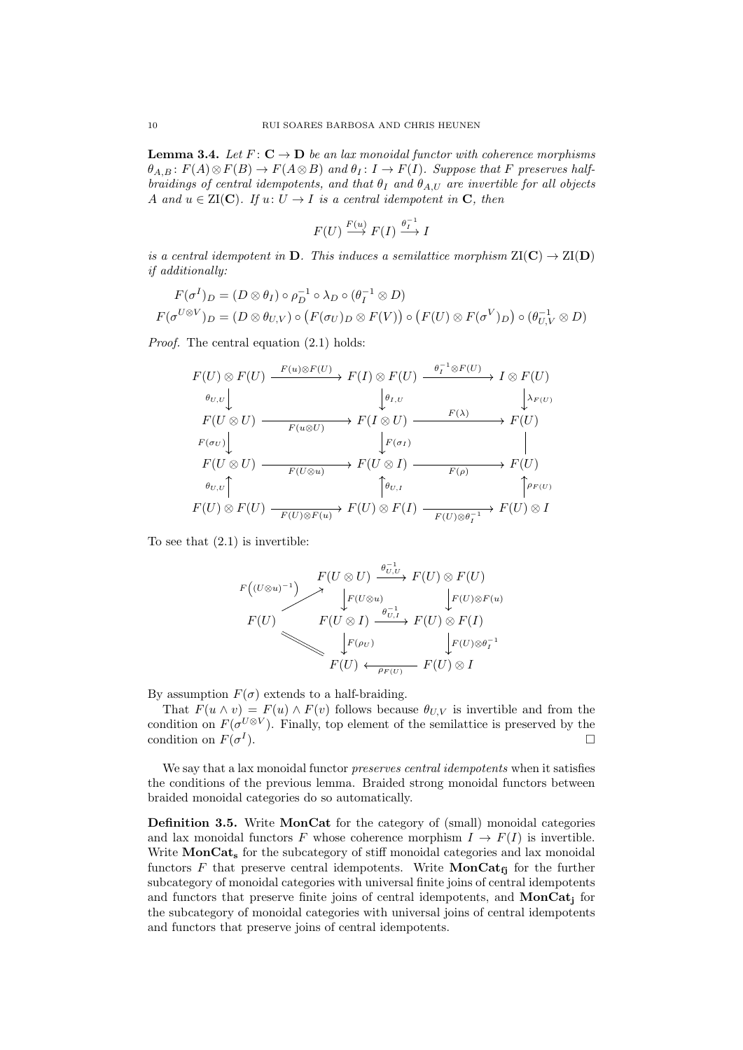**Lemma 3.4.** *Let $F\colon \mathbf{C} \to \mathbf{D}$ be an lax monoidal functor with coherence morphisms $\theta_{A,B}\colon F(A) \otimes F(B) \to F(A \otimes B)$ and $\theta_I\colon I \to F(I)$. Suppose that $F$ preserves half-braidings of central idempotents, and that $\theta_I$ and $\theta_{A,U}$ are invertible for all objects $A$ and $u \in \mathrm{ZI}(\mathbf{C})$. If $u\colon U \to I$ is a central idempotent in $\mathbf{C}$, then*

$$F(U) \xrightarrow{F(u)} F(I) \xrightarrow{\theta_I^{-1}} I$$

*is a central idempotent in $\mathbf{D}$. This induces a semilattice morphism $\mathrm{ZI}(\mathbf{C}) \to \mathrm{ZI}(\mathbf{D})$ if additionally:*

$$F(\sigma^I)_D = (D \otimes \theta_I) \circ \rho_D^{-1} \circ \lambda_D \circ (\theta_I^{-1} \otimes D)$$
$$F(\sigma^{U \otimes V})_D = (D \otimes \theta_{U,V}) \circ \big(F(\sigma_U)_D \otimes F(V)\big) \circ \big(F(U) \otimes F(\sigma^V)_D\big) \circ (\theta_{U,V}^{-1} \otimes D)$$

*Proof.* The central equation (2.1) holds:

$$\begin{array}{ccccc}
F(U) \otimes F(U) & \xrightarrow{F(u)\otimes F(U)} & F(I) \otimes F(U) & \xrightarrow{\theta_I^{-1}\otimes F(U)} & I \otimes F(U) \\
\downarrow{\scriptstyle \theta_{U,U}} & & \downarrow{\scriptstyle \theta_{I,U}} & & \downarrow{\scriptstyle \lambda_{F(U)}} \\
F(U \otimes U) & \xrightarrow{F(u\otimes U)} & F(I \otimes U) & \xrightarrow{F(\lambda)} & F(U) \\
\downarrow{\scriptstyle F(\sigma_U)} & & \downarrow{\scriptstyle F(\sigma_I)} & & \| \\
F(U \otimes U) & \xrightarrow{F(U\otimes u)} & F(U \otimes I) & \xrightarrow{F(\rho)} & F(U) \\
\uparrow{\scriptstyle \theta_{U,U}} & & \uparrow{\scriptstyle \theta_{U,I}} & & \uparrow{\scriptstyle \rho_{F(U)}} \\
F(U) \otimes F(U) & \xrightarrow{F(U)\otimes F(u)} & F(U) \otimes F(I) & \xrightarrow{F(U)\otimes\theta_I^{-1}} & F(U) \otimes I
\end{array}$$

To see that (2.1) is invertible:

$$\begin{array}{ccccc}
 & & F(U \otimes U) & \xrightarrow{\theta_{U,U}^{-1}} & F(U) \otimes F(U) \\
 & \nearrow{\scriptstyle F\left((U\otimes u)^{-1}\right)} & \downarrow{\scriptstyle F(U\otimes u)} & & \downarrow{\scriptstyle F(U)\otimes F(u)} \\
F(U) & & F(U \otimes I) & \xrightarrow{\theta_{U,I}^{-1}} & F(U) \otimes F(I) \\
 & \searrow{=} & \downarrow{\scriptstyle F(\rho_U)} & & \downarrow{\scriptstyle F(U)\otimes\theta_I^{-1}} \\
 & & F(U) & \xleftarrow{\rho_{F(U)}} & F(U) \otimes I
\end{array}$$

By assumption $F(\sigma)$ extends to a half-braiding.

That $F(u \wedge v) = F(u) \wedge F(v)$ follows because $\theta_{U,V}$ is invertible and from the condition on $F(\sigma^{U \otimes V})$. Finally, top element of the semilattice is preserved by the condition on $F(\sigma^I)$. $\square$

We say that a lax monoidal functor *preserves central idempotents* when it satisfies the conditions of the previous lemma. Braided strong monoidal functors between braided monoidal categories do so automatically.

**Definition 3.5.** Write $\mathbf{MonCat}$ for the category of (small) monoidal categories and lax monoidal functors $F$ whose coherence morphism $I \to F(I)$ is invertible. Write $\mathbf{MonCat_s}$ for the subcategory of stiff monoidal categories and lax monoidal functors $F$ that preserve central idempotents. Write $\mathbf{MonCat_{fj}}$ for the further subcategory of monoidal categories with universal finite joins of central idempotents and functors that preserve finite joins of central idempotents, and $\mathbf{MonCat_j}$ for the subcategory of monoidal categories with universal joins of central idempotents and functors that preserve joins of central idempotents.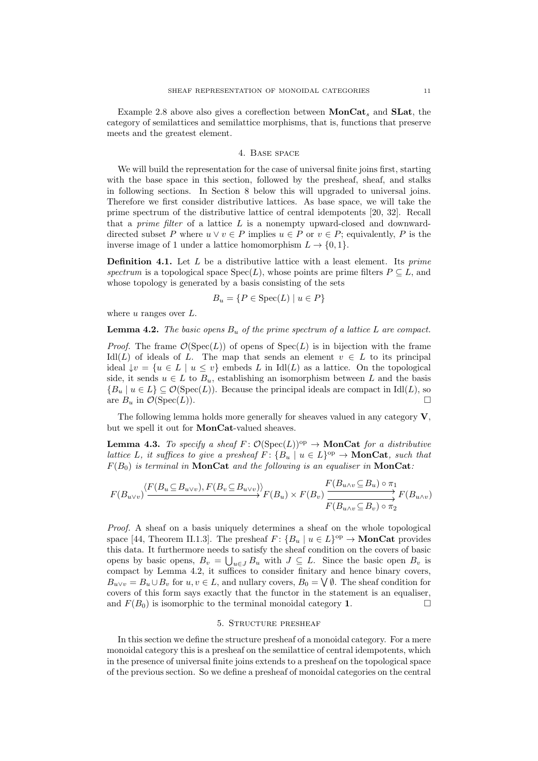Example 2.8 above also gives a coreflection between $\mathbf{MonCat}_s$ and $\mathbf{SLat}$, the category of semilattices and semilattice morphisms, that is, functions that preserve meets and the greatest element.

## 4. Base space

We will build the representation for the case of universal finite joins first, starting with the base space in this section, followed by the presheaf, sheaf, and stalks in following sections. In Section 8 below this will upgraded to universal joins. Therefore we first consider distributive lattices. As base space, we will take the prime spectrum of the distributive lattice of central idempotents [20, 32]. Recall that a *prime filter* of a lattice $L$ is a nonempty upward-closed and downward-directed subset $P$ where $u \vee v \in P$ implies $u \in P$ or $v \in P$; equivalently, $P$ is the inverse image of 1 under a lattice homomorphism $L \to \{0, 1\}$.

**Definition 4.1.** Let $L$ be a distributive lattice with a least element. Its *prime spectrum* is a topological space $\mathrm{Spec}(L)$, whose points are prime filters $P \subseteq L$, and whose topology is generated by a basis consisting of the sets

$$B_u = \{P \in \mathrm{Spec}(L) \mid u \in P\}$$

where $u$ ranges over $L$.

**Lemma 4.2.** *The basic opens $B_u$ of the prime spectrum of a lattice $L$ are compact.*

*Proof.* The frame $\mathcal{O}(\mathrm{Spec}(L))$ of opens of $\mathrm{Spec}(L)$ is in bijection with the frame $\mathrm{Idl}(L)$ of ideals of $L$. The map that sends an element $v \in L$ to its principal ideal $\downarrow v = \{u \in L \mid u \leq v\}$ embeds $L$ in $\mathrm{Idl}(L)$ as a lattice. On the topological side, it sends $u \in L$ to $B_u$, establishing an isomorphism between $L$ and the basis $\{B_u \mid u \in L\} \subseteq \mathcal{O}(\mathrm{Spec}(L))$. Because the principal ideals are compact in $\mathrm{Idl}(L)$, so are $B_u$ in $\mathcal{O}(\mathrm{Spec}(L))$. □

The following lemma holds more generally for sheaves valued in any category $\mathbf{V}$, but we spell it out for $\mathbf{MonCat}$-valued sheaves.

**Lemma 4.3.** *To specify a sheaf $F \colon \mathcal{O}(\mathrm{Spec}(L))^{\mathrm{op}} \to \mathbf{MonCat}$ for a distributive lattice $L$, it suffices to give a presheaf $F \colon \{B_u \mid u \in L\}^{\mathrm{op}} \to \mathbf{MonCat}$, such that $F(B_0)$ is terminal in $\mathbf{MonCat}$ and the following is an equaliser in $\mathbf{MonCat}$:*

$$F(B_{u\vee v}) \xrightarrow{\langle F(B_u \subseteq B_{u\vee v}), F(B_v \subseteq B_{u\vee v})\rangle} F(B_u) \times F(B_v) \underset{F(B_{u\wedge v} \subseteq B_v) \circ \pi_2}{\overset{F(B_{u\wedge v} \subseteq B_u) \circ \pi_1}{\rightrightarrows}} F(B_{u\wedge v})$$

*Proof.* A sheaf on a basis uniquely determines a sheaf on the whole topological space [44, Theorem II.1.3]. The presheaf $F \colon \{B_u \mid u \in L\}^{\mathrm{op}} \to \mathbf{MonCat}$ provides this data. It furthermore needs to satisfy the sheaf condition on the covers of basic opens by basic opens, $B_v = \bigcup_{u \in J} B_u$ with $J \subseteq L$. Since the basic open $B_v$ is compact by Lemma 4.2, it suffices to consider finitary and hence binary covers, $B_{u\vee v} = B_u \cup B_v$ for $u, v \in L$, and nullary covers, $B_0 = \bigvee \emptyset$. The sheaf condition for covers of this form says exactly that the functor in the statement is an equaliser, and $F(B_0)$ is isomorphic to the terminal monoidal category $\mathbf{1}$. □

## 5. Structure presheaf

In this section we define the structure presheaf of a monoidal category. For a mere monoidal category this is a presheaf on the semilattice of central idempotents, which in the presence of universal finite joins extends to a presheaf on the topological space of the previous section. So we define a presheaf of monoidal categories on the central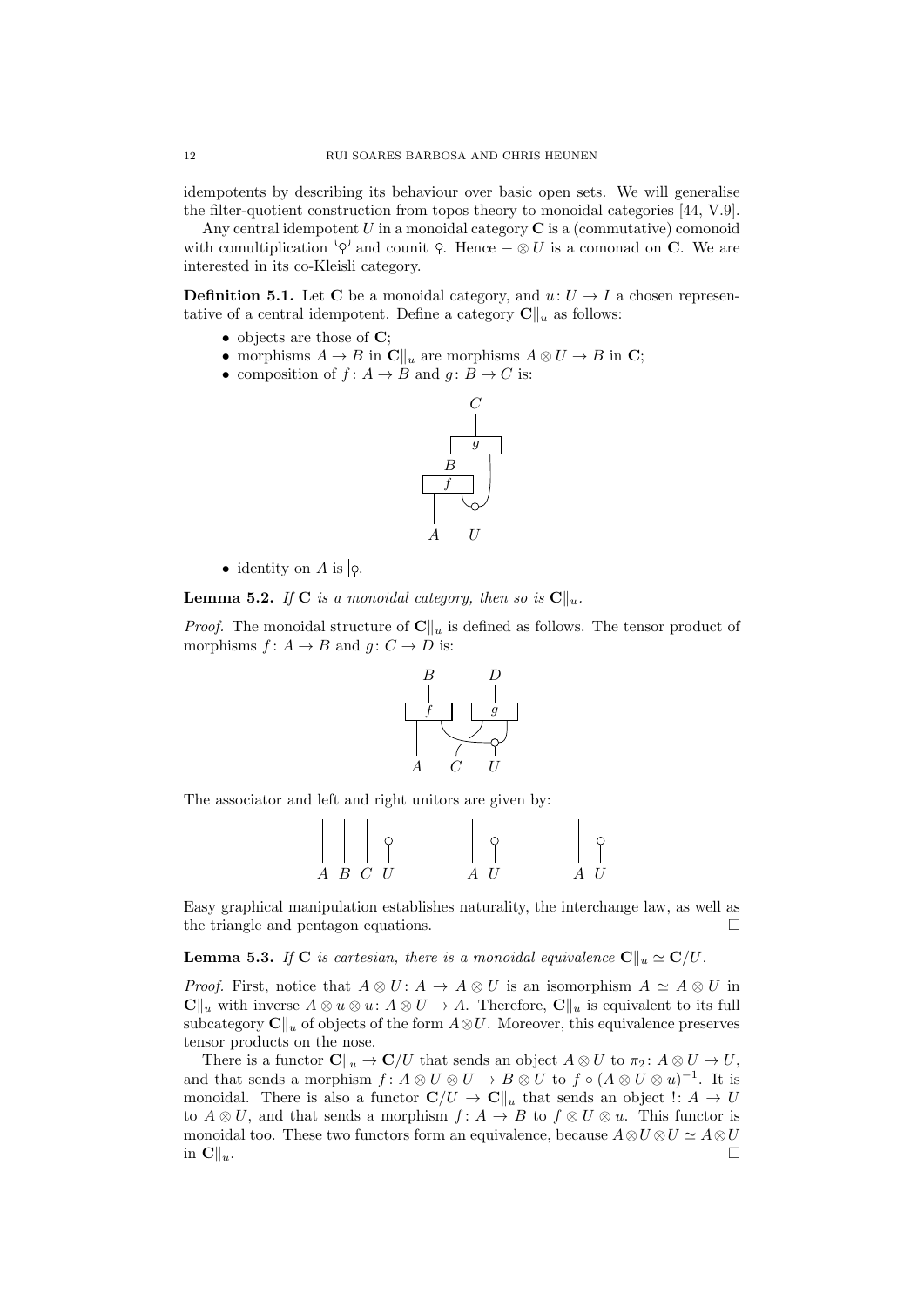idempotents by describing its behaviour over basic open sets. We will generalise the filter-quotient construction from topos theory to monoidal categories [44, V.9].

Any central idempotent $U$ in a monoidal category $\mathbf{C}$ is a (commutative) comonoid with comultiplication and counit. Hence $- \otimes U$ is a comonad on $\mathbf{C}$. We are interested in its co-Kleisli category.

**Definition 5.1.** Let $\mathbf{C}$ be a monoidal category, and $u \colon U \to I$ a chosen representative of a central idempotent. Define a category $\mathbf{C}\|_u$ as follows:

- objects are those of $\mathbf{C}$;
- morphisms $A \to B$ in $\mathbf{C}\|_u$ are morphisms $A \otimes U \to B$ in $\mathbf{C}$;
- composition of $f \colon A \to B$ and $g \colon B \to C$ is:

- identity on $A$ is .

**Lemma 5.2.** *If $\mathbf{C}$ is a monoidal category, then so is $\mathbf{C}\|_u$.*

*Proof.* The monoidal structure of $\mathbf{C}\|_u$ is defined as follows. The tensor product of morphisms $f \colon A \to B$ and $g \colon C \to D$ is:

The associator and left and right unitors are given by:

Easy graphical manipulation establishes naturality, the interchange law, as well as the triangle and pentagon equations. $\square$

**Lemma 5.3.** *If $\mathbf{C}$ is cartesian, there is a monoidal equivalence $\mathbf{C}\|_u \simeq \mathbf{C}/U$.*

*Proof.* First, notice that $A \otimes U \colon A \to A \otimes U$ is an isomorphism $A \simeq A \otimes U$ in $\mathbf{C}\|_u$ with inverse $A \otimes u \otimes u \colon A \otimes U \to A$. Therefore, $\mathbf{C}\|_u$ is equivalent to its full subcategory $\mathbf{C}\|_u$ of objects of the form $A \otimes U$. Moreover, this equivalence preserves tensor products on the nose.

There is a functor $\mathbf{C}\|_u \to \mathbf{C}/U$ that sends an object $A \otimes U$ to $\pi_2 \colon A \otimes U \to U$, and that sends a morphism $f \colon A \otimes U \otimes U \to B \otimes U$ to $f \circ (A \otimes U \otimes u)^{-1}$. It is monoidal. There is also a functor $\mathbf{C}/U \to \mathbf{C}\|_u$ that sends an object $! \colon A \to U$ to $A \otimes U$, and that sends a morphism $f \colon A \to B$ to $f \otimes U \otimes u$. This functor is monoidal too. These two functors form an equivalence, because $A \otimes U \otimes U \simeq A \otimes U$ in $\mathbf{C}\|_u$. $\square$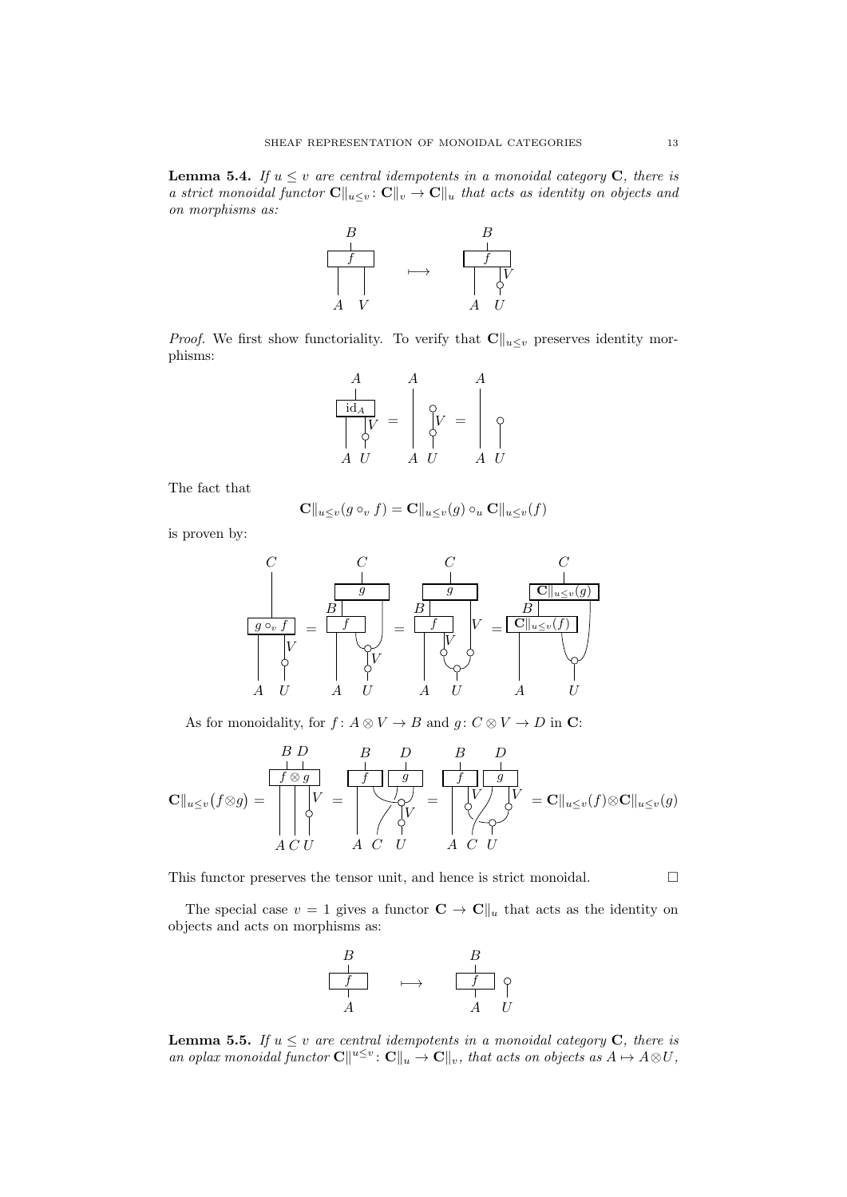**Lemma 5.4.** *If $u \leq v$ are central idempotents in a monoidal category $\mathbf{C}$, there is a strict monoidal functor $\mathbf{C}\|_{u\leq v} \colon \mathbf{C}\|_v \to \mathbf{C}\|_u$ that acts as identity on objects and on morphisms as:*

*Proof.* We first show functoriality. To verify that $\mathbf{C}\|_{u\leq v}$ preserves identity morphisms:

The fact that

$$\mathbf{C}\|_{u\leq v}(g \circ_v f) = \mathbf{C}\|_{u\leq v}(g) \circ_u \mathbf{C}\|_{u\leq v}(f)$$

is proven by:

As for monoidality, for $f \colon A \otimes V \to B$ and $g \colon C \otimes V \to D$ in $\mathbf{C}$:

$$\mathbf{C}\|_{u\leq v}(f\otimes g) = \cdots = \cdots = \mathbf{C}\|_{u\leq v}(f)\otimes\mathbf{C}\|_{u\leq v}(g)$$

This functor preserves the tensor unit, and hence is strict monoidal. □

The special case $v = 1$ gives a functor $\mathbf{C} \to \mathbf{C}\|_u$ that acts as the identity on objects and acts on morphisms as:

**Lemma 5.5.** *If $u \leq v$ are central idempotents in a monoidal category $\mathbf{C}$, there is an oplax monoidal functor $\mathbf{C}\|^{u\leq v} \colon \mathbf{C}\|_u \to \mathbf{C}\|_v$, that acts on objects as $A \mapsto A \otimes U$,*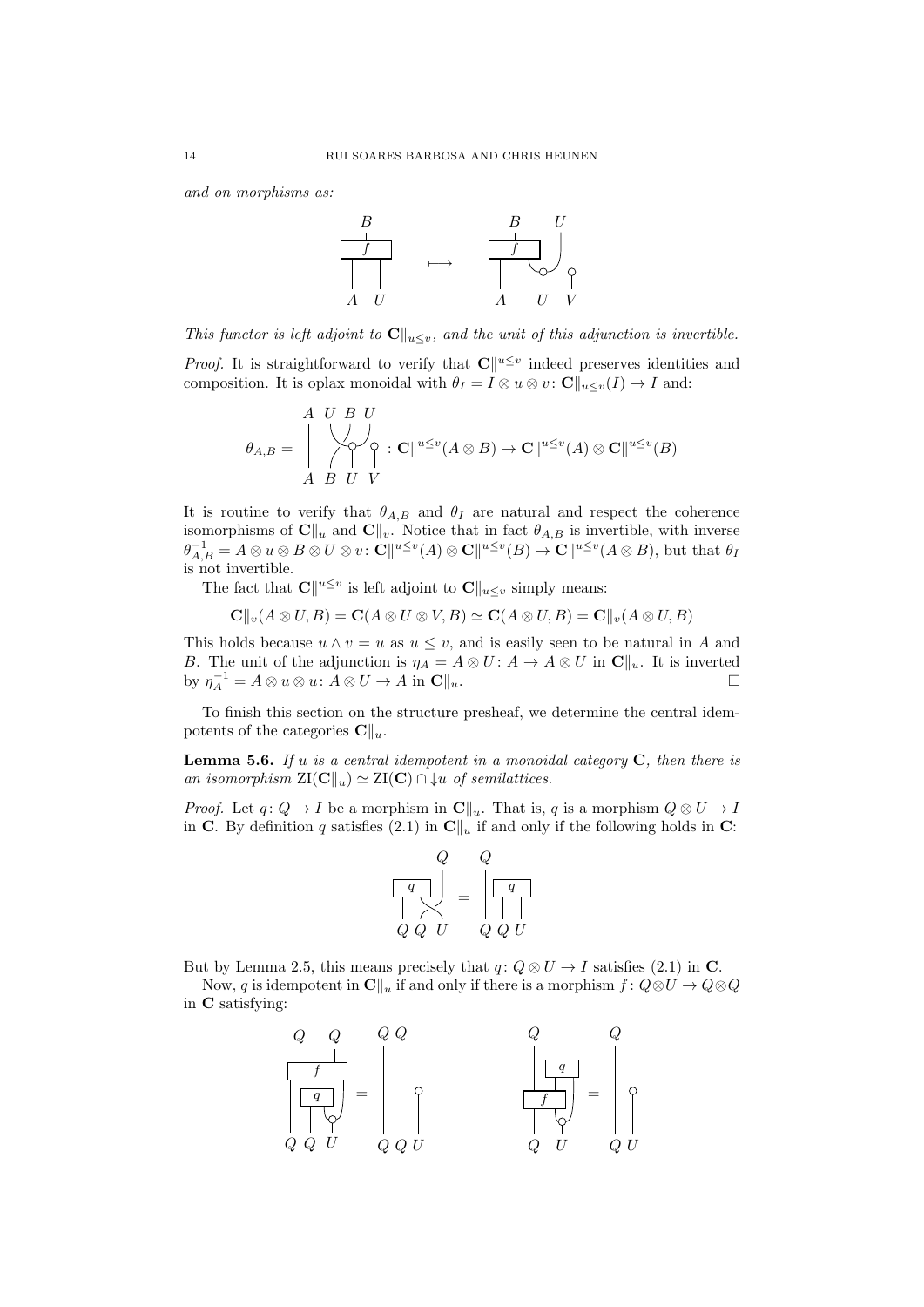*and on morphisms as:*

*This functor is left adjoint to $\mathbf{C}\|_{u\leq v}$, and the unit of this adjunction is invertible.*

*Proof.* It is straightforward to verify that $\mathbf{C}\|^{u\leq v}$ indeed preserves identities and composition. It is oplax monoidal with $\theta_I = I \otimes u \otimes v \colon \mathbf{C}\|_{u\leq v}(I) \to I$ and:

$$\theta_{A,B} = \quad : \mathbf{C}\|^{u\leq v}(A \otimes B) \to \mathbf{C}\|^{u\leq v}(A) \otimes \mathbf{C}\|^{u\leq v}(B)$$

It is routine to verify that $\theta_{A,B}$ and $\theta_I$ are natural and respect the coherence isomorphisms of $\mathbf{C}\|_u$ and $\mathbf{C}\|_v$. Notice that in fact $\theta_{A,B}$ is invertible, with inverse $\theta_{A,B}^{-1} = A \otimes u \otimes B \otimes U \otimes v \colon \mathbf{C}\|^{u\leq v}(A) \otimes \mathbf{C}\|^{u\leq v}(B) \to \mathbf{C}\|^{u\leq v}(A \otimes B)$, but that $\theta_I$ is not invertible.

The fact that $\mathbf{C}\|^{u\leq v}$ is left adjoint to $\mathbf{C}\|_{u\leq v}$ simply means:

$$\mathbf{C}\|_v(A \otimes U, B) = \mathbf{C}(A \otimes U \otimes V, B) \simeq \mathbf{C}(A \otimes U, B) = \mathbf{C}\|_v(A \otimes U, B)$$

This holds because $u \wedge v = u$ as $u \leq v$, and is easily seen to be natural in $A$ and $B$. The unit of the adjunction is $\eta_A = A \otimes U \colon A \to A \otimes U$ in $\mathbf{C}\|_u$. It is inverted by $\eta_A^{-1} = A \otimes u \otimes u \colon A \otimes U \to A$ in $\mathbf{C}\|_u$. □

To finish this section on the structure presheaf, we determine the central idempotents of the categories $\mathbf{C}\|_u$.

**Lemma 5.6.** *If $u$ is a central idempotent in a monoidal category $\mathbf{C}$, then there is an isomorphism $\mathrm{ZI}(\mathbf{C}\|_u) \simeq \mathrm{ZI}(\mathbf{C}) \cap \downarrow u$ of semilattices.*

*Proof.* Let $q \colon Q \to I$ be a morphism in $\mathbf{C}\|_u$. That is, $q$ is a morphism $Q \otimes U \to I$ in $\mathbf{C}$. By definition $q$ satisfies (2.1) in $\mathbf{C}\|_u$ if and only if the following holds in $\mathbf{C}$:

But by Lemma 2.5, this means precisely that $q \colon Q \otimes U \to I$ satisfies (2.1) in $\mathbf{C}$.

Now, $q$ is idempotent in $\mathbf{C}\|_u$ if and only if there is a morphism $f \colon Q \otimes U \to Q \otimes Q$ in $\mathbf{C}$ satisfying: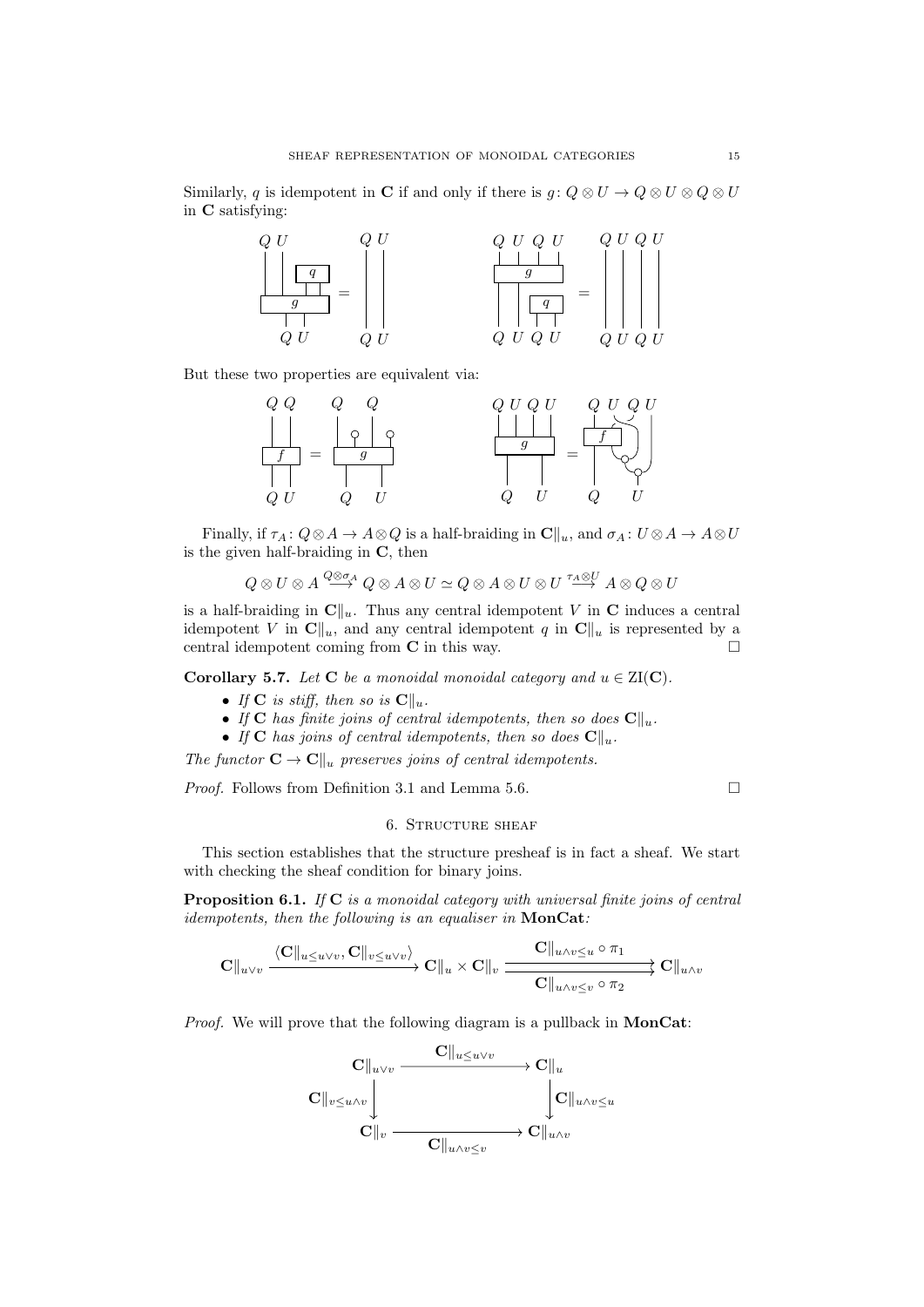Similarly, $q$ is idempotent in $\mathbf{C}$ if and only if there is $g\colon Q \otimes U \to Q \otimes U \otimes Q \otimes U$ in $\mathbf{C}$ satisfying:

But these two properties are equivalent via:

Finally, if $\tau_A\colon Q \otimes A \to A \otimes Q$ is a half-braiding in $\mathbf{C}\|_u$, and $\sigma_A\colon U \otimes A \to A \otimes U$ is the given half-braiding in $\mathbf{C}$, then

$$Q \otimes U \otimes A \xrightarrow{Q \otimes \sigma_A} Q \otimes A \otimes U \simeq Q \otimes A \otimes U \otimes U \xrightarrow{\tau_A \otimes U} A \otimes Q \otimes U$$

is a half-braiding in $\mathbf{C}\|_u$. Thus any central idempotent $V$ in $\mathbf{C}$ induces a central idempotent $V$ in $\mathbf{C}\|_u$, and any central idempotent $q$ in $\mathbf{C}\|_u$ is represented by a central idempotent coming from $\mathbf{C}$ in this way. $\square$

**Corollary 5.7.** *Let $\mathbf{C}$ be a monoidal monoidal category and $u \in \mathrm{ZI}(\mathbf{C})$.*

- *If $\mathbf{C}$ is stiff, then so is $\mathbf{C}\|_u$.*
- *If $\mathbf{C}$ has finite joins of central idempotents, then so does $\mathbf{C}\|_u$.*
- *If $\mathbf{C}$ has joins of central idempotents, then so does $\mathbf{C}\|_u$.*

*The functor $\mathbf{C} \to \mathbf{C}\|_u$ preserves joins of central idempotents.*

*Proof.* Follows from Definition 3.1 and Lemma 5.6. $\square$

## 6. Structure sheaf

This section establishes that the structure presheaf is in fact a sheaf. We start with checking the sheaf condition for binary joins.

**Proposition 6.1.** *If $\mathbf{C}$ is a monoidal category with universal finite joins of central idempotents, then the following is an equaliser in* **MonCat***:*

$$\mathbf{C}\|_{u \vee v} \xrightarrow{\langle \mathbf{C}\|_{u \le u \vee v}, \mathbf{C}\|_{v \le u \vee v} \rangle} \mathbf{C}\|_u \times \mathbf{C}\|_v \underset{\mathbf{C}\|_{u \wedge v \le v} \circ \pi_2}{\overset{\mathbf{C}\|_{u \wedge v \le u} \circ \pi_1}{\rightrightarrows}} \mathbf{C}\|_{u \wedge v}$$

*Proof.* We will prove that the following diagram is a pullback in **MonCat**:

$$\begin{array}{ccc}
\mathbf{C}\|_{u \vee v} & \xrightarrow{\mathbf{C}\|_{u \le u \vee v}} & \mathbf{C}\|_u \\
{\scriptstyle \mathbf{C}\|_{v \le u \wedge v}} \downarrow & & \downarrow {\scriptstyle \mathbf{C}\|_{u \wedge v \le u}} \\
\mathbf{C}\|_v & \xrightarrow[\mathbf{C}\|_{u \wedge v \le v}]{} & \mathbf{C}\|_{u \wedge v}
\end{array}$$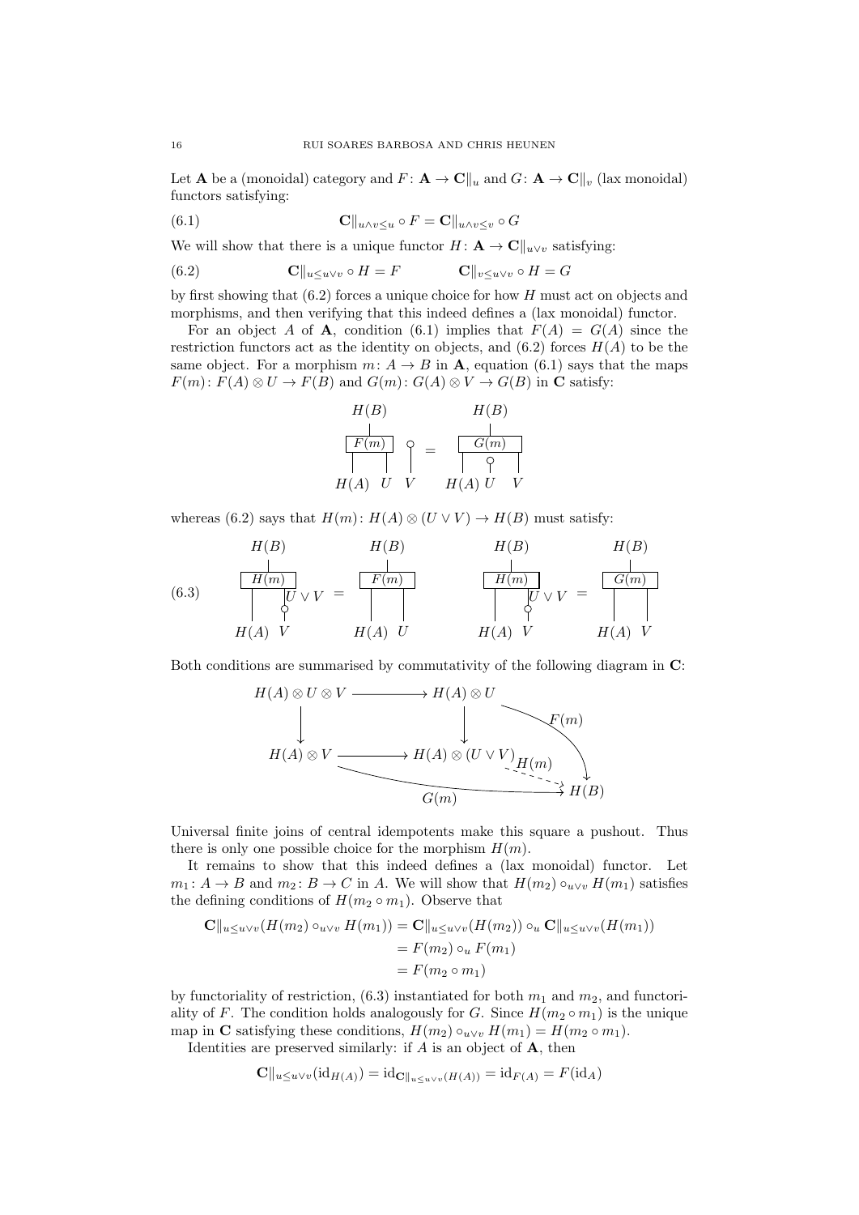Let $\mathbf{A}$ be a (monoidal) category and $F\colon \mathbf{A} \to \mathbf{C}\|_u$ and $G\colon \mathbf{A} \to \mathbf{C}\|_v$ (lax monoidal) functors satisfying:

$$\mathbf{C}\|_{u\wedge v \leq u} \circ F = \mathbf{C}\|_{u \wedge v \leq v} \circ G \tag{6.1}$$

We will show that there is a unique functor $H\colon \mathbf{A} \to \mathbf{C}\|_{u\vee v}$ satisfying:

$$\mathbf{C}\|_{u\leq u\vee v} \circ H = F \qquad\qquad \mathbf{C}\|_{v \leq u\vee v} \circ H = G \tag{6.2}$$

by first showing that (6.2) forces a unique choice for how $H$ must act on objects and morphisms, and then verifying that this indeed defines a (lax monoidal) functor.

For an object $A$ of $\mathbf{A}$, condition (6.1) implies that $F(A) = G(A)$ since the restriction functors act as the identity on objects, and (6.2) forces $H(A)$ to be the same object. For a morphism $m\colon A \to B$ in $\mathbf{A}$, equation (6.1) says that the maps $F(m)\colon F(A) \otimes U \to F(B)$ and $G(m)\colon G(A) \otimes V \to G(B)$ in $\mathbf{C}$ satisfy:

[String diagram: $F(m)$ with inputs $H(A)$, $U$, output $H(B)$, alongside $V$ discarded $=$ $G(m)$ with inputs $H(A)$, $V$, output $H(B)$, with $U$ discarded]

whereas (6.2) says that $H(m)\colon H(A) \otimes (U \vee V) \to H(B)$ must satisfy:

(6.3) [String diagrams: $H(m)$ with inputs $H(A)$ and $U \vee V$ (obtained from $V$) $=$ $F(m)$ with inputs $H(A)$, $U$; and $H(m)$ with inputs $H(A)$ and $U \vee V$ (obtained from $V$) $=$ $G(m)$ with inputs $H(A)$, $V$]

Both conditions are summarised by commutativity of the following diagram in $\mathbf{C}$:

$$\begin{array}{ccc}
H(A)\otimes U \otimes V & \longrightarrow & H(A) \otimes U \\
\downarrow & & \downarrow \\
H(A) \otimes V & \longrightarrow & H(A) \otimes (U \vee V)
\end{array}$$

with $F(m)\colon H(A)\otimes U \to H(B)$, $G(m)\colon H(A)\otimes V \to H(B)$, and a dashed arrow $H(m)\colon H(A)\otimes(U\vee V) \to H(B)$.

Universal finite joins of central idempotents make this square a pushout. Thus there is only one possible choice for the morphism $H(m)$.

It remains to show that this indeed defines a (lax monoidal) functor. Let $m_1\colon A \to B$ and $m_2\colon B \to C$ in $A$. We will show that $H(m_2) \circ_{u\vee v} H(m_1)$ satisfies the defining conditions of $H(m_2 \circ m_1)$. Observe that

$$\begin{aligned}
\mathbf{C}\|_{u\leq u\vee v}(H(m_2) \circ_{u\vee v} H(m_1)) &= \mathbf{C}\|_{u \leq u\vee v}(H(m_2)) \circ_u \mathbf{C}\|_{u\leq u\vee v}(H(m_1)) \\
&= F(m_2) \circ_u F(m_1) \\
&= F(m_2 \circ m_1)
\end{aligned}$$

by functoriality of restriction, (6.3) instantiated for both $m_1$ and $m_2$, and functoriality of $F$. The condition holds analogously for $G$. Since $H(m_2 \circ m_1)$ is the unique map in $\mathbf{C}$ satisfying these conditions, $H(m_2) \circ_{u\vee v} H(m_1) = H(m_2 \circ m_1)$.

Identities are preserved similarly: if $A$ is an object of $\mathbf{A}$, then

$$\mathbf{C}\|_{u\leq u\vee v}(\mathrm{id}_{H(A)}) = \mathrm{id}_{\mathbf{C}\|_{u\leq u\vee v}(H(A))} = \mathrm{id}_{F(A)} = F(\mathrm{id}_A)$$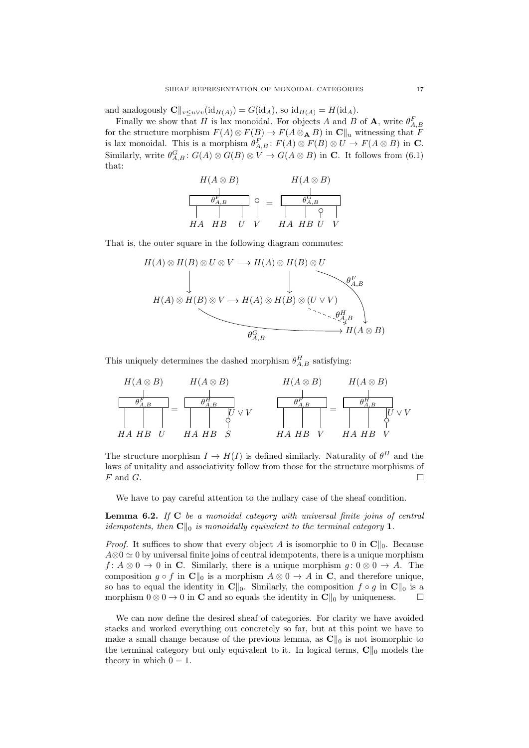and analogously $\mathbf{C}\|_{v \leq u \vee v}(\mathrm{id}_{H(A)}) = G(\mathrm{id}_A)$, so $\mathrm{id}_{H(A)} = H(\mathrm{id}_A)$.

Finally we show that $H$ is lax monoidal. For objects $A$ and $B$ of $\mathbf{A}$, write $\theta^F_{A,B}$ for the structure morphism $F(A) \otimes F(B) \to F(A \otimes_{\mathbf{A}} B)$ in $\mathbf{C}\|_u$ witnessing that $F$ is lax monoidal. This is a morphism $\theta^F_{A,B} \colon F(A) \otimes F(B) \otimes U \to F(A \otimes B)$ in $\mathbf{C}$. Similarly, write $\theta^G_{A,B} \colon G(A) \otimes G(B) \otimes V \to G(A \otimes B)$ in $\mathbf{C}$. It follows from (6.1) that:

$$\left[\theta^F_{A,B}\right](HA, HB, U) \otimes (\text{delete } V) = \left[\theta^G_{A,B}\right](HA, HB, (\text{delete } U), V) \quad : H(A\otimes B)$$

That is, the outer square in the following diagram commutes:

$$\begin{array}{ccc}
H(A) \otimes H(B) \otimes U \otimes V & \longrightarrow & H(A) \otimes H(B) \otimes U \\
\downarrow & & \downarrow \\
H(A) \otimes H(B) \otimes V & \longrightarrow & H(A) \otimes H(B) \otimes (U \vee V)
\end{array}$$

with $\theta^F_{A,B} \colon H(A) \otimes H(B) \otimes U \to H(A \otimes B)$, $\theta^G_{A,B} \colon H(A) \otimes H(B) \otimes V \to H(A \otimes B)$, and the dashed morphism $\theta^H_{A,B} \colon H(A) \otimes H(B) \otimes (U \vee V) \dashrightarrow H(A \otimes B)$.

This uniquely determines the dashed morphism $\theta^H_{A,B}$ satisfying:

$$\left[\theta^F_{A,B}\right](HA, HB, U) = \left[\theta^H_{A,B}\right](HA, HB, U \vee V \leftarrow S) \qquad \left[\theta^F_{A,B}\right](HA, HB, V) = \left[\theta^H_{A,B}\right](HA, HB, U \vee V \leftarrow V)$$

The structure morphism $I \to H(I)$ is defined similarly. Naturality of $\theta^H$ and the laws of unitality and associativity follow from those for the structure morphisms of $F$ and $G$. $\square$

We have to pay careful attention to the nullary case of the sheaf condition.

**Lemma 6.2.** *If $\mathbf{C}$ be a monoidal category with universal finite joins of central idempotents, then $\mathbf{C}\|_0$ is monoidally equivalent to the terminal category $\mathbf{1}$.*

*Proof.* It suffices to show that every object $A$ is isomorphic to $0$ in $\mathbf{C}\|_0$. Because $A \otimes 0 \simeq 0$ by universal finite joins of central idempotents, there is a unique morphism $f \colon A \otimes 0 \to 0$ in $\mathbf{C}$. Similarly, there is a unique morphism $g \colon 0 \otimes 0 \to A$. The composition $g \circ f$ in $\mathbf{C}\|_0$ is a morphism $A \otimes 0 \to A$ in $\mathbf{C}$, and therefore unique, so has to equal the identity in $\mathbf{C}\|_0$. Similarly, the composition $f \circ g$ in $\mathbf{C}\|_0$ is a morphism $0 \otimes 0 \to 0$ in $\mathbf{C}$ and so equals the identity in $\mathbf{C}\|_0$ by uniqueness. $\square$

We can now define the desired sheaf of categories. For clarity we have avoided stacks and worked everything out concretely so far, but at this point we have to make a small change because of the previous lemma, as $\mathbf{C}\|_0$ is not isomorphic to the terminal category but only equivalent to it. In logical terms, $\mathbf{C}\|_0$ models the theory in which $0 = 1$.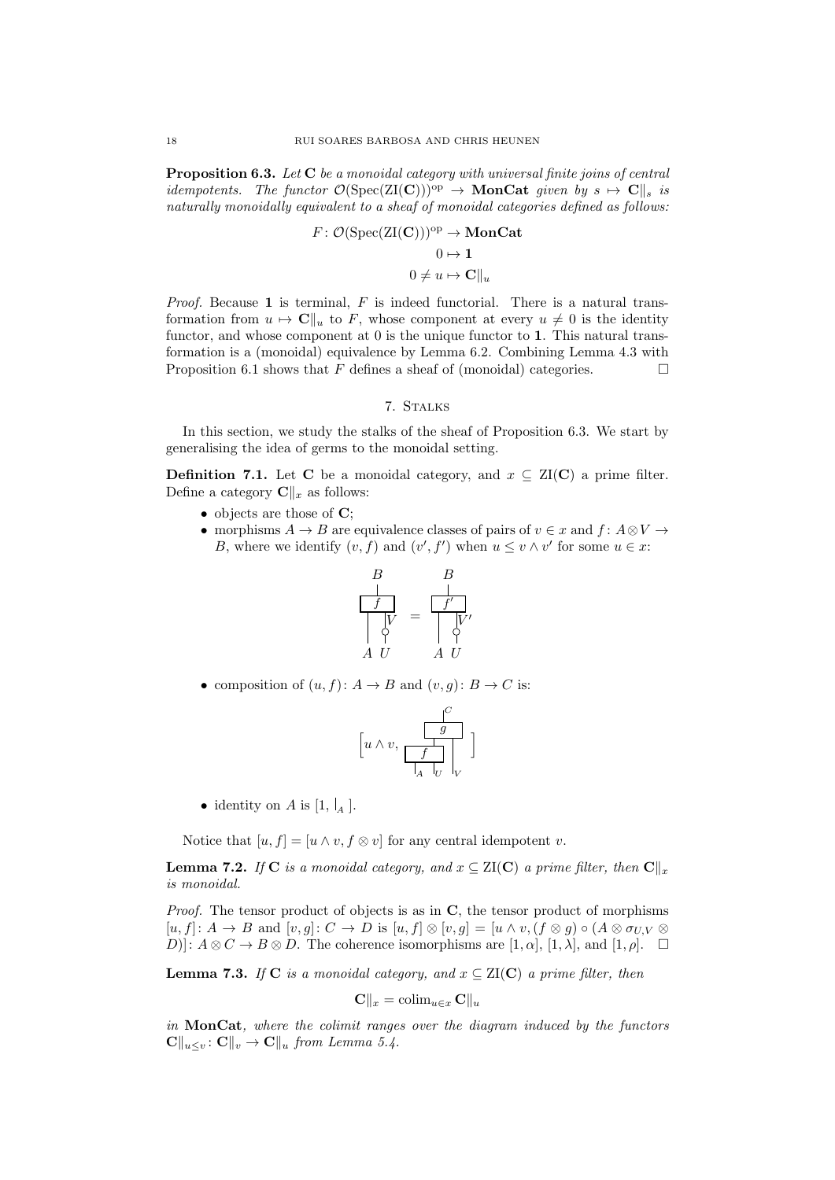**Proposition 6.3.** *Let* $\mathbf{C}$ *be a monoidal category with universal finite joins of central idempotents. The functor* $\mathcal{O}(\mathrm{Spec}(\mathrm{ZI}(\mathbf{C})))^{\mathrm{op}} \to \mathbf{MonCat}$ *given by* $s \mapsto \mathbf{C}\|_s$ *is naturally monoidally equivalent to a sheaf of monoidal categories defined as follows:*

$$F \colon \mathcal{O}(\mathrm{Spec}(\mathrm{ZI}(\mathbf{C})))^{\mathrm{op}} \to \mathbf{MonCat}$$
$$0 \mapsto \mathbf{1}$$
$$0 \neq u \mapsto \mathbf{C}\|_u$$

*Proof.* Because $\mathbf{1}$ is terminal, $F$ is indeed functorial. There is a natural transformation from $u \mapsto \mathbf{C}\|_u$ to $F$, whose component at every $u \neq 0$ is the identity functor, and whose component at $0$ is the unique functor to $\mathbf{1}$. This natural transformation is a (monoidal) equivalence by Lemma 6.2. Combining Lemma 4.3 with Proposition 6.1 shows that $F$ defines a sheaf of (monoidal) categories. □

## 7. Stalks

In this section, we study the stalks of the sheaf of Proposition 6.3. We start by generalising the idea of germs to the monoidal setting.

**Definition 7.1.** Let $\mathbf{C}$ be a monoidal category, and $x \subseteq \mathrm{ZI}(\mathbf{C})$ a prime filter. Define a category $\mathbf{C}\|_x$ as follows:

- objects are those of $\mathbf{C}$;
- morphisms $A \to B$ are equivalence classes of pairs of $v \in x$ and $f \colon A \otimes V \to B$, where we identify $(v, f)$ and $(v', f')$ when $u \leq v \wedge v'$ for some $u \in x$:

[diagram: $f$ with inputs $A$ and $V$ (where $V$ is preceded by $U$ via a node) and output $B$, equal to $f'$ with inputs $A$ and $V'$ (preceded by $U$) and output $B$]

- composition of $(u, f) \colon A \to B$ and $(v, g) \colon B \to C$ is:

$$\left[ u \wedge v, \; g \circ (f \otimes V) \right]$$

[diagram: $f$ with inputs $A$, $U$; its output fed together with $V$ into $g$ with output $C$]

- identity on $A$ is $[1, \mathrm{id}_A]$.

Notice that $[u, f] = [u \wedge v, f \otimes v]$ for any central idempotent $v$.

**Lemma 7.2.** *If* $\mathbf{C}$ *is a monoidal category, and* $x \subseteq \mathrm{ZI}(\mathbf{C})$ *a prime filter, then* $\mathbf{C}\|_x$ *is monoidal.*

*Proof.* The tensor product of objects is as in $\mathbf{C}$, the tensor product of morphisms $[u, f] \colon A \to B$ and $[v, g] \colon C \to D$ is $[u, f] \otimes [v, g] = [u \wedge v, (f \otimes g) \circ (A \otimes \sigma_{U,V} \otimes D)] \colon A \otimes C \to B \otimes D$. The coherence isomorphisms are $[1, \alpha]$, $[1, \lambda]$, and $[1, \rho]$. □

**Lemma 7.3.** *If* $\mathbf{C}$ *is a monoidal category, and* $x \subseteq \mathrm{ZI}(\mathbf{C})$ *a prime filter, then*

$$\mathbf{C}\|_x = \mathrm{colim}_{u \in x}\, \mathbf{C}\|_u$$

*in* $\mathbf{MonCat}$*, where the colimit ranges over the diagram induced by the functors* $\mathbf{C}\|_{u \leq v} \colon \mathbf{C}\|_v \to \mathbf{C}\|_u$ *from Lemma 5.4.*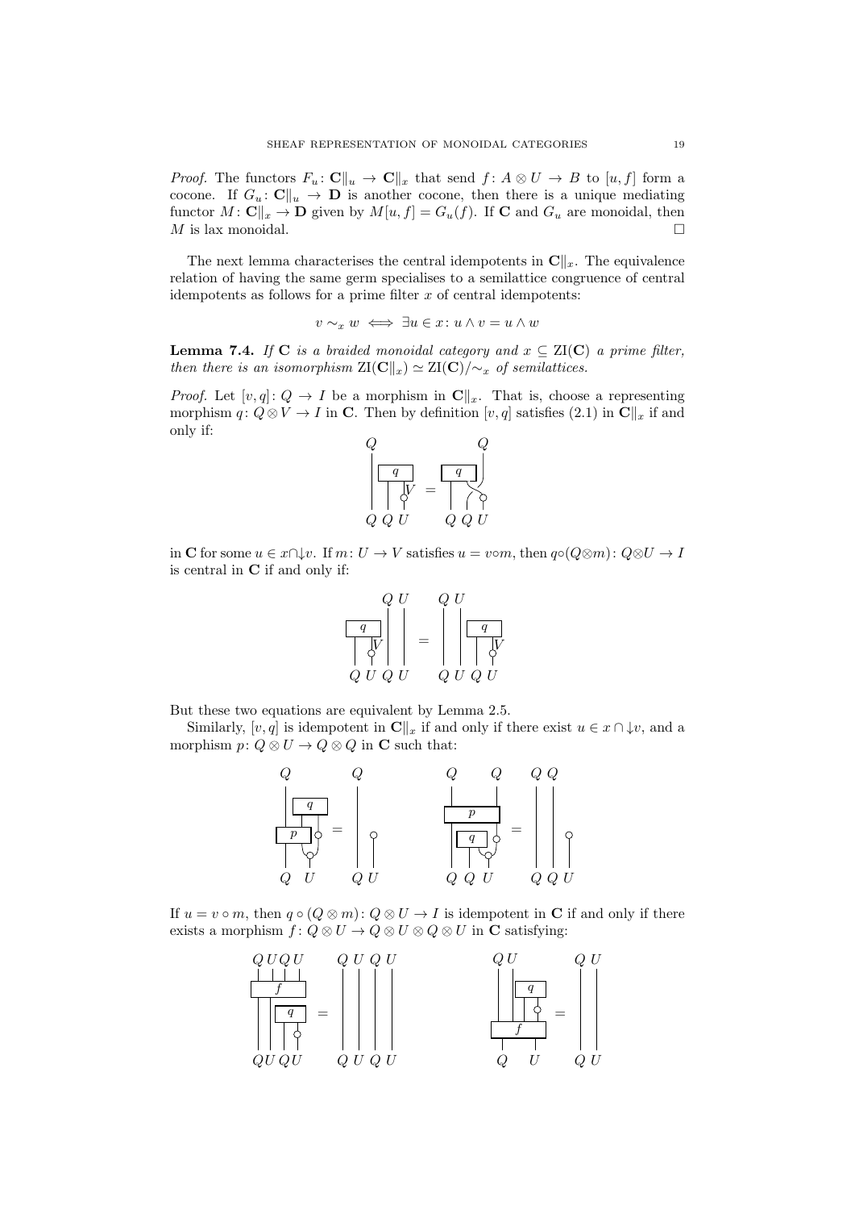*Proof.* The functors $F_u\colon \mathbf{C}\|_u \to \mathbf{C}\|_x$ that send $f\colon A\otimes U \to B$ to $[u,f]$ form a cocone. If $G_u\colon \mathbf{C}\|_u \to \mathbf{D}$ is another cocone, then there is a unique mediating functor $M\colon \mathbf{C}\|_x \to \mathbf{D}$ given by $M[u,f] = G_u(f)$. If $\mathbf{C}$ and $G_u$ are monoidal, then $M$ is lax monoidal. $\square$

The next lemma characterises the central idempotents in $\mathbf{C}\|_x$. The equivalence relation of having the same germ specialises to a semilattice congruence of central idempotents as follows for a prime filter $x$ of central idempotents:

$$v \sim_x w \iff \exists u \in x\colon u \wedge v = u \wedge w$$

**Lemma 7.4.** *If $\mathbf{C}$ is a braided monoidal category and $x \subseteq \mathrm{ZI}(\mathbf{C})$ a prime filter, then there is an isomorphism $\mathrm{ZI}(\mathbf{C}\|_x) \simeq \mathrm{ZI}(\mathbf{C})/{\sim_x}$ of semilattices.*

*Proof.* Let $[v,q]\colon Q \to I$ be a morphism in $\mathbf{C}\|_x$. That is, choose a representing morphism $q\colon Q\otimes V \to I$ in $\mathbf{C}$. Then by definition $[v,q]$ satisfies (2.1) in $\mathbf{C}\|_x$ if and only if:

in $\mathbf{C}$ for some $u \in x \cap {\downarrow} v$. If $m\colon U \to V$ satisfies $u = v\circ m$, then $q\circ(Q\otimes m)\colon Q\otimes U \to I$ is central in $\mathbf{C}$ if and only if:

But these two equations are equivalent by Lemma 2.5.

Similarly, $[v,q]$ is idempotent in $\mathbf{C}\|_x$ if and only if there exist $u \in x \cap {\downarrow} v$, and a morphism $p\colon Q\otimes U \to Q\otimes Q$ in $\mathbf{C}$ such that:

If $u = v\circ m$, then $q\circ(Q\otimes m)\colon Q\otimes U \to I$ is idempotent in $\mathbf{C}$ if and only if there exists a morphism $f\colon Q\otimes U \to Q\otimes U\otimes Q\otimes U$ in $\mathbf{C}$ satisfying: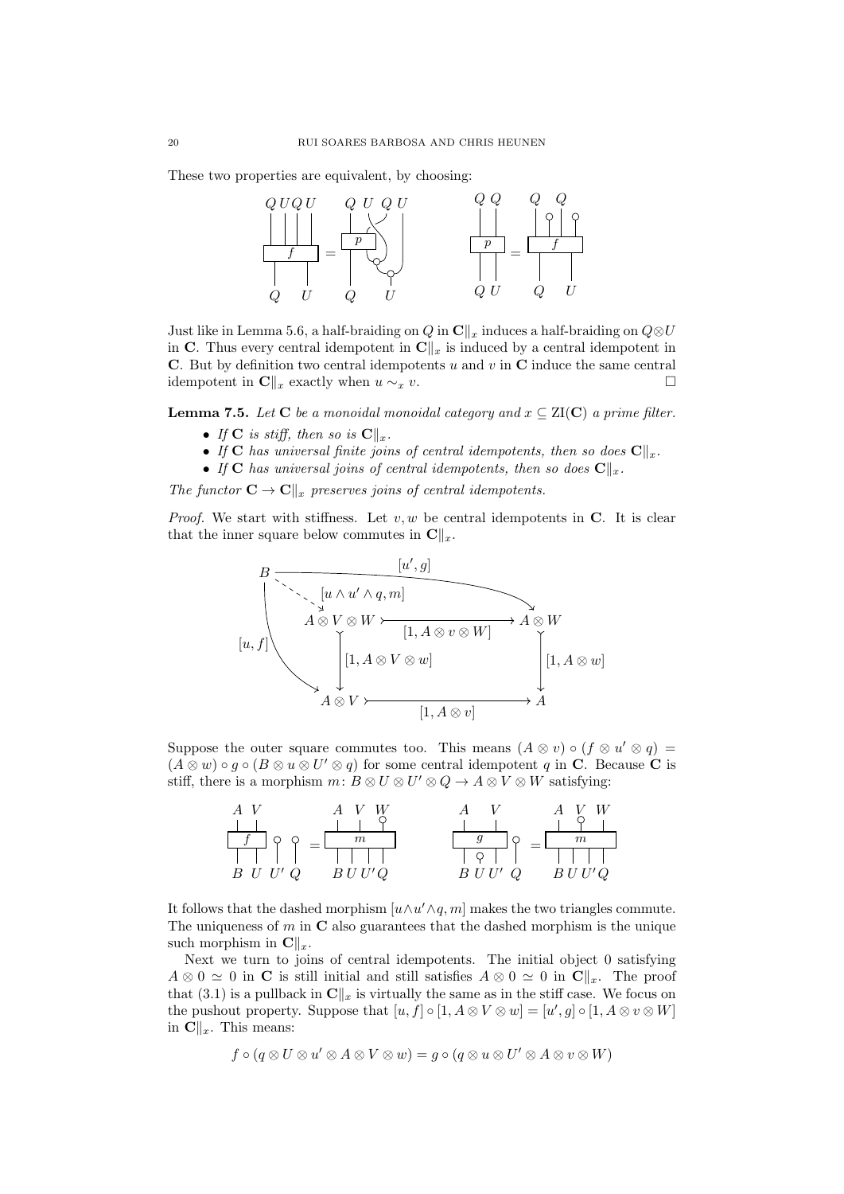These two properties are equivalent, by choosing:

Just like in Lemma 5.6, a half-braiding on $Q$ in $\mathbf{C}\|_x$ induces a half-braiding on $Q \otimes U$ in $\mathbf{C}$. Thus every central idempotent in $\mathbf{C}\|_x$ is induced by a central idempotent in $\mathbf{C}$. But by definition two central idempotents $u$ and $v$ in $\mathbf{C}$ induce the same central idempotent in $\mathbf{C}\|_x$ exactly when $u \sim_x v$. □

**Lemma 7.5.** *Let $\mathbf{C}$ be a monoidal monoidal category and $x \subseteq \mathrm{ZI}(\mathbf{C})$ a prime filter.*

- *If $\mathbf{C}$ is stiff, then so is $\mathbf{C}\|_x$.*
- *If $\mathbf{C}$ has universal finite joins of central idempotents, then so does $\mathbf{C}\|_x$.*
- *If $\mathbf{C}$ has universal joins of central idempotents, then so does $\mathbf{C}\|_x$.*

*The functor $\mathbf{C} \to \mathbf{C}\|_x$ preserves joins of central idempotents.*

*Proof.* We start with stiffness. Let $v, w$ be central idempotents in $\mathbf{C}$. It is clear that the inner square below commutes in $\mathbf{C}\|_x$.

$$
\begin{array}{ccc}
B & \xrightarrow{[u',g]} & A \otimes W \\
& \searrow^{[u \wedge u' \wedge q, m]} & \\
& A \otimes V \otimes W \xrightarrow{[1, A \otimes v \otimes W]} & A \otimes W \\
{[u,f]} & \downarrow [1, A \otimes V \otimes w] & \downarrow [1, A \otimes w] \\
& A \otimes V \xrightarrow{[1, A \otimes v]} & A
\end{array}
$$

Suppose the outer square commutes too. This means $(A \otimes v) \circ (f \otimes u' \otimes q) = (A \otimes w) \circ g \circ (B \otimes u \otimes U' \otimes q)$ for some central idempotent $q$ in $\mathbf{C}$. Because $\mathbf{C}$ is stiff, there is a morphism $m \colon B \otimes U \otimes U' \otimes Q \to A \otimes V \otimes W$ satisfying:

It follows that the dashed morphism $[u \wedge u' \wedge q, m]$ makes the two triangles commute. The uniqueness of $m$ in $\mathbf{C}$ also guarantees that the dashed morphism is the unique such morphism in $\mathbf{C}\|_x$.

Next we turn to joins of central idempotents. The initial object 0 satisfying $A \otimes 0 \simeq 0$ in $\mathbf{C}$ is still initial and still satisfies $A \otimes 0 \simeq 0$ in $\mathbf{C}\|_x$. The proof that (3.1) is a pullback in $\mathbf{C}\|_x$ is virtually the same as in the stiff case. We focus on the pushout property. Suppose that $[u, f] \circ [1, A \otimes V \otimes w] = [u', g] \circ [1, A \otimes v \otimes W]$ in $\mathbf{C}\|_x$. This means:

$$f \circ (q \otimes U \otimes u' \otimes A \otimes V \otimes w) = g \circ (q \otimes u \otimes U' \otimes A \otimes v \otimes W)$$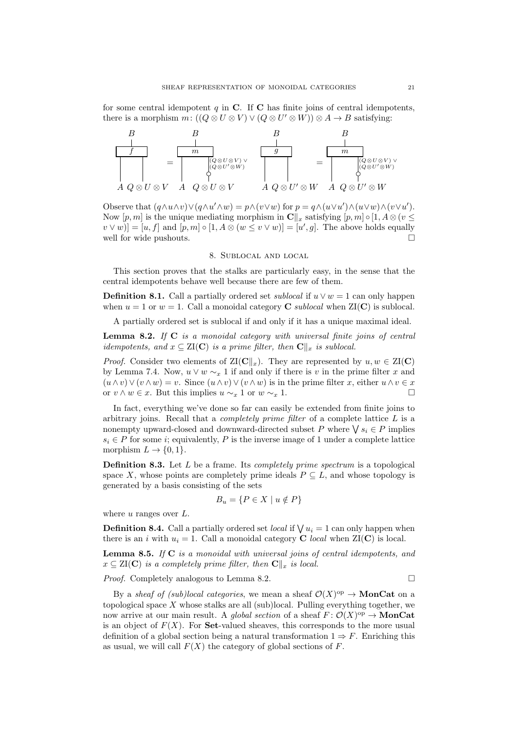for some central idempotent $q$ in $\mathbf{C}$. If $\mathbf{C}$ has finite joins of central idempotents, there is a morphism $m\colon ((Q \otimes U \otimes V) \vee (Q \otimes U' \otimes W)) \otimes A \to B$ satisfying:

$$
f \text{ (from } A,\ Q\otimes U\otimes V \text{ to } B) \;=\; m \circ \big(A \otimes (Q\otimes U\otimes V \to (Q\otimes U\otimes V)\vee(Q\otimes U'\otimes W))\big)
\qquad
g \text{ (from } A,\ Q\otimes U'\otimes W \text{ to } B) \;=\; m \circ \big(A \otimes (Q\otimes U'\otimes W \to (Q\otimes U\otimes V)\vee(Q\otimes U'\otimes W))\big)
$$

Observe that $(q \wedge u \wedge v) \vee (q \wedge u' \wedge w) = p \wedge (v \vee w)$ for $p = q \wedge (u \vee u') \wedge (u \vee w) \wedge (v \vee u')$. Now $[p, m]$ is the unique mediating morphism in $\mathbf{C}\|_x$ satisfying $[p, m] \circ [1, A \otimes (v \leq v \vee w)] = [u, f]$ and $[p, m] \circ [1, A \otimes (w \leq v \vee w)] = [u', g]$. The above holds equally well for wide pushouts. $\square$

## 8. Sublocal and local

This section proves that the stalks are particularly easy, in the sense that the central idempotents behave well because there are few of them.

**Definition 8.1.** Call a partially ordered set *sublocal* if $u \vee w = 1$ can only happen when $u = 1$ or $w = 1$. Call a monoidal category $\mathbf{C}$ *sublocal* when $\mathrm{ZI}(\mathbf{C})$ is sublocal.

A partially ordered set is sublocal if and only if it has a unique maximal ideal.

**Lemma 8.2.** *If $\mathbf{C}$ is a monoidal category with universal finite joins of central idempotents, and $x \subseteq \mathrm{ZI}(\mathbf{C})$ is a prime filter, then $\mathbf{C}\|_x$ is sublocal.*

*Proof.* Consider two elements of $\mathrm{ZI}(\mathbf{C}\|_x)$. They are represented by $u, w \in \mathrm{ZI}(\mathbf{C})$ by Lemma 7.4. Now, $u \vee w \sim_x 1$ if and only if there is $v$ in the prime filter $x$ and $(u \wedge v) \vee (v \wedge w) = v$. Since $(u \wedge v) \vee (v \wedge w)$ is in the prime filter $x$, either $u \wedge v \in x$ or $v \wedge w \in x$. But this implies $u \sim_x 1$ or $w \sim_x 1$. $\square$

In fact, everything we've done so far can easily be extended from finite joins to arbitrary joins. Recall that a *completely prime filter* of a complete lattice $L$ is a nonempty upward-closed and downward-directed subset $P$ where $\bigvee s_i \in P$ implies $s_i \in P$ for some $i$; equivalently, $P$ is the inverse image of $1$ under a complete lattice morphism $L \to \{0, 1\}$.

**Definition 8.3.** Let $L$ be a frame. Its *completely prime spectrum* is a topological space $X$, whose points are completely prime ideals $P \subseteq L$, and whose topology is generated by a basis consisting of the sets

$$B_u = \{P \in X \mid u \notin P\}$$

where $u$ ranges over $L$.

**Definition 8.4.** Call a partially ordered set *local* if $\bigvee u_i = 1$ can only happen when there is an $i$ with $u_i = 1$. Call a monoidal category $\mathbf{C}$ *local* when $\mathrm{ZI}(\mathbf{C})$ is local.

**Lemma 8.5.** *If $\mathbf{C}$ is a monoidal with universal joins of central idempotents, and $x \subseteq \mathrm{ZI}(\mathbf{C})$ is a completely prime filter, then $\mathbf{C}\|_x$ is local.*

*Proof.* Completely analogous to Lemma 8.2. $\square$

By a *sheaf of (sub)local categories*, we mean a sheaf $\mathcal{O}(X)^{\mathrm{op}} \to \mathbf{MonCat}$ on a topological space $X$ whose stalks are all (sub)local. Pulling everything together, we now arrive at our main result. A *global section* of a sheaf $F\colon \mathcal{O}(X)^{\mathrm{op}} \to \mathbf{MonCat}$ is an object of $F(X)$. For $\mathbf{Set}$-valued sheaves, this corresponds to the more usual definition of a global section being a natural transformation $1 \Rightarrow F$. Enriching this as usual, we will call $F(X)$ the category of global sections of $F$.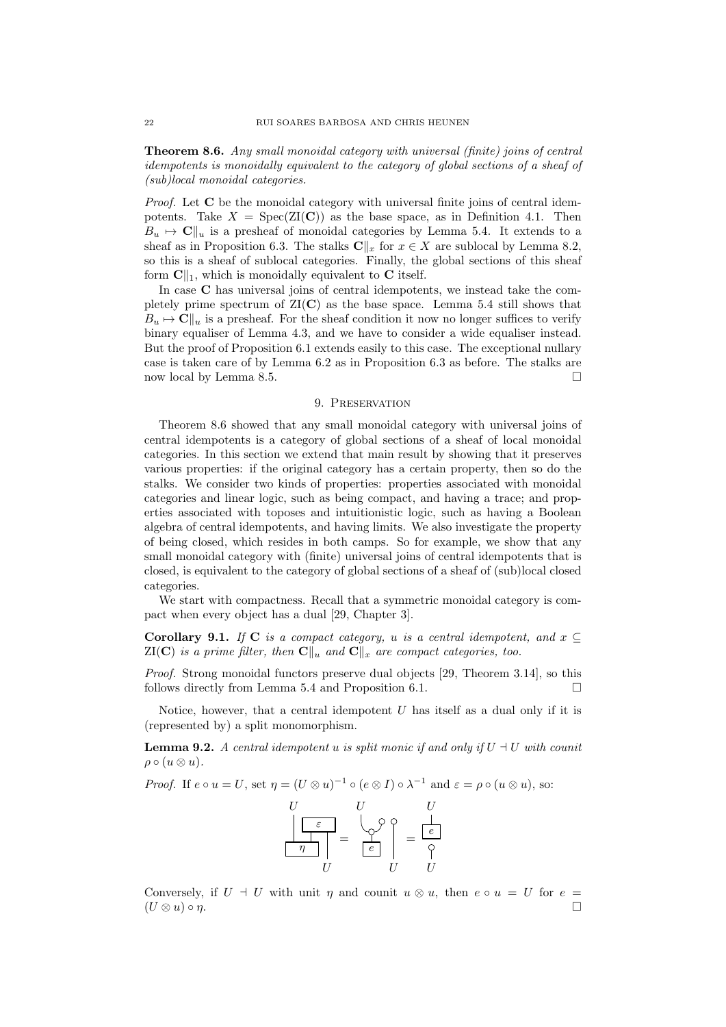**Theorem 8.6.** *Any small monoidal category with universal (finite) joins of central idempotents is monoidally equivalent to the category of global sections of a sheaf of (sub)local monoidal categories.*

*Proof.* Let $\mathbf{C}$ be the monoidal category with universal finite joins of central idempotents. Take $X = \mathrm{Spec}(\mathrm{ZI}(\mathbf{C}))$ as the base space, as in Definition 4.1. Then $B_u \mapsto \mathbf{C}\|_u$ is a presheaf of monoidal categories by Lemma 5.4. It extends to a sheaf as in Proposition 6.3. The stalks $\mathbf{C}\|_x$ for $x \in X$ are sublocal by Lemma 8.2, so this is a sheaf of sublocal categories. Finally, the global sections of this sheaf form $\mathbf{C}\|_1$, which is monoidally equivalent to $\mathbf{C}$ itself.

In case $\mathbf{C}$ has universal joins of central idempotents, we instead take the completely prime spectrum of $\mathrm{ZI}(\mathbf{C})$ as the base space. Lemma 5.4 still shows that $B_u \mapsto \mathbf{C}\|_u$ is a presheaf. For the sheaf condition it now no longer suffices to verify binary equaliser of Lemma 4.3, and we have to consider a wide equaliser instead. But the proof of Proposition 6.1 extends easily to this case. The exceptional nullary case is taken care of by Lemma 6.2 as in Proposition 6.3 as before. The stalks are now local by Lemma 8.5. □

## 9. Preservation

Theorem 8.6 showed that any small monoidal category with universal joins of central idempotents is a category of global sections of a sheaf of local monoidal categories. In this section we extend that main result by showing that it preserves various properties: if the original category has a certain property, then so do the stalks. We consider two kinds of properties: properties associated with monoidal categories and linear logic, such as being compact, and having a trace; and properties associated with toposes and intuitionistic logic, such as having a Boolean algebra of central idempotents, and having limits. We also investigate the property of being closed, which resides in both camps. So for example, we show that any small monoidal category with (finite) universal joins of central idempotents that is closed, is equivalent to the category of global sections of a sheaf of (sub)local closed categories.

We start with compactness. Recall that a symmetric monoidal category is compact when every object has a dual [29, Chapter 3].

**Corollary 9.1.** *If $\mathbf{C}$ is a compact category, $u$ is a central idempotent, and $x \subseteq \mathrm{ZI}(\mathbf{C})$ is a prime filter, then $\mathbf{C}\|_u$ and $\mathbf{C}\|_x$ are compact categories, too.*

*Proof.* Strong monoidal functors preserve dual objects [29, Theorem 3.14], so this follows directly from Lemma 5.4 and Proposition 6.1. □

Notice, however, that a central idempotent $U$ has itself as a dual only if it is (represented by) a split monomorphism.

**Lemma 9.2.** *A central idempotent $u$ is split monic if and only if $U \dashv U$ with counit $\rho \circ (u \otimes u)$.*

*Proof.* If $e \circ u = U$, set $\eta = (U \otimes u)^{-1} \circ (e \otimes I) \circ \lambda^{-1}$ and $\varepsilon = \rho \circ (u \otimes u)$, so:

[diagram]

Conversely, if $U \dashv U$ with unit $\eta$ and counit $u \otimes u$, then $e \circ u = U$ for $e = (U \otimes u) \circ \eta$. □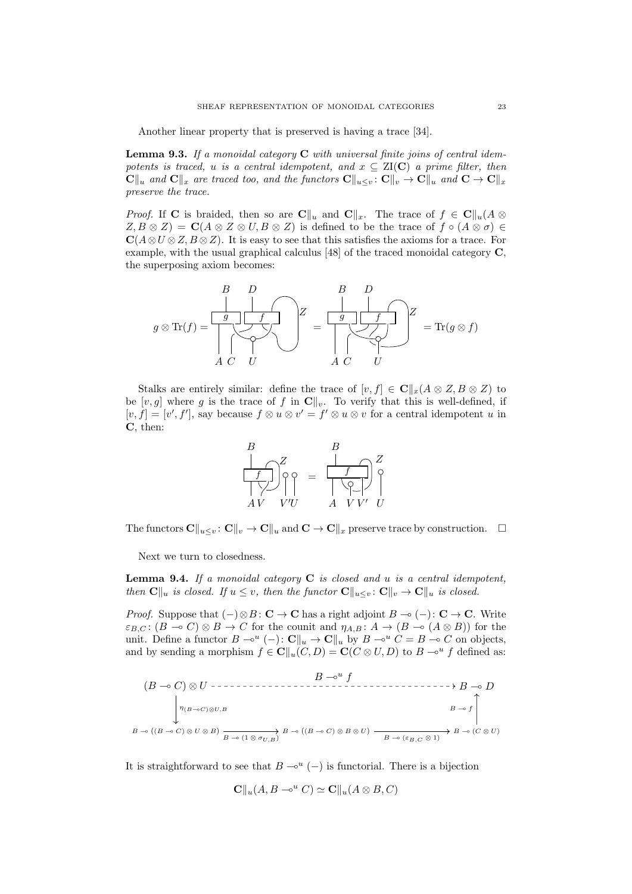Another linear property that is preserved is having a trace [34].

**Lemma 9.3.** *If a monoidal category* $\mathbf{C}$ *with universal finite joins of central idempotents is traced,* $u$ *is a central idempotent, and* $x \subseteq \mathrm{ZI}(\mathbf{C})$ *a prime filter, then* $\mathbf{C}\|_u$ *and* $\mathbf{C}\|_x$ *are traced too, and the functors* $\mathbf{C}\|_{u\leq v} \colon \mathbf{C}\|_v \to \mathbf{C}\|_u$ *and* $\mathbf{C} \to \mathbf{C}\|_x$ *preserve the trace.*

*Proof.* If $\mathbf{C}$ is braided, then so are $\mathbf{C}\|_u$ and $\mathbf{C}\|_x$. The trace of $f \in \mathbf{C}\|_u(A \otimes Z, B \otimes Z) = \mathbf{C}(A \otimes Z \otimes U, B \otimes Z)$ is defined to be the trace of $f \circ (A \otimes \sigma) \in \mathbf{C}(A \otimes U \otimes Z, B \otimes Z)$. It is easy to see that this satisfies the axioms for a trace. For example, with the usual graphical calculus [48] of the traced monoidal category $\mathbf{C}$, the superposing axiom becomes:

$$g \otimes \mathrm{Tr}(f) = [\text{diagram}] = [\text{diagram}] = \mathrm{Tr}(g \otimes f)$$

Stalks are entirely similar: define the trace of $[v, f] \in \mathbf{C}\|_x(A \otimes Z, B \otimes Z)$ to be $[v, g]$ where $g$ is the trace of $f$ in $\mathbf{C}\|_v$. To verify that this is well-defined, if $[v, f] = [v', f']$, say because $f \otimes u \otimes v' = f' \otimes u \otimes v$ for a central idempotent $u$ in $\mathbf{C}$, then:

$$[\text{diagram}] = [\text{diagram}]$$

The functors $\mathbf{C}\|_{u\leq v} \colon \mathbf{C}\|_v \to \mathbf{C}\|_u$ and $\mathbf{C} \to \mathbf{C}\|_x$ preserve trace by construction. $\square$

Next we turn to closedness.

**Lemma 9.4.** *If a monoidal category* $\mathbf{C}$ *is closed and* $u$ *is a central idempotent, then* $\mathbf{C}\|_u$ *is closed. If* $u \leq v$*, then the functor* $\mathbf{C}\|_{u\leq v} \colon \mathbf{C}\|_v \to \mathbf{C}\|_u$ *is closed.*

*Proof.* Suppose that $(-) \otimes B \colon \mathbf{C} \to \mathbf{C}$ has a right adjoint $B \multimap (-) \colon \mathbf{C} \to \mathbf{C}$. Write $\varepsilon_{B,C} \colon (B \multimap C) \otimes B \to C$ for the counit and $\eta_{A,B} \colon A \to (B \multimap (A \otimes B))$ for the unit. Define a functor $B \multimap^u (-) \colon \mathbf{C}\|_u \to \mathbf{C}\|_u$ by $B \multimap^u C = B \multimap C$ on objects, and by sending a morphism $f \in \mathbf{C}\|_u(C, D) = \mathbf{C}(C \otimes U, D)$ to $B \multimap^u f$ defined as:

$$\begin{array}{ccccc}
(B \multimap C) \otimes U & \xrightarrow{\quad B \multimap^u f \quad} & & & B \multimap D \\
\downarrow{\scriptstyle \eta_{(B\multimap C)\otimes U, B}} & & & & \uparrow{\scriptstyle B \multimap f} \\
B \multimap ((B \multimap C) \otimes U \otimes B) & \xrightarrow{B \multimap (1 \otimes \sigma_{U,B})} & B \multimap ((B \multimap C) \otimes B \otimes U) & \xrightarrow{B \multimap (\varepsilon_{B,C} \otimes 1)} & B \multimap (C \otimes U)
\end{array}$$

It is straightforward to see that $B \multimap^u (-)$ is functorial. There is a bijection

$$\mathbf{C}\|_u(A, B \multimap^u C) \simeq \mathbf{C}\|_u(A \otimes B, C)$$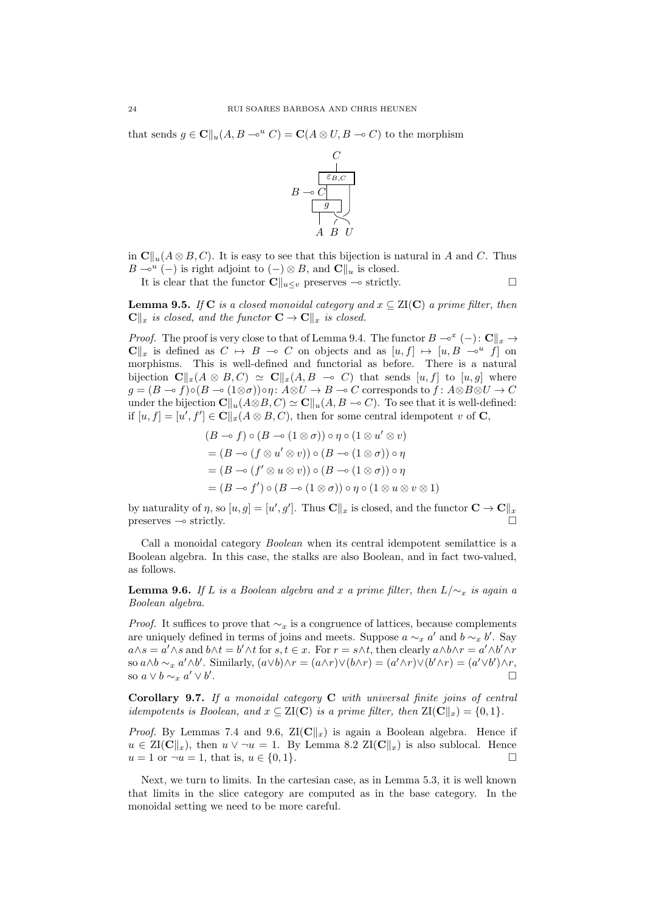that sends $g \in \mathbf{C}\|_u(A, B \multimap^u C) = \mathbf{C}(A \otimes U, B \multimap C)$ to the morphism

in $\mathbf{C}\|_u(A \otimes B, C)$. It is easy to see that this bijection is natural in $A$ and $C$. Thus $B \multimap^u (-)$ is right adjoint to $(-) \otimes B$, and $\mathbf{C}\|_u$ is closed.

It is clear that the functor $\mathbf{C}\|_{u \leq v}$ preserves $\multimap$ strictly. $\square$

**Lemma 9.5.** *If $\mathbf{C}$ is a closed monoidal category and $x \subseteq \mathrm{ZI}(\mathbf{C})$ a prime filter, then $\mathbf{C}\|_x$ is closed, and the functor $\mathbf{C} \to \mathbf{C}\|_x$ is closed.*

*Proof.* The proof is very close to that of Lemma 9.4. The functor $B \multimap^x (-) \colon \mathbf{C}\|_x \to \mathbf{C}\|_x$ is defined as $C \mapsto B \multimap C$ on objects and as $[u, f] \mapsto [u, B \multimap^u f]$ on morphisms. This is well-defined and functorial as before. There is a natural bijection $\mathbf{C}\|_x(A \otimes B, C) \simeq \mathbf{C}\|_x(A, B \multimap C)$ that sends $[u, f]$ to $[u, g]$ where $g = (B \multimap f) \circ (B \multimap (1 \otimes \sigma)) \circ \eta \colon A \otimes U \to B \multimap C$ corresponds to $f \colon A \otimes B \otimes U \to C$ under the bijection $\mathbf{C}\|_u(A \otimes B, C) \simeq \mathbf{C}\|_u(A, B \multimap C)$. To see that it is well-defined: if $[u, f] = [u', f'] \in \mathbf{C}\|_x(A \otimes B, C)$, then for some central idempotent $v$ of $\mathbf{C}$,

$$
\begin{aligned}
&(B \multimap f) \circ (B \multimap (1 \otimes \sigma)) \circ \eta \circ (1 \otimes u' \otimes v) \\
&= (B \multimap (f \otimes u' \otimes v)) \circ (B \multimap (1 \otimes \sigma)) \circ \eta \\
&= (B \multimap (f' \otimes u \otimes v)) \circ (B \multimap (1 \otimes \sigma)) \circ \eta \\
&= (B \multimap f') \circ (B \multimap (1 \otimes \sigma)) \circ \eta \circ (1 \otimes u \otimes v \otimes 1)
\end{aligned}
$$

by naturality of $\eta$, so $[u, g] = [u', g']$. Thus $\mathbf{C}\|_x$ is closed, and the functor $\mathbf{C} \to \mathbf{C}\|_x$ preserves $\multimap$ strictly. $\square$

Call a monoidal category *Boolean* when its central idempotent semilattice is a Boolean algebra. In this case, the stalks are also Boolean, and in fact two-valued, as follows.

**Lemma 9.6.** *If $L$ is a Boolean algebra and $x$ a prime filter, then $L/{\sim_x}$ is again a Boolean algebra.*

*Proof.* It suffices to prove that $\sim_x$ is a congruence of lattices, because complements are uniquely defined in terms of joins and meets. Suppose $a \sim_x a'$ and $b \sim_x b'$. Say $a \wedge s = a' \wedge s$ and $b \wedge t = b' \wedge t$ for $s, t \in x$. For $r = s \wedge t$, then clearly $a \wedge b \wedge r = a' \wedge b' \wedge r$ so $a \wedge b \sim_x a' \wedge b'$. Similarly, $(a \vee b) \wedge r = (a \wedge r) \vee (b \wedge r) = (a' \wedge r) \vee (b' \wedge r) = (a' \vee b') \wedge r$, so $a \vee b \sim_x a' \vee b'$. $\square$

**Corollary 9.7.** *If a monoidal category $\mathbf{C}$ with universal finite joins of central idempotents is Boolean, and $x \subseteq \mathrm{ZI}(\mathbf{C})$ is a prime filter, then $\mathrm{ZI}(\mathbf{C}\|_x) = \{0, 1\}$.*

*Proof.* By Lemmas 7.4 and 9.6, $\mathrm{ZI}(\mathbf{C}\|_x)$ is again a Boolean algebra. Hence if $u \in \mathrm{ZI}(\mathbf{C}\|_x)$, then $u \vee \neg u = 1$. By Lemma 8.2 $\mathrm{ZI}(\mathbf{C}\|_x)$ is also sublocal. Hence $u = 1$ or $\neg u = 1$, that is, $u \in \{0, 1\}$. $\square$

Next, we turn to limits. In the cartesian case, as in Lemma 5.3, it is well known that limits in the slice category are computed as in the base category. In the monoidal setting we need to be more careful.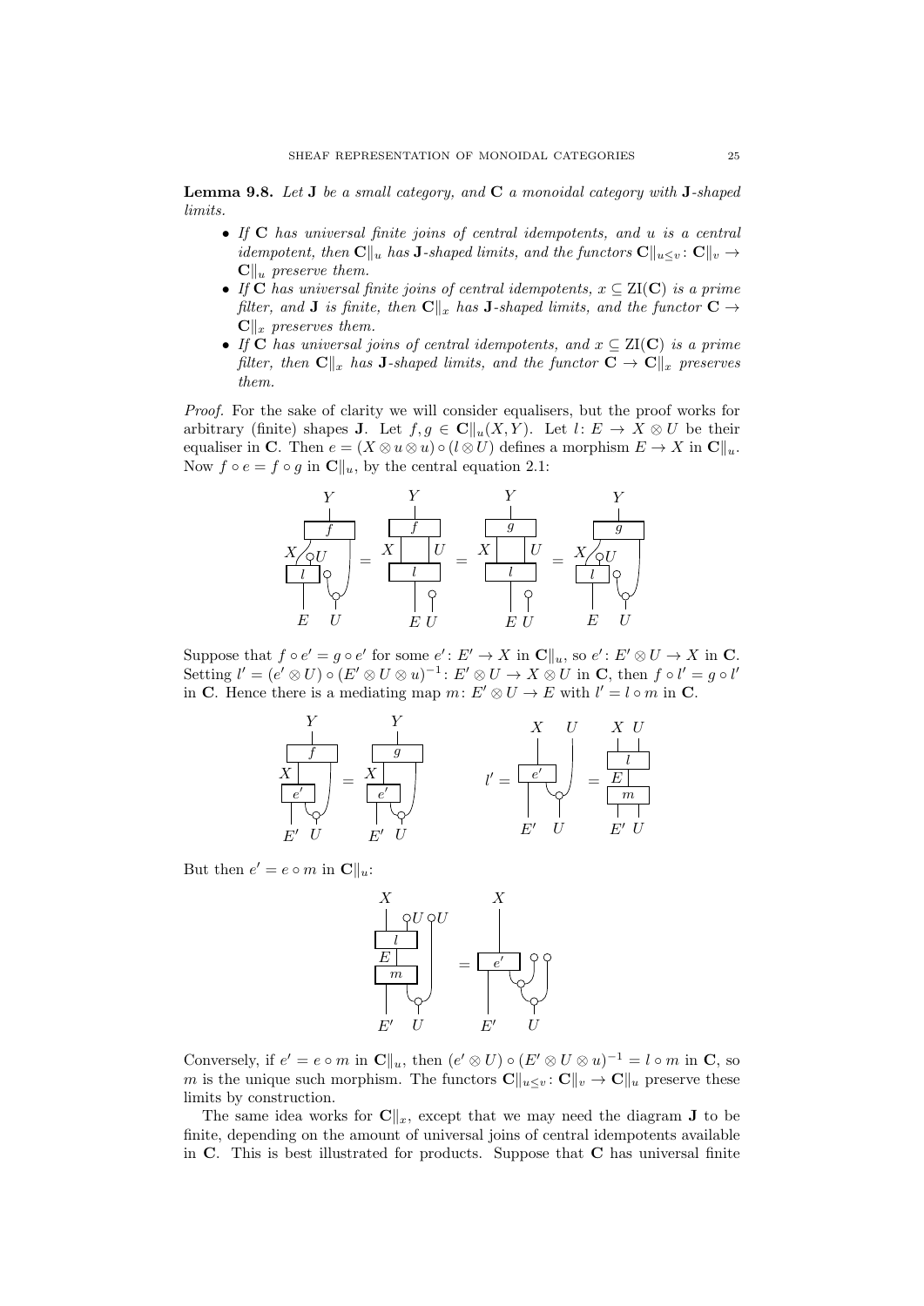**Lemma 9.8.** *Let* $\mathbf{J}$ *be a small category, and* $\mathbf{C}$ *a monoidal category with* $\mathbf{J}$*-shaped limits.*

- *If* $\mathbf{C}$ *has universal finite joins of central idempotents, and* $u$ *is a central idempotent, then* $\mathbf{C}\|_u$ *has* $\mathbf{J}$*-shaped limits, and the functors* $\mathbf{C}\|_{u\leq v}\colon \mathbf{C}\|_v \to \mathbf{C}\|_u$ *preserve them.*
- *If* $\mathbf{C}$ *has universal finite joins of central idempotents,* $x \subseteq \mathrm{ZI}(\mathbf{C})$ *is a prime filter, and* $\mathbf{J}$ *is finite, then* $\mathbf{C}\|_x$ *has* $\mathbf{J}$*-shaped limits, and the functor* $\mathbf{C} \to \mathbf{C}\|_x$ *preserves them.*
- *If* $\mathbf{C}$ *has universal joins of central idempotents, and* $x \subseteq \mathrm{ZI}(\mathbf{C})$ *is a prime filter, then* $\mathbf{C}\|_x$ *has* $\mathbf{J}$*-shaped limits, and the functor* $\mathbf{C} \to \mathbf{C}\|_x$ *preserves them.*

*Proof.* For the sake of clarity we will consider equalisers, but the proof works for arbitrary (finite) shapes $\mathbf{J}$. Let $f, g \in \mathbf{C}\|_u(X,Y)$. Let $l\colon E \to X \otimes U$ be their equaliser in $\mathbf{C}$. Then $e = (X \otimes u \otimes u) \circ (l \otimes U)$ defines a morphism $E \to X$ in $\mathbf{C}\|_u$. Now $f \circ e = f \circ g$ in $\mathbf{C}\|_u$, by the central equation 2.1:

Suppose that $f \circ e' = g \circ e'$ for some $e'\colon E' \to X$ in $\mathbf{C}\|_u$, so $e'\colon E' \otimes U \to X$ in $\mathbf{C}$. Setting $l' = (e' \otimes U) \circ (E' \otimes U \otimes u)^{-1}\colon E' \otimes U \to X \otimes U$ in $\mathbf{C}$, then $f \circ l' = g \circ l'$ in $\mathbf{C}$. Hence there is a mediating map $m\colon E' \otimes U \to E$ with $l' = l \circ m$ in $\mathbf{C}$.

But then $e' = e \circ m$ in $\mathbf{C}\|_u$:

Conversely, if $e' = e \circ m$ in $\mathbf{C}\|_u$, then $(e' \otimes U) \circ (E' \otimes U \otimes u)^{-1} = l \circ m$ in $\mathbf{C}$, so $m$ is the unique such morphism. The functors $\mathbf{C}\|_{u\leq v}\colon \mathbf{C}\|_v \to \mathbf{C}\|_u$ preserve these limits by construction.

The same idea works for $\mathbf{C}\|_x$, except that we may need the diagram $\mathbf{J}$ to be finite, depending on the amount of universal joins of central idempotents available in $\mathbf{C}$. This is best illustrated for products. Suppose that $\mathbf{C}$ has universal finite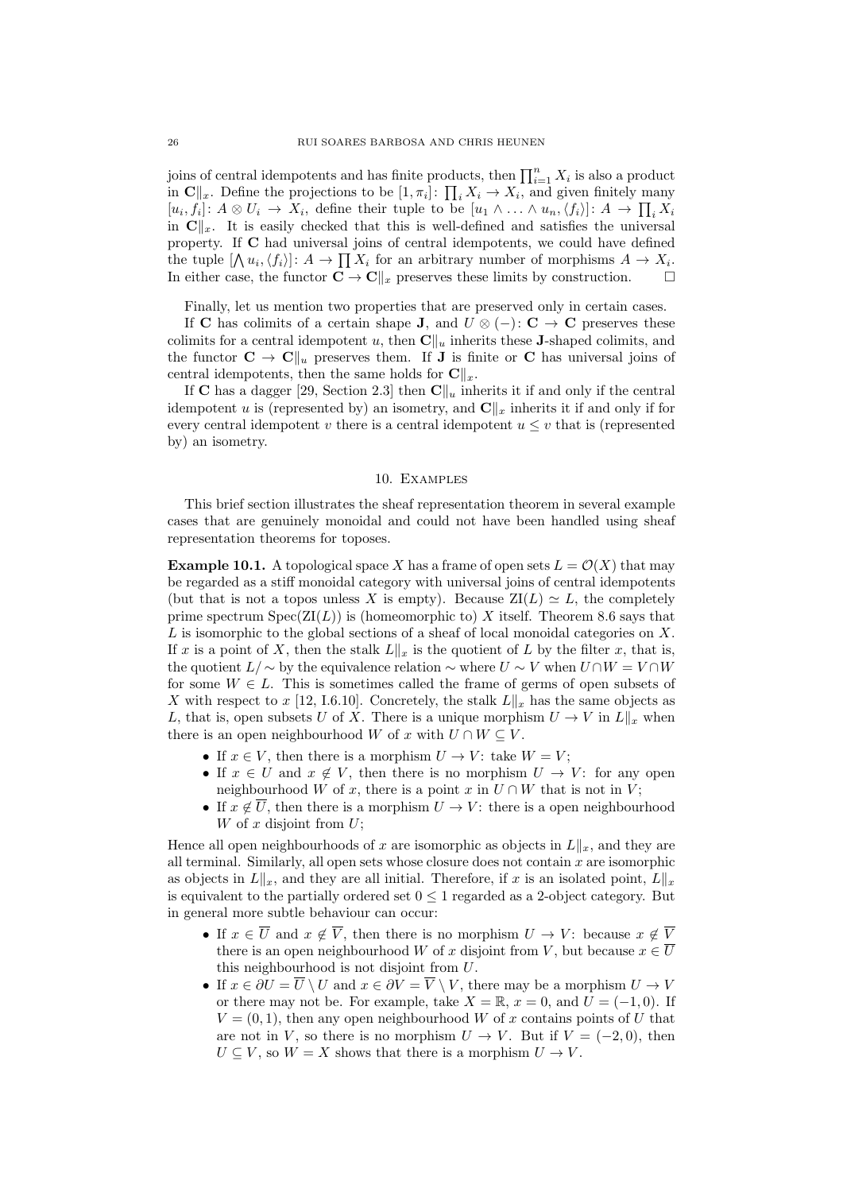joins of central idempotents and has finite products, then $\prod_{i=1}^n X_i$ is also a product in $\mathbf{C}\|_x$. Define the projections to be $[1, \pi_i]\colon \prod_i X_i \to X_i$, and given finitely many $[u_i, f_i]\colon A \otimes U_i \to X_i$, define their tuple to be $[u_1 \wedge \ldots \wedge u_n, \langle f_i \rangle]\colon A \to \prod_i X_i$ in $\mathbf{C}\|_x$. It is easily checked that this is well-defined and satisfies the universal property. If $\mathbf{C}$ had universal joins of central idempotents, we could have defined the tuple $[\bigwedge u_i, \langle f_i \rangle]\colon A \to \prod X_i$ for an arbitrary number of morphisms $A \to X_i$. In either case, the functor $\mathbf{C} \to \mathbf{C}\|_x$ preserves these limits by construction. □

Finally, let us mention two properties that are preserved only in certain cases.

If $\mathbf{C}$ has colimits of a certain shape $\mathbf{J}$, and $U \otimes (-)\colon \mathbf{C} \to \mathbf{C}$ preserves these colimits for a central idempotent $u$, then $\mathbf{C}\|_u$ inherits these $\mathbf{J}$-shaped colimits, and the functor $\mathbf{C} \to \mathbf{C}\|_u$ preserves them. If $\mathbf{J}$ is finite or $\mathbf{C}$ has universal joins of central idempotents, then the same holds for $\mathbf{C}\|_x$.

If $\mathbf{C}$ has a dagger [29, Section 2.3] then $\mathbf{C}\|_u$ inherits it if and only if the central idempotent $u$ is (represented by) an isometry, and $\mathbf{C}\|_x$ inherits it if and only if for every central idempotent $v$ there is a central idempotent $u \leq v$ that is (represented by) an isometry.

## 10. Examples

This brief section illustrates the sheaf representation theorem in several example cases that are genuinely monoidal and could not have been handled using sheaf representation theorems for toposes.

**Example 10.1.** A topological space $X$ has a frame of open sets $L = \mathcal{O}(X)$ that may be regarded as a stiff monoidal category with universal joins of central idempotents (but that is not a topos unless $X$ is empty). Because $\mathrm{ZI}(L) \simeq L$, the completely prime spectrum $\mathrm{Spec}(\mathrm{ZI}(L))$ is (homeomorphic to) $X$ itself. Theorem 8.6 says that $L$ is isomorphic to the global sections of a sheaf of local monoidal categories on $X$. If $x$ is a point of $X$, then the stalk $L\|_x$ is the quotient of $L$ by the filter $x$, that is, the quotient $L/\sim$ by the equivalence relation $\sim$ where $U \sim V$ when $U \cap W = V \cap W$ for some $W \in L$. This is sometimes called the frame of germs of open subsets of $X$ with respect to $x$ [12, I.6.10]. Concretely, the stalk $L\|_x$ has the same objects as $L$, that is, open subsets $U$ of $X$. There is a unique morphism $U \to V$ in $L\|_x$ when there is an open neighbourhood $W$ of $x$ with $U \cap W \subseteq V$.

- If $x \in V$, then there is a morphism $U \to V$: take $W = V$;
- If $x \in U$ and $x \notin V$, then there is no morphism $U \to V$: for any open neighbourhood $W$ of $x$, there is a point $x$ in $U \cap W$ that is not in $V$;
- If $x \notin \overline{U}$, then there is a morphism $U \to V$: there is a open neighbourhood $W$ of $x$ disjoint from $U$;

Hence all open neighbourhoods of $x$ are isomorphic as objects in $L\|_x$, and they are all terminal. Similarly, all open sets whose closure does not contain $x$ are isomorphic as objects in $L\|_x$, and they are all initial. Therefore, if $x$ is an isolated point, $L\|_x$ is equivalent to the partially ordered set $0 \leq 1$ regarded as a 2-object category. But in general more subtle behaviour can occur:

- If $x \in \overline{U}$ and $x \notin \overline{V}$, then there is no morphism $U \to V$: because $x \notin \overline{V}$ there is an open neighbourhood $W$ of $x$ disjoint from $V$, but because $x \in \overline{U}$ this neighbourhood is not disjoint from $U$.
- If $x \in \partial U = \overline{U} \setminus U$ and $x \in \partial V = \overline{V} \setminus V$, there may be a morphism $U \to V$ or there may not be. For example, take $X = \mathbb{R}$, $x = 0$, and $U = (-1, 0)$. If $V = (0, 1)$, then any open neighbourhood $W$ of $x$ contains points of $U$ that are not in $V$, so there is no morphism $U \to V$. But if $V = (-2, 0)$, then $U \subseteq V$, so $W = X$ shows that there is a morphism $U \to V$.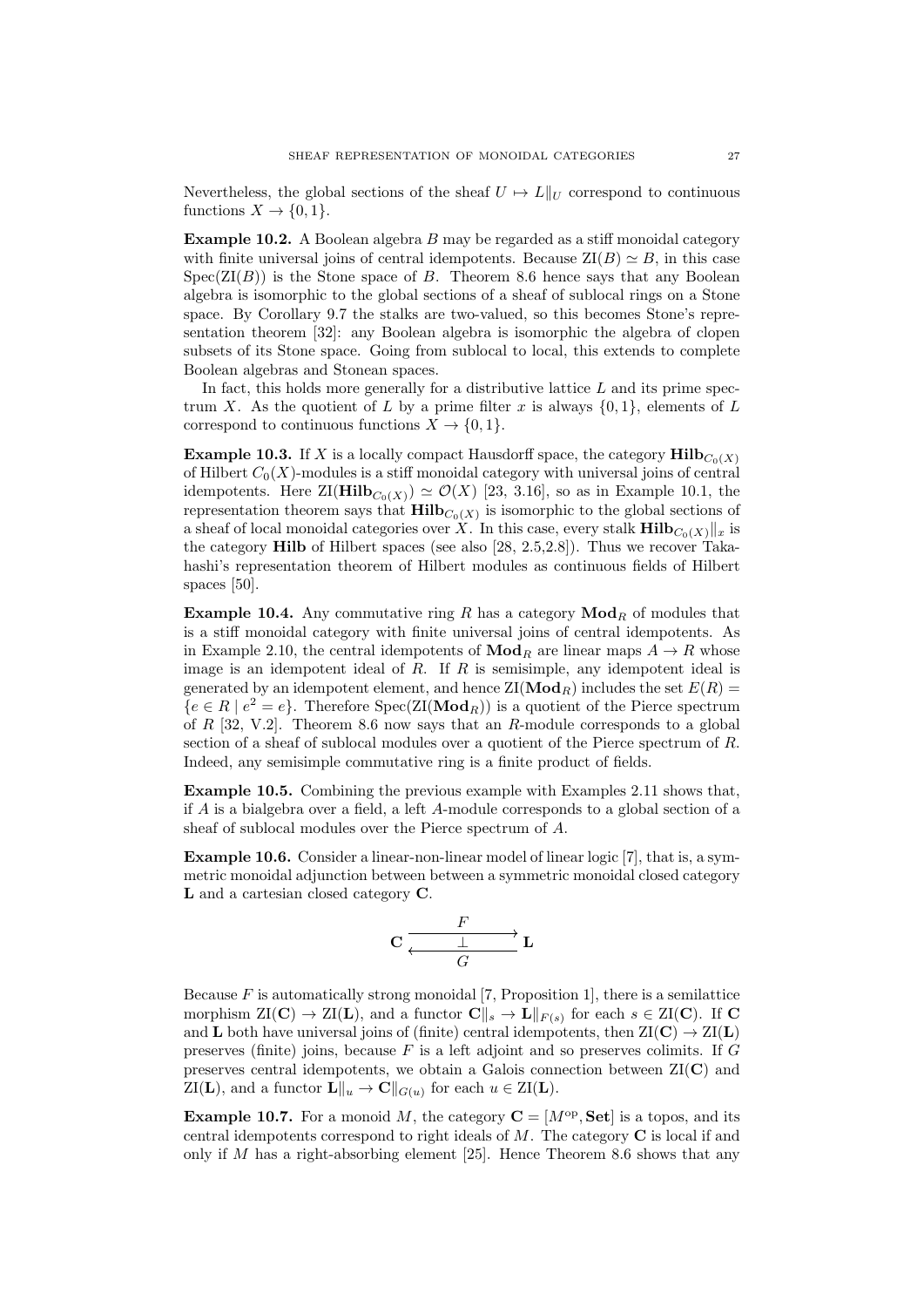Nevertheless, the global sections of the sheaf $U \mapsto L\|_U$ correspond to continuous functions $X \to \{0, 1\}$.

**Example 10.2.** A Boolean algebra $B$ may be regarded as a stiff monoidal category with finite universal joins of central idempotents. Because $\mathrm{ZI}(B) \simeq B$, in this case $\mathrm{Spec}(\mathrm{ZI}(B))$ is the Stone space of $B$. Theorem 8.6 hence says that any Boolean algebra is isomorphic to the global sections of a sheaf of sublocal rings on a Stone space. By Corollary 9.7 the stalks are two-valued, so this becomes Stone's representation theorem [32]: any Boolean algebra is isomorphic the algebra of clopen subsets of its Stone space. Going from sublocal to local, this extends to complete Boolean algebras and Stonean spaces.

In fact, this holds more generally for a distributive lattice $L$ and its prime spectrum $X$. As the quotient of $L$ by a prime filter $x$ is always $\{0, 1\}$, elements of $L$ correspond to continuous functions $X \to \{0, 1\}$.

**Example 10.3.** If $X$ is a locally compact Hausdorff space, the category $\mathbf{Hilb}_{C_0(X)}$ of Hilbert $C_0(X)$-modules is a stiff monoidal category with universal joins of central idempotents. Here $\mathrm{ZI}(\mathbf{Hilb}_{C_0(X)}) \simeq \mathcal{O}(X)$ [23, 3.16], so as in Example 10.1, the representation theorem says that $\mathbf{Hilb}_{C_0(X)}$ is isomorphic to the global sections of a sheaf of local monoidal categories over $X$. In this case, every stalk $\mathbf{Hilb}_{C_0(X)}\|_x$ is the category $\mathbf{Hilb}$ of Hilbert spaces (see also [28, 2.5,2.8]). Thus we recover Takahashi's representation theorem of Hilbert modules as continuous fields of Hilbert spaces [50].

**Example 10.4.** Any commutative ring $R$ has a category $\mathbf{Mod}_R$ of modules that is a stiff monoidal category with finite universal joins of central idempotents. As in Example 2.10, the central idempotents of $\mathbf{Mod}_R$ are linear maps $A \to R$ whose image is an idempotent ideal of $R$. If $R$ is semisimple, any idempotent ideal is generated by an idempotent element, and hence $\mathrm{ZI}(\mathbf{Mod}_R)$ includes the set $E(R) = \{e \in R \mid e^2 = e\}$. Therefore $\mathrm{Spec}(\mathrm{ZI}(\mathbf{Mod}_R))$ is a quotient of the Pierce spectrum of $R$ [32, V.2]. Theorem 8.6 now says that an $R$-module corresponds to a global section of a sheaf of sublocal modules over a quotient of the Pierce spectrum of $R$. Indeed, any semisimple commutative ring is a finite product of fields.

**Example 10.5.** Combining the previous example with Examples 2.11 shows that, if $A$ is a bialgebra over a field, a left $A$-module corresponds to a global section of a sheaf of sublocal modules over the Pierce spectrum of $A$.

**Example 10.6.** Consider a linear-non-linear model of linear logic [7], that is, a symmetric monoidal adjunction between between a symmetric monoidal closed category $\mathbf{L}$ and a cartesian closed category $\mathbf{C}$.

$$\mathbf{C} \underset{G}{\overset{F}{\underset{\longleftarrow}{\overset{\longrightarrow}{\bot}}}} \mathbf{L}$$

Because $F$ is automatically strong monoidal [7, Proposition 1], there is a semilattice morphism $\mathrm{ZI}(\mathbf{C}) \to \mathrm{ZI}(\mathbf{L})$, and a functor $\mathbf{C}\|_s \to \mathbf{L}\|_{F(s)}$ for each $s \in \mathrm{ZI}(\mathbf{C})$. If $\mathbf{C}$ and $\mathbf{L}$ both have universal joins of (finite) central idempotents, then $\mathrm{ZI}(\mathbf{C}) \to \mathrm{ZI}(\mathbf{L})$ preserves (finite) joins, because $F$ is a left adjoint and so preserves colimits. If $G$ preserves central idempotents, we obtain a Galois connection between $\mathrm{ZI}(\mathbf{C})$ and $\mathrm{ZI}(\mathbf{L})$, and a functor $\mathbf{L}\|_u \to \mathbf{C}\|_{G(u)}$ for each $u \in \mathrm{ZI}(\mathbf{L})$.

**Example 10.7.** For a monoid $M$, the category $\mathbf{C} = [M^{\mathrm{op}}, \mathbf{Set}]$ is a topos, and its central idempotents correspond to right ideals of $M$. The category $\mathbf{C}$ is local if and only if $M$ has a right-absorbing element [25]. Hence Theorem 8.6 shows that any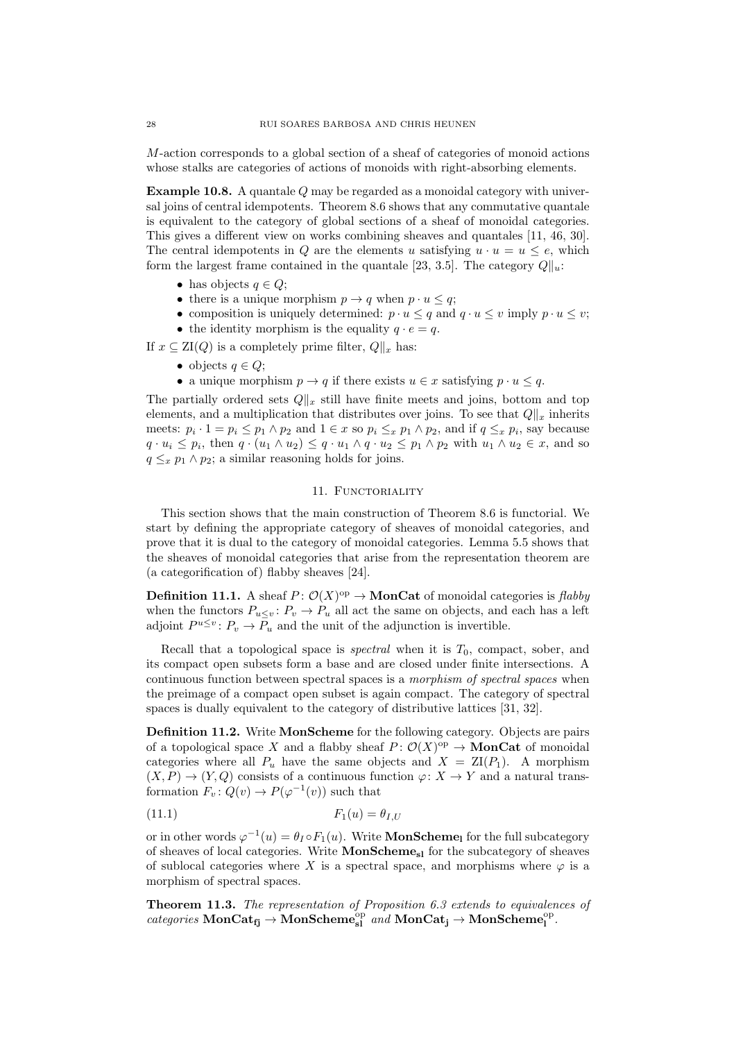$M$-action corresponds to a global section of a sheaf of categories of monoid actions whose stalks are categories of actions of monoids with right-absorbing elements.

**Example 10.8.** A quantale $Q$ may be regarded as a monoidal category with universal joins of central idempotents. Theorem 8.6 shows that any commutative quantale is equivalent to the category of global sections of a sheaf of monoidal categories. This gives a different view on works combining sheaves and quantales [11, 46, 30]. The central idempotents in $Q$ are the elements $u$ satisfying $u \cdot u = u \leq e$, which form the largest frame contained in the quantale [23, 3.5]. The category $Q\|_u$:

- has objects $q \in Q$;
- there is a unique morphism $p \to q$ when $p \cdot u \leq q$;
- composition is uniquely determined: $p \cdot u \leq q$ and $q \cdot u \leq v$ imply $p \cdot u \leq v$;
- the identity morphism is the equality $q \cdot e = q$.

If $x \subseteq \mathrm{ZI}(Q)$ is a completely prime filter, $Q\|_x$ has:

- objects $q \in Q$;
- a unique morphism $p \to q$ if there exists $u \in x$ satisfying $p \cdot u \leq q$.

The partially ordered sets $Q\|_x$ still have finite meets and joins, bottom and top elements, and a multiplication that distributes over joins. To see that $Q\|_x$ inherits meets: $p_i \cdot 1 = p_i \leq p_1 \wedge p_2$ and $1 \in x$ so $p_i \leq_x p_1 \wedge p_2$, and if $q \leq_x p_i$, say because $q \cdot u_i \leq p_i$, then $q \cdot (u_1 \wedge u_2) \leq q \cdot u_1 \wedge q \cdot u_2 \leq p_1 \wedge p_2$ with $u_1 \wedge u_2 \in x$, and so $q \leq_x p_1 \wedge p_2$; a similar reasoning holds for joins.

## 11. Functoriality

This section shows that the main construction of Theorem 8.6 is functorial. We start by defining the appropriate category of sheaves of monoidal categories, and prove that it is dual to the category of monoidal categories. Lemma 5.5 shows that the sheaves of monoidal categories that arise from the representation theorem are (a categorification of) flabby sheaves [24].

**Definition 11.1.** A sheaf $P \colon \mathcal{O}(X)^{\mathrm{op}} \to \mathbf{MonCat}$ of monoidal categories is *flabby* when the functors $P_{u \leq v} \colon P_v \to P_u$ all act the same on objects, and each has a left adjoint $P^{u \leq v} \colon P_v \to P_u$ and the unit of the adjunction is invertible.

Recall that a topological space is *spectral* when it is $T_0$, compact, sober, and its compact open subsets form a base and are closed under finite intersections. A continuous function between spectral spaces is a *morphism of spectral spaces* when the preimage of a compact open subset is again compact. The category of spectral spaces is dually equivalent to the category of distributive lattices [31, 32].

**Definition 11.2.** Write $\mathbf{MonScheme}$ for the following category. Objects are pairs of a topological space $X$ and a flabby sheaf $P \colon \mathcal{O}(X)^{\mathrm{op}} \to \mathbf{MonCat}$ of monoidal categories where all $P_u$ have the same objects and $X = \mathrm{ZI}(P_1)$. A morphism $(X, P) \to (Y, Q)$ consists of a continuous function $\varphi \colon X \to Y$ and a natural transformation $F_v \colon Q(v) \to P(\varphi^{-1}(v))$ such that

$$F_1(u) = \theta_{I,U} \tag{11.1}$$

or in other words $\varphi^{-1}(u) = \theta_I \circ F_1(u)$. Write $\mathbf{MonScheme_l}$ for the full subcategory of sheaves of local categories. Write $\mathbf{MonScheme_{sl}}$ for the subcategory of sheaves of sublocal categories where $X$ is a spectral space, and morphisms where $\varphi$ is a morphism of spectral spaces.

**Theorem 11.3.** *The representation of Proposition 6.3 extends to equivalences of categories* $\mathbf{MonCat_{fj}} \to \mathbf{MonScheme_{sl}^{op}}$ *and* $\mathbf{MonCat_j} \to \mathbf{MonScheme_l^{op}}$.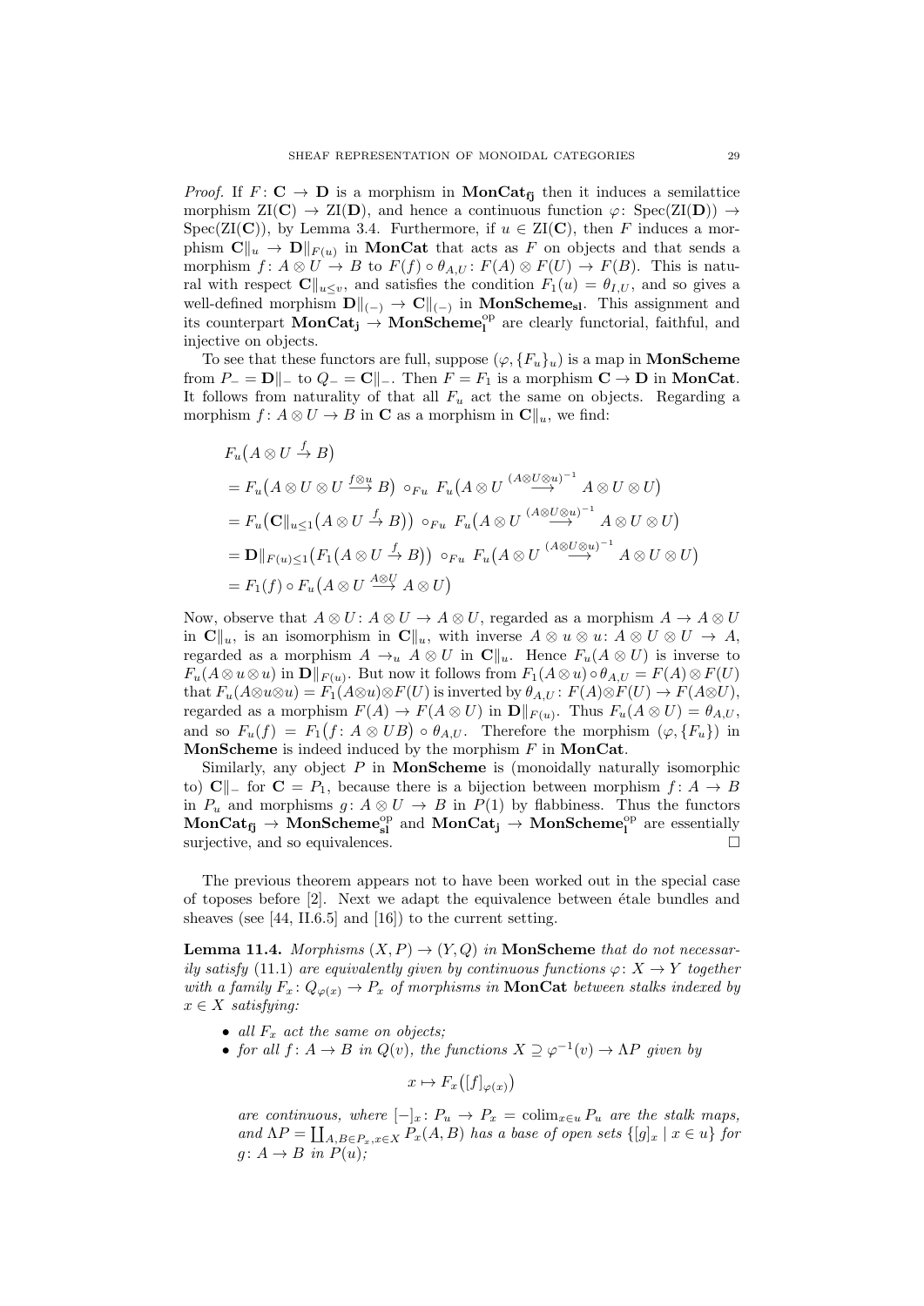*Proof.* If $F\colon \mathbf{C} \to \mathbf{D}$ is a morphism in $\mathbf{MonCat_{fj}}$ then it induces a semilattice morphism $\mathrm{ZI}(\mathbf{C}) \to \mathrm{ZI}(\mathbf{D})$, and hence a continuous function $\varphi\colon \mathrm{Spec}(\mathrm{ZI}(\mathbf{D})) \to \mathrm{Spec}(\mathrm{ZI}(\mathbf{C}))$, by Lemma 3.4. Furthermore, if $u \in \mathrm{ZI}(\mathbf{C})$, then $F$ induces a morphism $\mathbf{C}\|_u \to \mathbf{D}\|_{F(u)}$ in $\mathbf{MonCat}$ that acts as $F$ on objects and that sends a morphism $f\colon A \otimes U \to B$ to $F(f) \circ \theta_{A,U}\colon F(A) \otimes F(U) \to F(B)$. This is natural with respect $\mathbf{C}\|_{u \leq v}$, and satisfies the condition $F_1(u) = \theta_{I,U}$, and so gives a well-defined morphism $\mathbf{D}\|_{(-)} \to \mathbf{C}\|_{(-)}$ in $\mathbf{MonScheme_{sl}}$. This assignment and its counterpart $\mathbf{MonCat_j} \to \mathbf{MonScheme_l^{op}}$ are clearly functorial, faithful, and injective on objects.

To see that these functors are full, suppose $(\varphi, \{F_u\}_u)$ is a map in $\mathbf{MonScheme}$ from $P_- = \mathbf{D}\|_-$ to $Q_- = \mathbf{C}\|_-$. Then $F = F_1$ is a morphism $\mathbf{C} \to \mathbf{D}$ in $\mathbf{MonCat}$. It follows from naturality of that all $F_u$ act the same on objects. Regarding a morphism $f\colon A \otimes U \to B$ in $\mathbf{C}$ as a morphism in $\mathbf{C}\|_u$, we find:

$$
\begin{aligned}
&F_u\big(A \otimes U \xrightarrow{f} B\big)\\
&= F_u\big(A \otimes U \otimes U \xrightarrow{f \otimes u} B\big) \circ_{Fu} F_u\big(A \otimes U \xrightarrow{(A \otimes U \otimes u)^{-1}} A \otimes U \otimes U\big)\\
&= F_u\big(\mathbf{C}\|_{u \leq 1}\big(A \otimes U \xrightarrow{f} B\big)\big) \circ_{Fu} F_u\big(A \otimes U \xrightarrow{(A \otimes U \otimes u)^{-1}} A \otimes U \otimes U\big)\\
&= \mathbf{D}\|_{F(u) \leq 1}\big(F_1\big(A \otimes U \xrightarrow{f} B\big)\big) \circ_{Fu} F_u\big(A \otimes U \xrightarrow{(A \otimes U \otimes u)^{-1}} A \otimes U \otimes U\big)\\
&= F_1(f) \circ F_u\big(A \otimes U \xrightarrow{A \otimes U} A \otimes U\big)
\end{aligned}
$$

Now, observe that $A \otimes U\colon A \otimes U \to A \otimes U$, regarded as a morphism $A \to A \otimes U$ in $\mathbf{C}\|_u$, is an isomorphism in $\mathbf{C}\|_u$, with inverse $A \otimes u \otimes u\colon A \otimes U \otimes U \to A$, regarded as a morphism $A \to_u A \otimes U$ in $\mathbf{C}\|_u$. Hence $F_u(A \otimes U)$ is inverse to $F_u(A \otimes u \otimes u)$ in $\mathbf{D}\|_{F(u)}$. But now it follows from $F_1(A \otimes u) \circ \theta_{A,U} = F(A) \otimes F(U)$ that $F_u(A \otimes u \otimes u) = F_1(A \otimes u) \otimes F(U)$ is inverted by $\theta_{A,U}\colon F(A) \otimes F(U) \to F(A \otimes U)$, regarded as a morphism $F(A) \to F(A \otimes U)$ in $\mathbf{D}\|_{F(u)}$. Thus $F_u(A \otimes U) = \theta_{A,U}$, and so $F_u(f) = F_1\big(f\colon A \otimes UB\big) \circ \theta_{A,U}$. Therefore the morphism $(\varphi, \{F_u\})$ in $\mathbf{MonScheme}$ is indeed induced by the morphism $F$ in $\mathbf{MonCat}$.

Similarly, any object $P$ in $\mathbf{MonScheme}$ is (monoidally naturally isomorphic to) $\mathbf{C}\|_-$ for $\mathbf{C} = P_1$, because there is a bijection between morphism $f\colon A \to B$ in $P_u$ and morphisms $g\colon A \otimes U \to B$ in $P(1)$ by flabbiness. Thus the functors $\mathbf{MonCat_{fj}} \to \mathbf{MonScheme_{sl}^{op}}$ and $\mathbf{MonCat_j} \to \mathbf{MonScheme_l^{op}}$ are essentially surjective, and so equivalences. $\square$

The previous theorem appears not to have been worked out in the special case of toposes before [2]. Next we adapt the equivalence between étale bundles and sheaves (see [44, II.6.5] and [16]) to the current setting.

**Lemma 11.4.** *Morphisms $(X, P) \to (Y, Q)$ in* $\mathbf{MonScheme}$ *that do not necessarily satisfy* (11.1) *are equivalently given by continuous functions $\varphi\colon X \to Y$ together with a family $F_x\colon Q_{\varphi(x)} \to P_x$ of morphisms in* $\mathbf{MonCat}$ *between stalks indexed by $x \in X$ satisfying:*

- *all $F_x$ act the same on objects;*
- *for all $f\colon A \to B$ in $Q(v)$, the functions $X \supseteq \varphi^{-1}(v) \to \Lambda P$ given by*

$$x \mapsto F_x\big([f]_{\varphi(x)}\big)$$

*are continuous, where $[-]_x\colon P_u \to P_x = \mathrm{colim}_{x \in u} P_u$ are the stalk maps, and $\Lambda P = \coprod_{A,B \in P_x, x \in X} P_x(A,B)$ has a base of open sets $\{[g]_x \mid x \in u\}$ for $g\colon A \to B$ in $P(u)$;*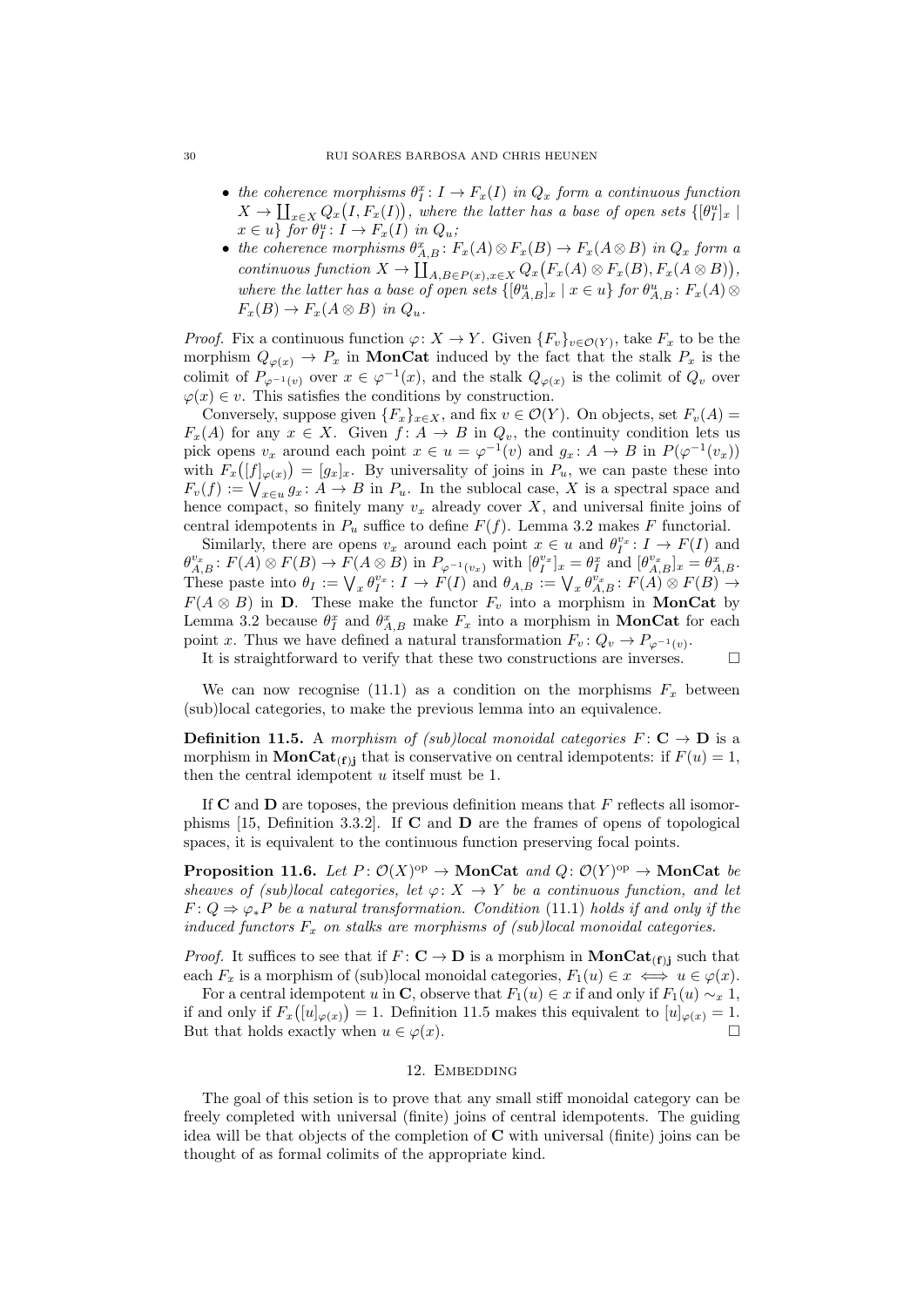- *the coherence morphisms $\theta^x_I \colon I \to F_x(I)$ in $Q_x$ form a continuous function $X \to \coprod_{x \in X} Q_x\big(I, F_x(I)\big)$, where the latter has a base of open sets $\{[\theta^u_I]_x \mid x \in u\}$ for $\theta^u_I \colon I \to F_x(I)$ in $Q_u$;*
- *the coherence morphisms $\theta^x_{A,B} \colon F_x(A) \otimes F_x(B) \to F_x(A \otimes B)$ in $Q_x$ form a continuous function $X \to \coprod_{A,B \in P(x), x \in X} Q_x\big(F_x(A) \otimes F_x(B), F_x(A \otimes B)\big)$, where the latter has a base of open sets $\{[\theta^u_{A,B}]_x \mid x \in u\}$ for $\theta^u_{A,B} \colon F_x(A) \otimes F_x(B) \to F_x(A \otimes B)$ in $Q_u$.*

*Proof.* Fix a continuous function $\varphi \colon X \to Y$. Given $\{F_v\}_{v \in \mathcal{O}(Y)}$, take $F_x$ to be the morphism $Q_{\varphi(x)} \to P_x$ in **MonCat** induced by the fact that the stalk $P_x$ is the colimit of $P_{\varphi^{-1}(v)}$ over $x \in \varphi^{-1}(x)$, and the stalk $Q_{\varphi(x)}$ is the colimit of $Q_v$ over $\varphi(x) \in v$. This satisfies the conditions by construction.

Conversely, suppose given $\{F_x\}_{x \in X}$, and fix $v \in \mathcal{O}(Y)$. On objects, set $F_v(A) = F_x(A)$ for any $x \in X$. Given $f \colon A \to B$ in $Q_v$, the continuity condition lets us pick opens $v_x$ around each point $x \in u = \varphi^{-1}(v)$ and $g_x \colon A \to B$ in $P(\varphi^{-1}(v_x))$ with $F_x\big([f]_{\varphi(x)}\big) = [g_x]_x$. By universality of joins in $P_u$, we can paste these into $F_v(f) := \bigvee_{x \in u} g_x \colon A \to B$ in $P_u$. In the sublocal case, $X$ is a spectral space and hence compact, so finitely many $v_x$ already cover $X$, and universal finite joins of central idempotents in $P_u$ suffice to define $F(f)$. Lemma 3.2 makes $F$ functorial.

Similarly, there are opens $v_x$ around each point $x \in u$ and $\theta^{v_x}_I \colon I \to F(I)$ and $\theta^{v_x}_{A,B} \colon F(A) \otimes F(B) \to F(A \otimes B)$ in $P_{\varphi^{-1}(v_x)}$ with $[\theta^{v_x}_I]_x = \theta^x_I$ and $[\theta^{v_x}_{A,B}]_x = \theta^x_{A,B}$. These paste into $\theta_I := \bigvee_x \theta^{v_x}_I \colon I \to F(I)$ and $\theta_{A,B} := \bigvee_x \theta^{v_x}_{A,B} \colon F(A) \otimes F(B) \to F(A \otimes B)$ in $\mathbf{D}$. These make the functor $F_v$ into a morphism in **MonCat** by Lemma 3.2 because $\theta^x_I$ and $\theta^x_{A,B}$ make $F_x$ into a morphism in **MonCat** for each point $x$. Thus we have defined a natural transformation $F_v \colon Q_v \to P_{\varphi^{-1}(v)}$.

It is straightforward to verify that these two constructions are inverses. $\square$

We can now recognise (11.1) as a condition on the morphisms $F_x$ between (sub)local categories, to make the previous lemma into an equivalence.

**Definition 11.5.** A *morphism of (sub)local monoidal categories* $F \colon \mathbf{C} \to \mathbf{D}$ is a morphism in $\mathbf{MonCat}_{\mathbf{(f)j}}$ that is conservative on central idempotents: if $F(u) = 1$, then the central idempotent $u$ itself must be 1.

If $\mathbf{C}$ and $\mathbf{D}$ are toposes, the previous definition means that $F$ reflects all isomorphisms [15, Definition 3.3.2]. If $\mathbf{C}$ and $\mathbf{D}$ are the frames of opens of topological spaces, it is equivalent to the continuous function preserving focal points.

**Proposition 11.6.** *Let $P \colon \mathcal{O}(X)^{\mathrm{op}} \to \mathbf{MonCat}$ and $Q \colon \mathcal{O}(Y)^{\mathrm{op}} \to \mathbf{MonCat}$ be sheaves of (sub)local categories, let $\varphi \colon X \to Y$ be a continuous function, and let $F \colon Q \Rightarrow \varphi_* P$ be a natural transformation. Condition* (11.1) *holds if and only if the induced functors $F_x$ on stalks are morphisms of (sub)local monoidal categories.*

*Proof.* It suffices to see that if $F \colon \mathbf{C} \to \mathbf{D}$ is a morphism in $\mathbf{MonCat}_{\mathbf{(f)j}}$ such that each $F_x$ is a morphism of (sub)local monoidal categories, $F_1(u) \in x \iff u \in \varphi(x)$.

For a central idempotent $u$ in $\mathbf{C}$, observe that $F_1(u) \in x$ if and only if $F_1(u) \sim_x 1$, if and only if $F_x\big([u]_{\varphi(x)}\big) = 1$. Definition 11.5 makes this equivalent to $[u]_{\varphi(x)} = 1$. But that holds exactly when $u \in \varphi(x)$. $\square$

## 12. Embedding

The goal of this setion is to prove that any small stiff monoidal category can be freely completed with universal (finite) joins of central idempotents. The guiding idea will be that objects of the completion of $\mathbf{C}$ with universal (finite) joins can be thought of as formal colimits of the appropriate kind.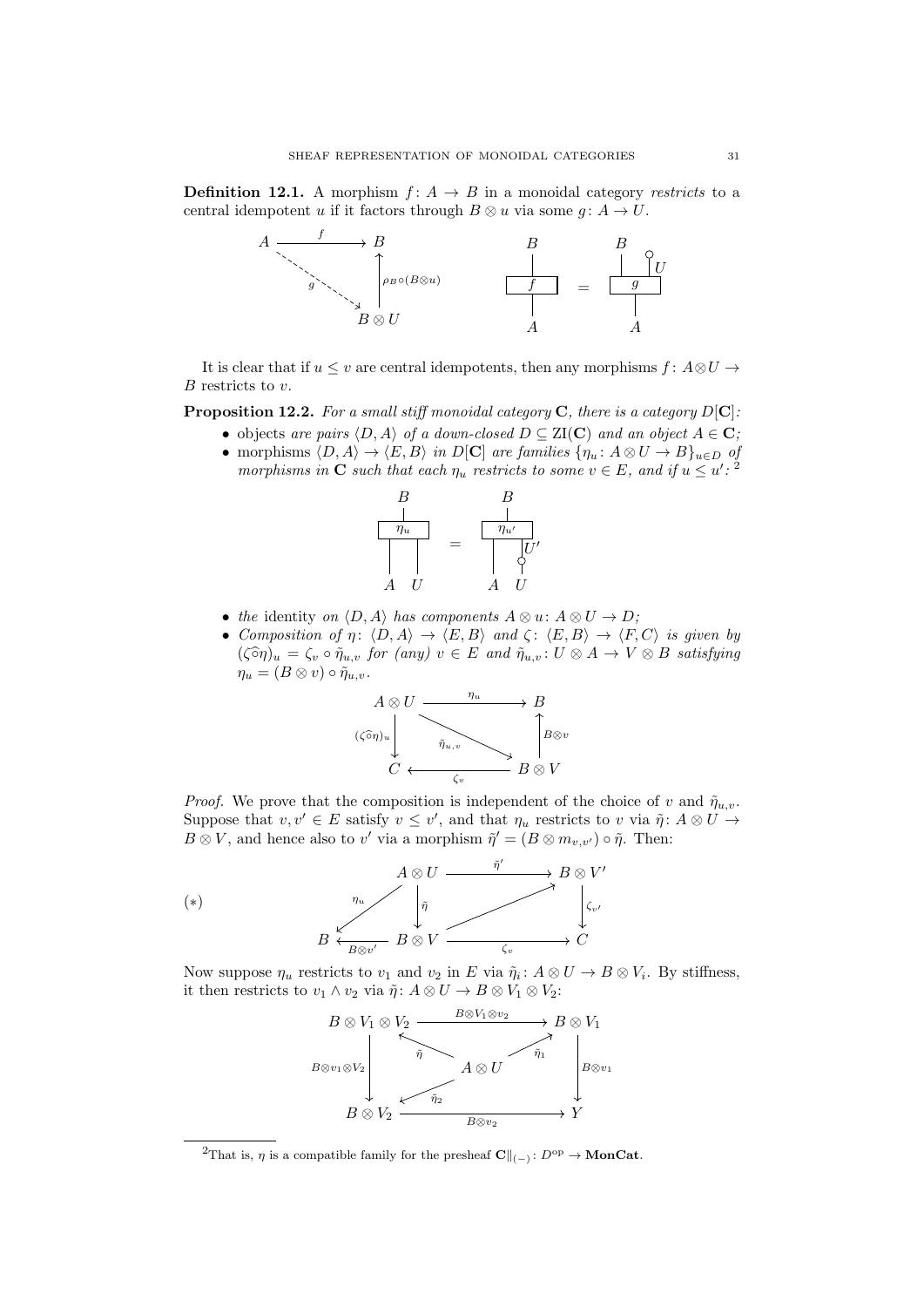**Definition 12.1.** A morphism $f\colon A \to B$ in a monoidal category *restricts* to a central idempotent $u$ if it factors through $B \otimes u$ via some $g\colon A \to U$.

$$\begin{array}{ccc} A & \xrightarrow{f} & B \\ & \overset{g}{\searrow} & \uparrow{\scriptstyle \rho_B \circ (B \otimes u)} \\ & & B \otimes U \end{array}$$

It is clear that if $u \leq v$ are central idempotents, then any morphisms $f\colon A \otimes U \to B$ restricts to $v$.

**Proposition 12.2.** *For a small stiff monoidal category* $\mathbf{C}$*, there is a category* $D[\mathbf{C}]$*:*

- objects *are pairs* $\langle D, A\rangle$ *of a down-closed* $D \subseteq \mathrm{ZI}(\mathbf{C})$ *and an object* $A \in \mathbf{C}$*;*
- morphisms $\langle D, A\rangle \to \langle E, B\rangle$ *in* $D[\mathbf{C}]$ *are families* $\{\eta_u \colon A \otimes U \to B\}_{u \in D}$ *of morphisms in* $\mathbf{C}$ *such that each* $\eta_u$ *restricts to some* $v \in E$*, and if* $u \leq u'$*:* [2]
- *the* identity *on* $\langle D, A\rangle$ *has components* $A \otimes u\colon A \otimes U \to D$*;*
- *Composition of* $\eta\colon \langle D, A\rangle \to \langle E, B\rangle$ *and* $\zeta\colon \langle E, B\rangle \to \langle F, C\rangle$ *is given by* $(\zeta \widehat{\circ} \eta)_u = \zeta_v \circ \tilde{\eta}_{u,v}$ *for (any)* $v \in E$ *and* $\tilde{\eta}_{u,v}\colon U \otimes A \to V \otimes B$ *satisfying* $\eta_u = (B \otimes v) \circ \tilde{\eta}_{u,v}$*.*

$$\begin{array}{ccc} A \otimes U & \xrightarrow{\eta_u} & B \\ {\scriptstyle (\zeta\widehat{\circ}\eta)_u}\downarrow & \overset{\tilde{\eta}_{u,v}}{\searrow} & \uparrow{\scriptstyle B\otimes v} \\ C & \xleftarrow{\zeta_v} & B \otimes V \end{array}$$

*Proof.* We prove that the composition is independent of the choice of $v$ and $\tilde{\eta}_{u,v}$. Suppose that $v, v' \in E$ satisfy $v \leq v'$, and that $\eta_u$ restricts to $v$ via $\tilde{\eta}\colon A \otimes U \to B \otimes V$, and hence also to $v'$ via a morphism $\tilde{\eta}' = (B \otimes m_{v,v'}) \circ \tilde{\eta}$. Then:

$$(*) \qquad \begin{array}{ccccc} & & A \otimes U & \xrightarrow{\tilde{\eta}'} & B \otimes V' \\ & \overset{\eta_u}{\swarrow} & \downarrow{\scriptstyle \tilde{\eta}} & \nearrow & \downarrow{\scriptstyle \zeta_{v'}} \\ B & \xleftarrow{B \otimes v'} & B \otimes V & \xrightarrow{\zeta_v} & C \end{array}$$

Now suppose $\eta_u$ restricts to $v_1$ and $v_2$ in $E$ via $\tilde{\eta}_i\colon A \otimes U \to B \otimes V_i$. By stiffness, it then restricts to $v_1 \wedge v_2$ via $\tilde{\eta}\colon A \otimes U \to B \otimes V_1 \otimes V_2$:

$$\begin{array}{ccccc} B \otimes V_1 \otimes V_2 & & \xrightarrow{B \otimes V_1 \otimes v_2} & & B \otimes V_1 \\ & \overset{\tilde{\eta}}{\nwarrow} & & \overset{\tilde{\eta}_1}{\nearrow} & \\ {\scriptstyle B\otimes v_1 \otimes V_2}\downarrow & & A \otimes U & & \downarrow{\scriptstyle B \otimes v_1} \\ & \overset{\tilde{\eta}_2}{\swarrow} & & & \\ B \otimes V_2 & & \xrightarrow{B \otimes v_2} & & Y \end{array}$$

[2] That is, $\eta$ is a compatible family for the presheaf $\mathbf{C}\|_{(-)}\colon D^{\mathrm{op}} \to \mathbf{MonCat}$.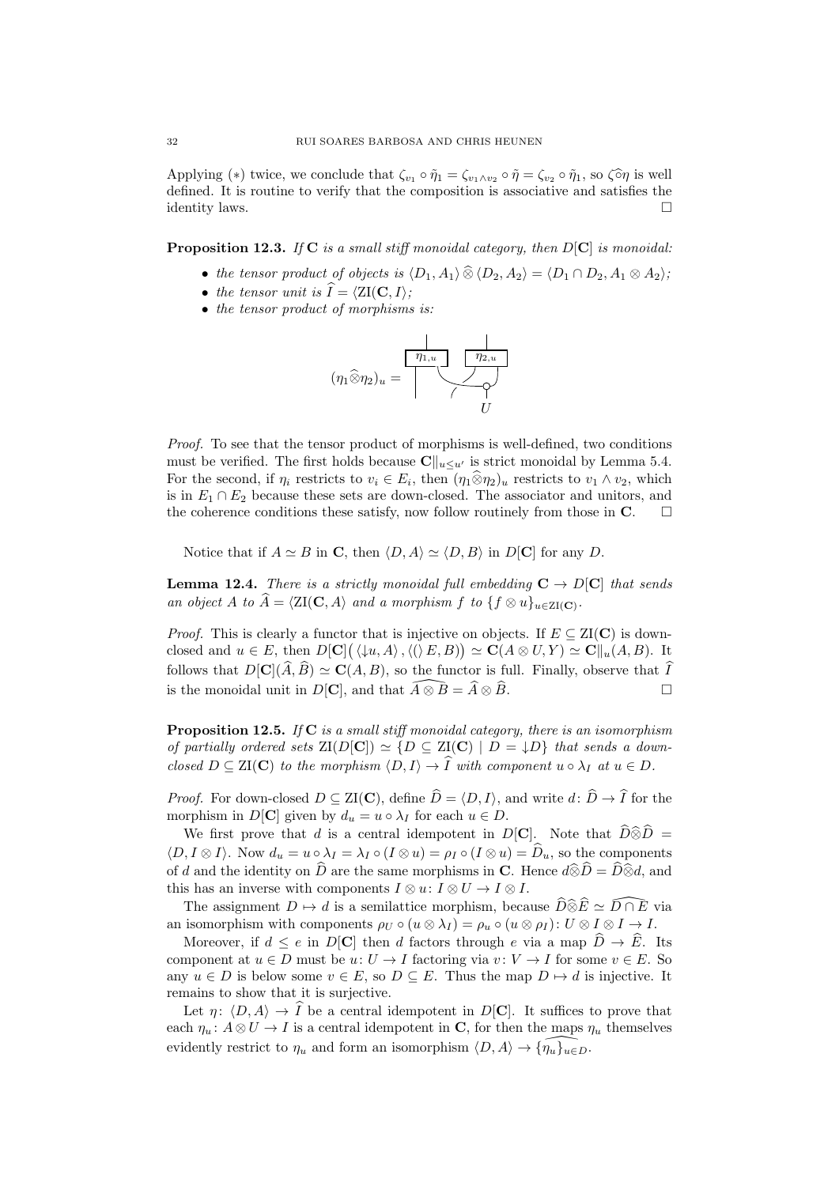Applying (∗) twice, we conclude that $\zeta_{v_1} \circ \tilde{\eta}_1 = \zeta_{v_1 \wedge v_2} \circ \tilde{\eta} = \zeta_{v_2} \circ \tilde{\eta}_1$, so $\zeta \widehat{\circ} \eta$ is well defined. It is routine to verify that the composition is associative and satisfies the identity laws. □

**Proposition 12.3.** *If* $\mathbf{C}$ *is a small stiff monoidal category, then* $D[\mathbf{C}]$ *is monoidal:*

- *the tensor product of objects is* $\langle D_1, A_1 \rangle \mathbin{\widehat{\otimes}} \langle D_2, A_2 \rangle = \langle D_1 \cap D_2, A_1 \otimes A_2 \rangle$*;*
- *the tensor unit is* $\widehat{I} = \langle \mathrm{ZI}(\mathbf{C}, I \rangle$*;*
- *the tensor product of morphisms is:*

$$(\eta_1 \mathbin{\widehat{\otimes}} \eta_2)_u = \text{[diagram: boxes } \eta_{1,u} \text{ and } \eta_{2,u} \text{ with wires crossing to a copy node on } U\text{]}$$

*Proof.* To see that the tensor product of morphisms is well-defined, two conditions must be verified. The first holds because $\mathbf{C}\|_{u \leq u'}$ is strict monoidal by Lemma 5.4. For the second, if $\eta_i$ restricts to $v_i \in E_i$, then $(\eta_1 \mathbin{\widehat{\otimes}} \eta_2)_u$ restricts to $v_1 \wedge v_2$, which is in $E_1 \cap E_2$ because these sets are down-closed. The associator and unitors, and the coherence conditions these satisfy, now follow routinely from those in $\mathbf{C}$. □

Notice that if $A \simeq B$ in $\mathbf{C}$, then $\langle D, A \rangle \simeq \langle D, B \rangle$ in $D[\mathbf{C}]$ for any $D$.

**Lemma 12.4.** *There is a strictly monoidal full embedding* $\mathbf{C} \to D[\mathbf{C}]$ *that sends an object* $A$ *to* $\widehat{A} = \langle \mathrm{ZI}(\mathbf{C}, A \rangle$ *and a morphism* $f$ *to* $\{f \otimes u\}_{u \in \mathrm{ZI}(\mathbf{C})}$*.*

*Proof.* This is clearly a functor that is injective on objects. If $E \subseteq \mathrm{ZI}(\mathbf{C})$ is down-closed and $u \in E$, then $D[\mathbf{C}]\big(\langle \downarrow u, A \rangle, \langle \langle \rangle\, E, B \rangle\big) \simeq \mathbf{C}(A \otimes U, Y) \simeq \mathbf{C}\|_u(A, B)$. It follows that $D[\mathbf{C}](\widehat{A}, \widehat{B}) \simeq \mathbf{C}(A, B)$, so the functor is full. Finally, observe that $\widehat{I}$ is the monoidal unit in $D[\mathbf{C}]$, and that $\widehat{A \otimes B} = \widehat{A} \otimes \widehat{B}$. □

**Proposition 12.5.** *If* $\mathbf{C}$ *is a small stiff monoidal category, there is an isomorphism of partially ordered sets* $\mathrm{ZI}(D[\mathbf{C}]) \simeq \{D \subseteq \mathrm{ZI}(\mathbf{C}) \mid D = \downarrow D\}$ *that sends a down-closed* $D \subseteq \mathrm{ZI}(\mathbf{C})$ *to the morphism* $\langle D, I \rangle \to \widehat{I}$ *with component* $u \circ \lambda_I$ *at* $u \in D$*.*

*Proof.* For down-closed $D \subseteq \mathrm{ZI}(\mathbf{C})$, define $\widehat{D} = \langle D, I \rangle$, and write $d \colon \widehat{D} \to \widehat{I}$ for the morphism in $D[\mathbf{C}]$ given by $d_u = u \circ \lambda_I$ for each $u \in D$.

We first prove that $d$ is a central idempotent in $D[\mathbf{C}]$. Note that $\widehat{D} \mathbin{\widehat{\otimes}} \widehat{D} = \langle D, I \otimes I \rangle$. Now $d_u = u \circ \lambda_I = \lambda_I \circ (I \otimes u) = \rho_I \circ (I \otimes u) = \widehat{D}_u$, so the components of $d$ and the identity on $\widehat{D}$ are the same morphisms in $\mathbf{C}$. Hence $d \mathbin{\widehat{\otimes}} \widehat{D} = \widehat{D} \mathbin{\widehat{\otimes}} d$, and this has an inverse with components $I \otimes u \colon I \otimes U \to I \otimes I$.

The assignment $D \mapsto d$ is a semilattice morphism, because $\widehat{D} \mathbin{\widehat{\otimes}} \widehat{E} \simeq \widehat{D \cap E}$ via an isomorphism with components $\rho_U \circ (u \otimes \lambda_I) = \rho_u \circ (u \otimes \rho_I) \colon U \otimes I \otimes I \to I$.

Moreover, if $d \leq e$ in $D[\mathbf{C}]$ then $d$ factors through $e$ via a map $\widehat{D} \to \widehat{E}$. Its component at $u \in D$ must be $u \colon U \to I$ factoring via $v \colon V \to I$ for some $v \in E$. So any $u \in D$ is below some $v \in E$, so $D \subseteq E$. Thus the map $D \mapsto d$ is injective. It remains to show that it is surjective.

Let $\eta \colon \langle D, A \rangle \to \widehat{I}$ be a central idempotent in $D[\mathbf{C}]$. It suffices to prove that each $\eta_u \colon A \otimes U \to I$ is a central idempotent in $\mathbf{C}$, for then the maps $\eta_u$ themselves evidently restrict to $\eta_u$ and form an isomorphism $\langle D, A \rangle \to \widehat{\{\eta_u\}_{u \in D}}$.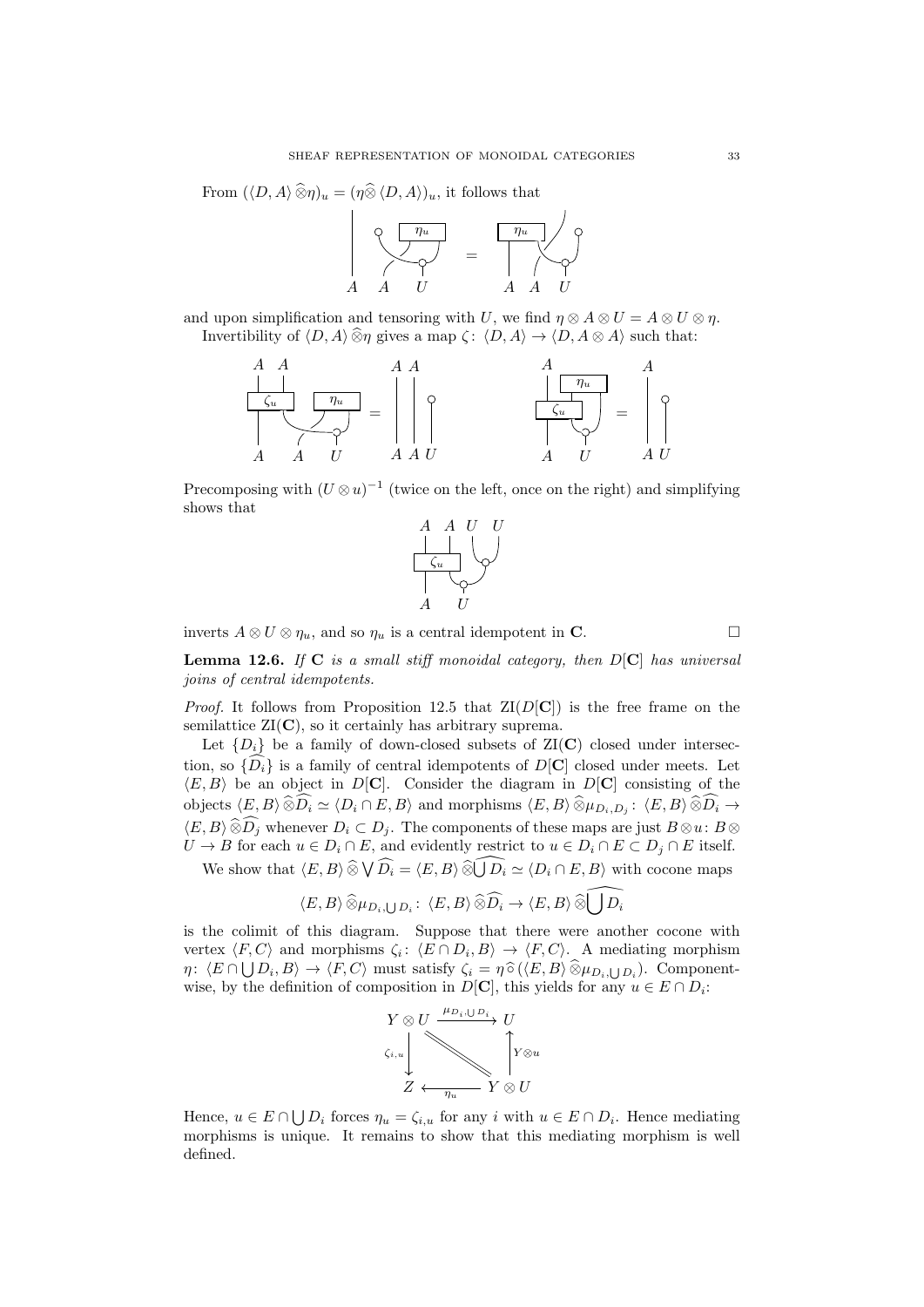From $(\langle D, A\rangle \mathbin{\widehat{\otimes}} \eta)_u = (\eta \mathbin{\widehat{\otimes}} \langle D, A\rangle)_u$, it follows that

and upon simplification and tensoring with $U$, we find $\eta \otimes A \otimes U = A \otimes U \otimes \eta$.

Invertibility of $\langle D, A\rangle \mathbin{\widehat{\otimes}} \eta$ gives a map $\zeta\colon \langle D, A\rangle \to \langle D, A \otimes A\rangle$ such that:

Precomposing with $(U \otimes u)^{-1}$ (twice on the left, once on the right) and simplifying shows that

inverts $A \otimes U \otimes \eta_u$, and so $\eta_u$ is a central idempotent in $\mathbf{C}$. $\square$

**Lemma 12.6.** *If $\mathbf{C}$ is a small stiff monoidal category, then $D[\mathbf{C}]$ has universal joins of central idempotents.*

*Proof.* It follows from Proposition 12.5 that $\mathrm{ZI}(D[\mathbf{C}])$ is the free frame on the semilattice $\mathrm{ZI}(\mathbf{C})$, so it certainly has arbitrary suprema.

Let $\{D_i\}$ be a family of down-closed subsets of $\mathrm{ZI}(\mathbf{C})$ closed under intersection, so $\{\widehat{D_i}\}$ is a family of central idempotents of $D[\mathbf{C}]$ closed under meets. Let $\langle E, B\rangle$ be an object in $D[\mathbf{C}]$. Consider the diagram in $D[\mathbf{C}]$ consisting of the objects $\langle E, B\rangle \mathbin{\widehat{\otimes}} \widehat{D_i} \simeq \langle D_i \cap E, B\rangle$ and morphisms $\langle E, B\rangle \mathbin{\widehat{\otimes}} \mu_{D_i, D_j}\colon \langle E, B\rangle \mathbin{\widehat{\otimes}} \widehat{D_i} \to \langle E, B\rangle \mathbin{\widehat{\otimes}} \widehat{D_j}$ whenever $D_i \subset D_j$. The components of these maps are just $B \otimes u\colon B \otimes U \to B$ for each $u \in D_i \cap E$, and evidently restrict to $u \in D_i \cap E \subset D_j \cap E$ itself.

We show that $\langle E, B\rangle \mathbin{\widehat{\otimes}} \bigvee \widehat{D_i} = \langle E, B\rangle \mathbin{\widehat{\otimes}} \widehat{\bigcup D_i} \simeq \langle D_i \cap E, B\rangle$ with cocone maps

$$\langle E, B\rangle \mathbin{\widehat{\otimes}} \mu_{D_i, \bigcup D_i}\colon \langle E, B\rangle \mathbin{\widehat{\otimes}} \widehat{D_i} \to \langle E, B\rangle \mathbin{\widehat{\otimes}} \widehat{\bigcup D_i}$$

is the colimit of this diagram. Suppose that there were another cocone with vertex $\langle F, C\rangle$ and morphisms $\zeta_i\colon \langle E \cap D_i, B\rangle \to \langle F, C\rangle$. A mediating morphism $\eta\colon \langle E \cap \bigcup D_i, B\rangle \to \langle F, C\rangle$ must satisfy $\zeta_i = \eta \mathbin{\widehat{\circ}} (\langle E, B\rangle \mathbin{\widehat{\otimes}} \mu_{D_i, \bigcup D_i})$. Componentwise, by the definition of composition in $D[\mathbf{C}]$, this yields for any $u \in E \cap D_i$:

$$\begin{array}{ccc} Y \otimes U & \xrightarrow{\mu_{D_i, \bigcup D_i}} & U \\ {\scriptstyle \zeta_{i,u}} \downarrow & \diagdown\!\diagdown & \uparrow {\scriptstyle Y \otimes u} \\ Z & \xleftarrow[\eta_u]{} & Y \otimes U \end{array}$$

Hence, $u \in E \cap \bigcup D_i$ forces $\eta_u = \zeta_{i,u}$ for any $i$ with $u \in E \cap D_i$. Hence mediating morphisms is unique. It remains to show that this mediating morphism is well defined.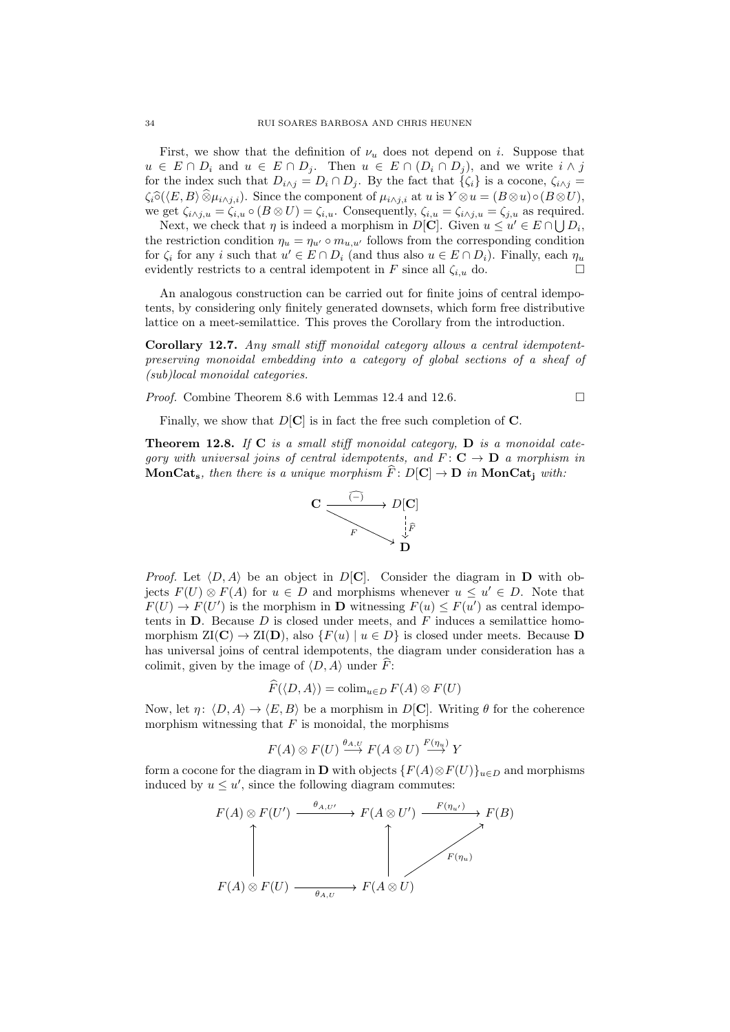First, we show that the definition of $\nu_u$ does not depend on $i$. Suppose that $u \in E \cap D_i$ and $u \in E \cap D_j$. Then $u \in E \cap (D_i \cap D_j)$, and we write $i \wedge j$ for the index such that $D_{i\wedge j} = D_i \cap D_j$. By the fact that $\{\zeta_i\}$ is a cocone, $\zeta_{i\wedge j} = \zeta_i \widehat{\circ}(\langle E, B\rangle \widehat{\otimes} \mu_{i\wedge j,i})$. Since the component of $\mu_{i\wedge j,i}$ at $u$ is $Y \otimes u = (B \otimes u) \circ (B \otimes U)$, we get $\zeta_{i\wedge j,u} = \zeta_{i,u} \circ (B \otimes U) = \zeta_{i,u}$. Consequently, $\zeta_{i,u} = \zeta_{i\wedge j,u} = \zeta_{j,u}$ as required.

Next, we check that $\eta$ is indeed a morphism in $D[\mathbf{C}]$. Given $u \le u' \in E \cap \bigcup D_i$, the restriction condition $\eta_u = \eta_{u'} \circ m_{u,u'}$ follows from the corresponding condition for $\zeta_i$ for any $i$ such that $u' \in E \cap D_i$ (and thus also $u \in E \cap D_i$). Finally, each $\eta_u$ evidently restricts to a central idempotent in $F$ since all $\zeta_{i,u}$ do. $\square$

An analogous construction can be carried out for finite joins of central idempotents, by considering only finitely generated downsets, which form free distributive lattice on a meet-semilattice. This proves the Corollary from the introduction.

**Corollary 12.7.** *Any small stiff monoidal category allows a central idempotent-preserving monoidal embedding into a category of global sections of a sheaf of (sub)local monoidal categories.*

*Proof.* Combine Theorem 8.6 with Lemmas 12.4 and 12.6. $\square$

Finally, we show that $D[\mathbf{C}]$ is in fact the free such completion of $\mathbf{C}$.

**Theorem 12.8.** *If $\mathbf{C}$ is a small stiff monoidal category, $\mathbf{D}$ is a monoidal category with universal joins of central idempotents, and $F\colon \mathbf{C} \to \mathbf{D}$ a morphism in $\mathbf{MonCat_s}$, then there is a unique morphism $\widehat{F}\colon D[\mathbf{C}] \to \mathbf{D}$ in $\mathbf{MonCat_j}$ with:*

$$\begin{array}{ccc} \mathbf{C} & \xrightarrow{\widehat{(-)}} & D[\mathbf{C}] \\ & {\scriptstyle F}\searrow & \downarrow{\scriptstyle \widehat{F}} \\ & & \mathbf{D} \end{array}$$

*Proof.* Let $\langle D, A\rangle$ be an object in $D[\mathbf{C}]$. Consider the diagram in $\mathbf{D}$ with objects $F(U) \otimes F(A)$ for $u \in D$ and morphisms whenever $u \le u' \in D$. Note that $F(U) \to F(U')$ is the morphism in $\mathbf{D}$ witnessing $F(u) \le F(u')$ as central idempotents in $\mathbf{D}$. Because $D$ is closed under meets, and $F$ induces a semilattice homomorphism $\mathrm{ZI}(\mathbf{C}) \to \mathrm{ZI}(\mathbf{D})$, also $\{F(u) \mid u \in D\}$ is closed under meets. Because $\mathbf{D}$ has universal joins of central idempotents, the diagram under consideration has a colimit, given by the image of $\langle D, A\rangle$ under $\widehat{F}$:

$$\widehat{F}(\langle D, A\rangle) = \mathrm{colim}_{u\in D} F(A) \otimes F(U)$$

Now, let $\eta\colon \langle D, A\rangle \to \langle E, B\rangle$ be a morphism in $D[\mathbf{C}]$. Writing $\theta$ for the coherence morphism witnessing that $F$ is monoidal, the morphisms

$$F(A) \otimes F(U) \xrightarrow{\theta_{A,U}} F(A \otimes U) \xrightarrow{F(\eta_u)} Y$$

form a cocone for the diagram in $\mathbf{D}$ with objects $\{F(A)\otimes F(U)\}_{u\in D}$ and morphisms induced by $u \le u'$, since the following diagram commutes:

$$\begin{array}{ccccc} F(A) \otimes F(U') & \xrightarrow{\theta_{A,U'}} & F(A \otimes U') & \xrightarrow{F(\eta_{u'})} & F(B) \\ \uparrow & & \uparrow & \nearrow{\scriptstyle F(\eta_u)} & \\ F(A) \otimes F(U) & \xrightarrow[\theta_{A,U}]{} & F(A \otimes U) & & \end{array}$$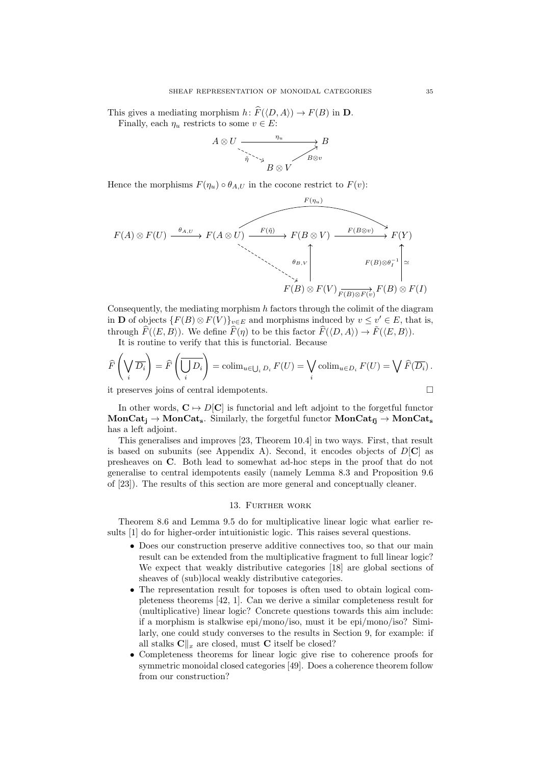This gives a mediating morphism $h\colon \widehat{F}(\langle D, A\rangle) \to F(B)$ in $\mathbf{D}$.

Finally, each $\eta_u$ restricts to some $v \in E$:

$$
\begin{array}{ccc}
A \otimes U & \xrightarrow{\quad \eta_u \quad} & B \\
 & \searrow_{\tilde{\eta}} \quad \nearrow_{B\otimes v} & \\
 & B \otimes V &
\end{array}
$$

Hence the morphisms $F(\eta_u) \circ \theta_{A,U}$ in the cocone restrict to $F(v)$:

$$
\begin{array}{ccccccc}
F(A)\otimes F(U) & \xrightarrow{\theta_{A,U}} & F(A\otimes U) & \xrightarrow{F(\tilde{\eta})} & F(B\otimes V) & \xrightarrow{F(B\otimes v)} & F(Y) \\
 & & & \searrow & \uparrow{\scriptstyle \theta_{B,V}} & & \uparrow{\scriptstyle F(B)\otimes\theta_I^{-1}}\ \simeq \\
 & & & & F(B)\otimes F(V) & \xrightarrow{F(B)\otimes F(v)} & F(B)\otimes F(I)
\end{array}
$$

(with $F(\eta_u)\colon F(A\otimes U) \to F(Y)$ along the top.)

Consequently, the mediating morphism $h$ factors through the colimit of the diagram in $\mathbf{D}$ of objects $\{F(B) \otimes F(V)\}_{v \in E}$ and morphisms induced by $v \leq v' \in E$, that is, through $\widehat{F}(\langle E, B\rangle)$. We define $\widehat{F}(\eta)$ to be this factor $\widehat{F}(\langle D, A\rangle) \to \tilde{F}(\langle E, B\rangle)$.

It is routine to verify that this is functorial. Because

$$
\widehat{F}\left(\bigvee_i \overline{D_i}\right) = \widehat{F}\left(\overline{\bigcup_i D_i}\right) = \mathrm{colim}_{u \in \bigcup_i D_i} F(U) = \bigvee_i \mathrm{colim}_{u \in D_i} F(U) = \bigvee \widehat{F}(\overline{D_i})\,.
$$

it preserves joins of central idempotents. $\square$

In other words, $\mathbf{C} \mapsto D[\mathbf{C}]$ is functorial and left adjoint to the forgetful functor $\mathbf{MonCat_j} \to \mathbf{MonCat_s}$. Similarly, the forgetful functor $\mathbf{MonCat_{fj}} \to \mathbf{MonCat_s}$ has a left adjoint.

This generalises and improves [23, Theorem 10.4] in two ways. First, that result is based on subunits (see Appendix A). Second, it encodes objects of $D[\mathbf{C}]$ as presheaves on $\mathbf{C}$. Both lead to somewhat ad-hoc steps in the proof that do not generalise to central idempotents easily (namely Lemma 8.3 and Proposition 9.6 of [23]). The results of this section are more general and conceptually cleaner.

## 13. Further work

Theorem 8.6 and Lemma 9.5 do for multiplicative linear logic what earlier results [1] do for higher-order intuitionistic logic. This raises several questions.

- Does our construction preserve additive connectives too, so that our main result can be extended from the multiplicative fragment to full linear logic? We expect that weakly distributive categories [18] are global sections of sheaves of (sub)local weakly distributive categories.
- The representation result for toposes is often used to obtain logical completeness theorems [42, 1]. Can we derive a similar completeness result for (multiplicative) linear logic? Concrete questions towards this aim include: if a morphism is stalkwise epi/mono/iso, must it be epi/mono/iso? Similarly, one could study converses to the results in Section 9, for example: if all stalks $\mathbf{C}\|_x$ are closed, must $\mathbf{C}$ itself be closed?
- Completeness theorems for linear logic give rise to coherence proofs for symmetric monoidal closed categories [49]. Does a coherence theorem follow from our construction?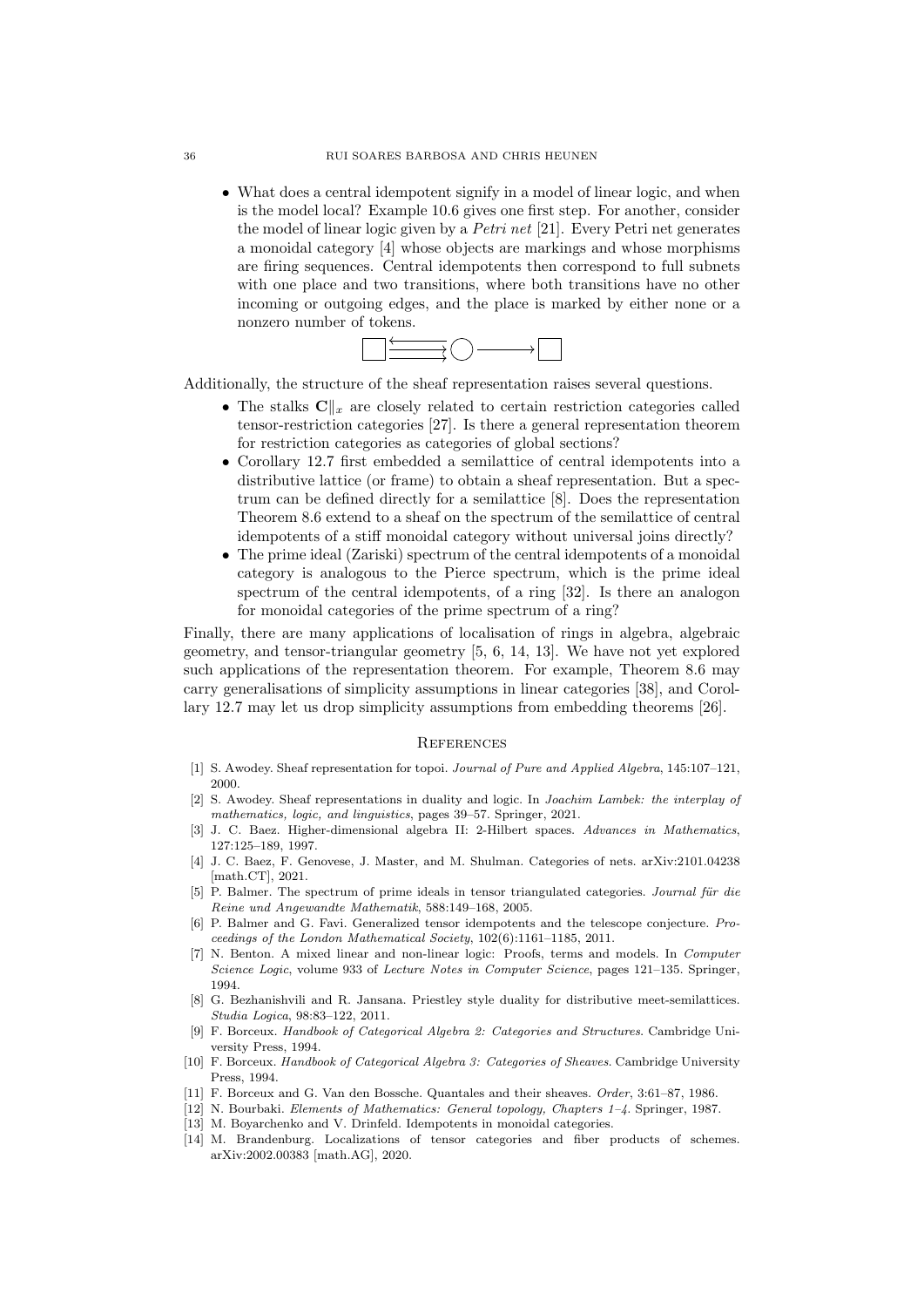- What does a central idempotent signify in a model of linear logic, and when is the model local? Example 10.6 gives one first step. For another, consider the model of linear logic given by a *Petri net* [21]. Every Petri net generates a monoidal category [4] whose objects are markings and whose morphisms are firing sequences. Central idempotents then correspond to full subnets with one place and two transitions, where both transitions have no other incoming or outgoing edges, and the place is marked by either none or a nonzero number of tokens.

Additionally, the structure of the sheaf representation raises several questions.

- The stalks $\mathbf{C}\|_x$ are closely related to certain restriction categories called tensor-restriction categories [27]. Is there a general representation theorem for restriction categories as categories of global sections?
- Corollary 12.7 first embedded a semilattice of central idempotents into a distributive lattice (or frame) to obtain a sheaf representation. But a spectrum can be defined directly for a semilattice [8]. Does the representation Theorem 8.6 extend to a sheaf on the spectrum of the semilattice of central idempotents of a stiff monoidal category without universal joins directly?
- The prime ideal (Zariski) spectrum of the central idempotents of a monoidal category is analogous to the Pierce spectrum, which is the prime ideal spectrum of the central idempotents, of a ring [32]. Is there an analogon for monoidal categories of the prime spectrum of a ring?

Finally, there are many applications of localisation of rings in algebra, algebraic geometry, and tensor-triangular geometry [5, 6, 14, 13]. We have not yet explored such applications of the representation theorem. For example, Theorem 8.6 may carry generalisations of simplicity assumptions in linear categories [38], and Corollary 12.7 may let us drop simplicity assumptions from embedding theorems [26].

# References

[1] S. Awodey. Sheaf representation for topoi. *Journal of Pure and Applied Algebra*, 145:107–121, 2000.

[2] S. Awodey. Sheaf representations in duality and logic. In *Joachim Lambek: the interplay of mathematics, logic, and linguistics*, pages 39–57. Springer, 2021.

[3] J. C. Baez. Higher-dimensional algebra II: 2-Hilbert spaces. *Advances in Mathematics*, 127:125–189, 1997.

[4] J. C. Baez, F. Genovese, J. Master, and M. Shulman. Categories of nets. arXiv:2101.04238 [math.CT], 2021.

[5] P. Balmer. The spectrum of prime ideals in tensor triangulated categories. *Journal für die Reine und Angewandte Mathematik*, 588:149–168, 2005.

[6] P. Balmer and G. Favi. Generalized tensor idempotents and the telescope conjecture. *Proceedings of the London Mathematical Society*, 102(6):1161–1185, 2011.

[7] N. Benton. A mixed linear and non-linear logic: Proofs, terms and models. In *Computer Science Logic*, volume 933 of *Lecture Notes in Computer Science*, pages 121–135. Springer, 1994.

[8] G. Bezhanishvili and R. Jansana. Priestley style duality for distributive meet-semilattices. *Studia Logica*, 98:83–122, 2011.

[9] F. Borceux. *Handbook of Categorical Algebra 2: Categories and Structures*. Cambridge University Press, 1994.

[10] F. Borceux. *Handbook of Categorical Algebra 3: Categories of Sheaves*. Cambridge University Press, 1994.

[11] F. Borceux and G. Van den Bossche. Quantales and their sheaves. *Order*, 3:61–87, 1986.

[12] N. Bourbaki. *Elements of Mathematics: General topology, Chapters 1–4*. Springer, 1987.

[13] M. Boyarchenko and V. Drinfeld. Idempotents in monoidal categories.

[14] M. Brandenburg. Localizations of tensor categories and fiber products of schemes. arXiv:2002.00383 [math.AG], 2020.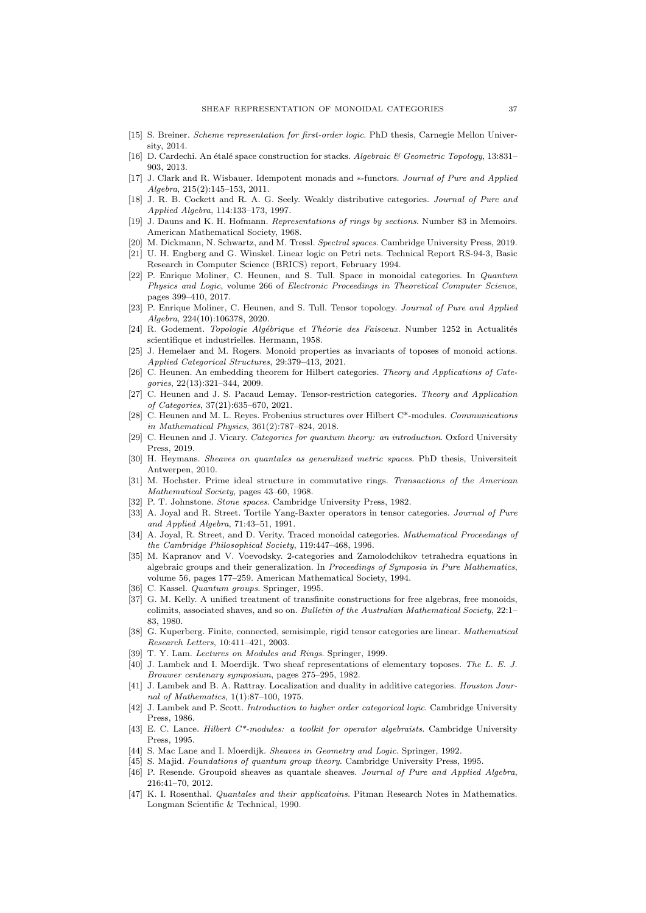[15] S. Breiner. *Scheme representation for first-order logic*. PhD thesis, Carnegie Mellon University, 2014.

[16] D. Cardechi. An étalé space construction for stacks. *Algebraic & Geometric Topology*, 13:831–903, 2013.

[17] J. Clark and R. Wisbauer. Idempotent monads and ∗-functors. *Journal of Pure and Applied Algebra*, 215(2):145–153, 2011.

[18] J. R. B. Cockett and R. A. G. Seely. Weakly distributive categories. *Journal of Pure and Applied Algebra*, 114:133–173, 1997.

[19] J. Dauns and K. H. Hofmann. *Representations of rings by sections*. Number 83 in Memoirs. American Mathematical Society, 1968.

[20] M. Dickmann, N. Schwartz, and M. Tressl. *Spectral spaces*. Cambridge University Press, 2019.

[21] U. H. Engberg and G. Winskel. Linear logic on Petri nets. Technical Report RS-94-3, Basic Research in Computer Science (BRICS) report, February 1994.

[22] P. Enrique Moliner, C. Heunen, and S. Tull. Space in monoidal categories. In *Quantum Physics and Logic*, volume 266 of *Electronic Proceedings in Theoretical Computer Science*, pages 399–410, 2017.

[23] P. Enrique Moliner, C. Heunen, and S. Tull. Tensor topology. *Journal of Pure and Applied Algebra*, 224(10):106378, 2020.

[24] R. Godement. *Topologie Algébrique et Théorie des Faisceux*. Number 1252 in Actualités scientifique et industrielles. Hermann, 1958.

[25] J. Hemelaer and M. Rogers. Monoid properties as invariants of toposes of monoid actions. *Applied Categorical Structures*, 29:379–413, 2021.

[26] C. Heunen. An embedding theorem for Hilbert categories. *Theory and Applications of Categories*, 22(13):321–344, 2009.

[27] C. Heunen and J. S. Pacaud Lemay. Tensor-restriction categories. *Theory and Application of Categories*, 37(21):635–670, 2021.

[28] C. Heunen and M. L. Reyes. Frobenius structures over Hilbert C*-modules. *Communications in Mathematical Physics*, 361(2):787–824, 2018.

[29] C. Heunen and J. Vicary. *Categories for quantum theory: an introduction*. Oxford University Press, 2019.

[30] H. Heymans. *Sheaves on quantales as generalized metric spaces*. PhD thesis, Universiteit Antwerpen, 2010.

[31] M. Hochster. Prime ideal structure in commutative rings. *Transactions of the American Mathematical Society*, pages 43–60, 1968.

[32] P. T. Johnstone. *Stone spaces*. Cambridge University Press, 1982.

[33] A. Joyal and R. Street. Tortile Yang-Baxter operators in tensor categories. *Journal of Pure and Applied Algebra*, 71:43–51, 1991.

[34] A. Joyal, R. Street, and D. Verity. Traced monoidal categories. *Mathematical Proceedings of the Cambridge Philosophical Society*, 119:447–468, 1996.

[35] M. Kapranov and V. Voevodsky. 2-categories and Zamolodchikov tetrahedra equations in algebraic groups and their generalization. In *Proceedings of Symposia in Pure Mathematics*, volume 56, pages 177–259. American Mathematical Society, 1994.

[36] C. Kassel. *Quantum groups*. Springer, 1995.

[37] G. M. Kelly. A unified treatment of transfinite constructions for free algebras, free monoids, colimits, associated shaves, and so on. *Bulletin of the Australian Mathematical Society*, 22:1–83, 1980.

[38] G. Kuperberg. Finite, connected, semisimple, rigid tensor categories are linear. *Mathematical Research Letters*, 10:411–421, 2003.

[39] T. Y. Lam. *Lectures on Modules and Rings*. Springer, 1999.

[40] J. Lambek and I. Moerdijk. Two sheaf representations of elementary toposes. *The L. E. J. Brouwer centenary symposium*, pages 275–295, 1982.

[41] J. Lambek and B. A. Rattray. Localization and duality in additive categories. *Houston Journal of Mathematics*, 1(1):87–100, 1975.

[42] J. Lambek and P. Scott. *Introduction to higher order categorical logic*. Cambridge University Press, 1986.

[43] E. C. Lance. *Hilbert C*-modules: a toolkit for operator algebraists*. Cambridge University Press, 1995.

[44] S. Mac Lane and I. Moerdijk. *Sheaves in Geometry and Logic*. Springer, 1992.

[45] S. Majid. *Foundations of quantum group theory*. Cambridge University Press, 1995.

[46] P. Resende. Groupoid sheaves as quantale sheaves. *Journal of Pure and Applied Algebra*, 216:41–70, 2012.

[47] K. I. Rosenthal. *Quantales and their applicatoins*. Pitman Research Notes in Mathematics. Longman Scientific & Technical, 1990.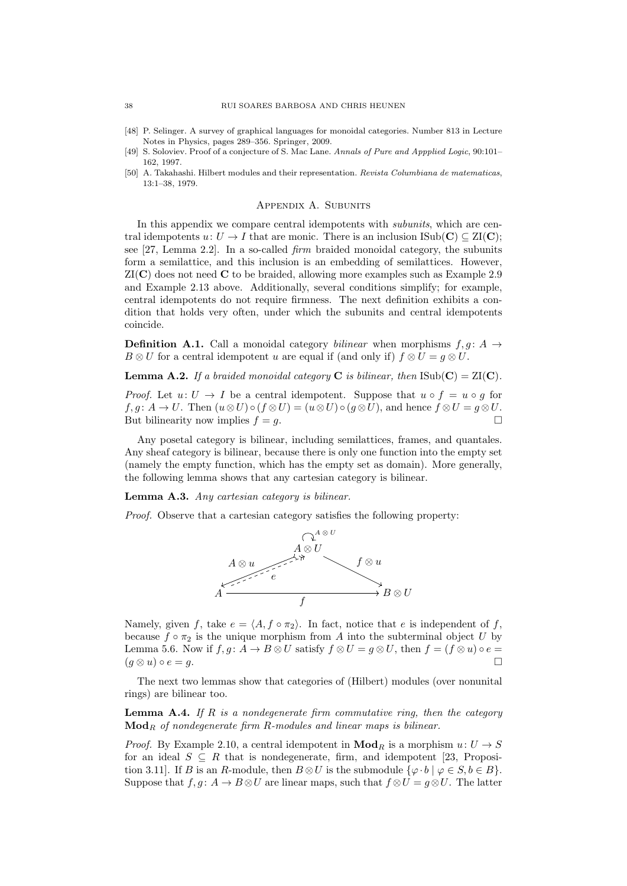[48] P. Selinger. A survey of graphical languages for monoidal categories. Number 813 in Lecture Notes in Physics, pages 289–356. Springer, 2009.

[49] S. Soloviev. Proof of a conjecture of S. Mac Lane. *Annals of Pure and Appplied Logic*, 90:101–162, 1997.

[50] A. Takahashi. Hilbert modules and their representation. *Revista Columbiana de matematicas*, 13:1–38, 1979.

## Appendix A. Subunits

In this appendix we compare central idempotents with *subunits*, which are central idempotents $u\colon U \to I$ that are monic. There is an inclusion $\mathrm{ISub}(\mathbf{C}) \subseteq \mathrm{ZI}(\mathbf{C})$; see [27, Lemma 2.2]. In a so-called *firm* braided monoidal category, the subunits form a semilattice, and this inclusion is an embedding of semilattices. However, $\mathrm{ZI}(\mathbf{C})$ does not need $\mathbf{C}$ to be braided, allowing more examples such as Example 2.9 and Example 2.13 above. Additionally, several conditions simplify; for example, central idempotents do not require firmness. The next definition exhibits a condition that holds very often, under which the subunits and central idempotents coincide.

**Definition A.1.** Call a monoidal category *bilinear* when morphisms $f, g\colon A \to B \otimes U$ for a central idempotent $u$ are equal if (and only if) $f \otimes U = g \otimes U$.

**Lemma A.2.** *If a braided monoidal category* $\mathbf{C}$ *is bilinear, then* $\mathrm{ISub}(\mathbf{C}) = \mathrm{ZI}(\mathbf{C})$.

*Proof.* Let $u\colon U \to I$ be a central idempotent. Suppose that $u \circ f = u \circ g$ for $f, g\colon A \to U$. Then $(u \otimes U) \circ (f \otimes U) = (u \otimes U) \circ (g \otimes U)$, and hence $f \otimes U = g \otimes U$. But bilinearity now implies $f = g$. □

Any posetal category is bilinear, including semilattices, frames, and quantales. Any sheaf category is bilinear, because there is only one function into the empty set (namely the empty function, which has the empty set as domain). More generally, the following lemma shows that any cartesian category is bilinear.

**Lemma A.3.** *Any cartesian category is bilinear.*

*Proof.* Observe that a cartesian category satisfies the following property:

$$
\begin{array}{ccc}
 & A \otimes U \ (\circlearrowleft^{A\otimes U}) & \\
A \otimes u \swarrow \ \nearrow e & & \searrow f \otimes u \\
A & \xrightarrow{\quad f \quad} & B \otimes U
\end{array}
$$

Namely, given $f$, take $e = \langle A, f \circ \pi_2 \rangle$. In fact, notice that $e$ is independent of $f$, because $f \circ \pi_2$ is the unique morphism from $A$ into the subterminal object $U$ by Lemma 5.6. Now if $f, g\colon A \to B \otimes U$ satisfy $f \otimes U = g \otimes U$, then $f = (f \otimes u) \circ e = (g \otimes u) \circ e = g$. □

The next two lemmas show that categories of (Hilbert) modules (over nonunital rings) are bilinear too.

**Lemma A.4.** *If* $R$ *is a nondegenerate firm commutative ring, then the category* $\mathbf{Mod}_R$ *of nondegenerate firm* $R$*-modules and linear maps is bilinear.*

*Proof.* By Example 2.10, a central idempotent in $\mathbf{Mod}_R$ is a morphism $u\colon U \to S$ for an ideal $S \subseteq R$ that is nondegenerate, firm, and idempotent [23, Proposition 3.11]. If $B$ is an $R$-module, then $B \otimes U$ is the submodule $\{\varphi \cdot b \mid \varphi \in S, b \in B\}$. Suppose that $f, g\colon A \to B \otimes U$ are linear maps, such that $f \otimes U = g \otimes U$. The latter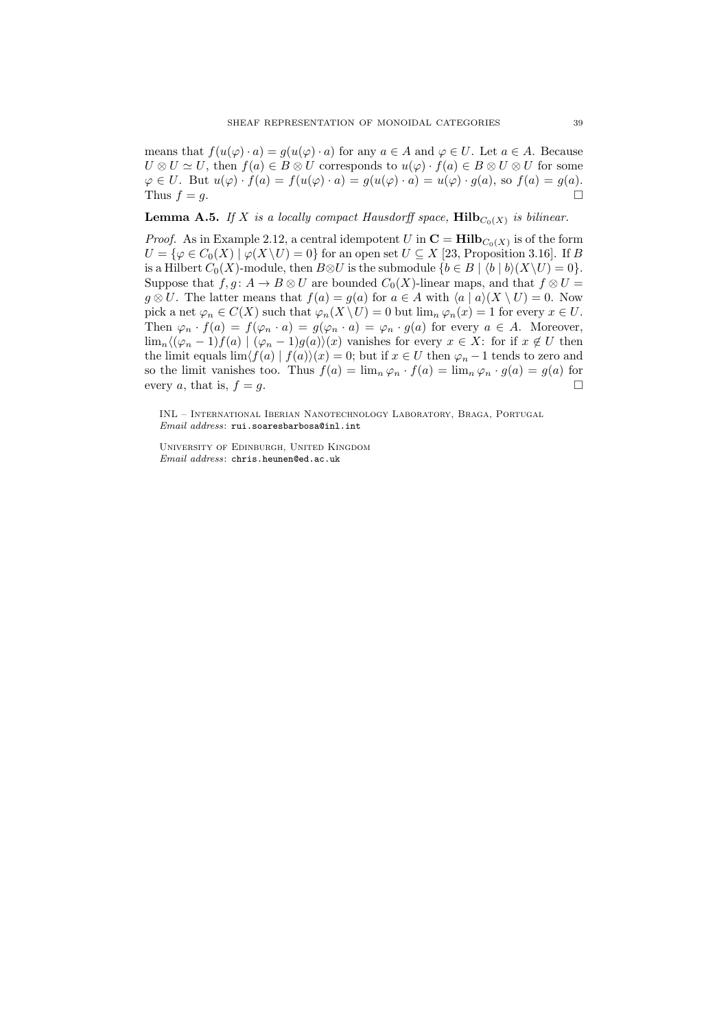means that $f(u(\varphi) \cdot a) = g(u(\varphi) \cdot a)$ for any $a \in A$ and $\varphi \in U$. Let $a \in A$. Because $U \otimes U \simeq U$, then $f(a) \in B \otimes U$ corresponds to $u(\varphi) \cdot f(a) \in B \otimes U \otimes U$ for some $\varphi \in U$. But $u(\varphi) \cdot f(a) = f(u(\varphi) \cdot a) = g(u(\varphi) \cdot a) = u(\varphi) \cdot g(a)$, so $f(a) = g(a)$. Thus $f = g$. □

**Lemma A.5.** *If $X$ is a locally compact Hausdorff space, $\mathbf{Hilb}_{C_0(X)}$ is bilinear.*

*Proof.* As in Example 2.12, a central idempotent $U$ in $\mathbf{C} = \mathbf{Hilb}_{C_0(X)}$ is of the form $U = \{\varphi \in C_0(X) \mid \varphi(X \setminus U) = 0\}$ for an open set $U \subseteq X$ [23, Proposition 3.16]. If $B$ is a Hilbert $C_0(X)$-module, then $B \otimes U$ is the submodule $\{b \in B \mid \langle b \mid b\rangle(X \setminus U) = 0\}$. Suppose that $f, g \colon A \to B \otimes U$ are bounded $C_0(X)$-linear maps, and that $f \otimes U = g \otimes U$. The latter means that $f(a) = g(a)$ for $a \in A$ with $\langle a \mid a\rangle(X \setminus U) = 0$. Now pick a net $\varphi_n \in C(X)$ such that $\varphi_n(X \setminus U) = 0$ but $\lim_n \varphi_n(x) = 1$ for every $x \in U$. Then $\varphi_n \cdot f(a) = f(\varphi_n \cdot a) = g(\varphi_n \cdot a) = \varphi_n \cdot g(a)$ for every $a \in A$. Moreover, $\lim_n \langle(\varphi_n - 1)f(a) \mid (\varphi_n - 1)g(a)\rangle(x)$ vanishes for every $x \in X$: for if $x \notin U$ then the limit equals $\lim \langle f(a) \mid f(a)\rangle(x) = 0$; but if $x \in U$ then $\varphi_n - 1$ tends to zero and so the limit vanishes too. Thus $f(a) = \lim_n \varphi_n \cdot f(a) = \lim_n \varphi_n \cdot g(a) = g(a)$ for every $a$, that is, $f = g$. □

INL – International Iberian Nanotechnology Laboratory, Braga, Portugal
*Email address*: rui.soaresbarbosa@inl.int

University of Edinburgh, United Kingdom
*Email address*: chris.heunen@ed.ac.uk